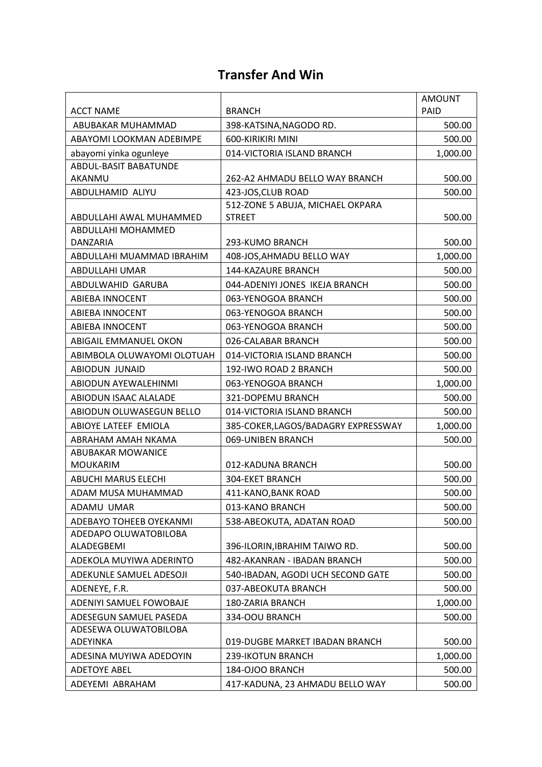# Transfer And Win

| ACCT NAME | BRANCH | AMOUNT PAID |
| --- | --- | --- |
| ABUBAKAR MUHAMMAD | 398-KATSINA,NAGODO RD. | 500.00 |
| ABAYOMI LOOKMAN ADEBIMPE | 600-KIRIKIRI MINI | 500.00 |
| abayomi yinka ogunleye | 014-VICTORIA ISLAND BRANCH | 1,000.00 |
| ABDUL-BASIT BABATUNDE AKANMU | 262-A2 AHMADU BELLO WAY BRANCH | 500.00 |
| ABDULHAMID ALIYU | 423-JOS,CLUB ROAD | 500.00 |
| ABDULLAHI AWAL MUHAMMED | 512-ZONE 5 ABUJA, MICHAEL OKPARA STREET | 500.00 |
| ABDULLAHI MOHAMMED DANZARIA | 293-KUMO BRANCH | 500.00 |
| ABDULLAHI MUAMMAD IBRAHIM | 408-JOS,AHMADU BELLO WAY | 1,000.00 |
| ABDULLAHI UMAR | 144-KAZAURE BRANCH | 500.00 |
| ABDULWAHID GARUBA | 044-ADENIYI JONES IKEJA BRANCH | 500.00 |
| ABIEBA INNOCENT | 063-YENOGOA BRANCH | 500.00 |
| ABIEBA INNOCENT | 063-YENOGOA BRANCH | 500.00 |
| ABIEBA INNOCENT | 063-YENOGOA BRANCH | 500.00 |
| ABIGAIL EMMANUEL OKON | 026-CALABAR BRANCH | 500.00 |
| ABIMBOLA OLUWAYOMI OLOTUAH | 014-VICTORIA ISLAND BRANCH | 500.00 |
| ABIODUN JUNAID | 192-IWO ROAD 2 BRANCH | 500.00 |
| ABIODUN AYEWALEHINMI | 063-YENOGOA BRANCH | 1,000.00 |
| ABIODUN ISAAC ALALADE | 321-DOPEMU BRANCH | 500.00 |
| ABIODUN OLUWASEGUN BELLO | 014-VICTORIA ISLAND BRANCH | 500.00 |
| ABIOYE LATEEF EMIOLA | 385-COKER,LAGOS/BADAGRY EXPRESSWAY | 1,000.00 |
| ABRAHAM AMAH NKAMA | 069-UNIBEN BRANCH | 500.00 |
| ABUBAKAR MOWANICE MOUKARIM | 012-KADUNA BRANCH | 500.00 |
| ABUCHI MARUS ELECHI | 304-EKET BRANCH | 500.00 |
| ADAM MUSA MUHAMMAD | 411-KANO,BANK ROAD | 500.00 |
| ADAMU UMAR | 013-KANO BRANCH | 500.00 |
| ADEBAYO TOHEEB OYEKANMI | 538-ABEOKUTA, ADATAN ROAD | 500.00 |
| ADEDAPO OLUWATOBILOBA ALADEGBEMI | 396-ILORIN,IBRAHIM TAIWO RD. | 500.00 |
| ADEKOLA MUYIWA ADERINTO | 482-AKANRAN - IBADAN BRANCH | 500.00 |
| ADEKUNLE SAMUEL ADESOJI | 540-IBADAN, AGODI UCH SECOND GATE | 500.00 |
| ADENEYE, F.R. | 037-ABEOKUTA BRANCH | 500.00 |
| ADENIYI SAMUEL FOWOBAJE | 180-ZARIA BRANCH | 1,000.00 |
| ADESEGUN SAMUEL PASEDA | 334-OOU BRANCH | 500.00 |
| ADESEWA OLUWATOBILOBA ADEYINKA | 019-DUGBE MARKET IBADAN BRANCH | 500.00 |
| ADESINA MUYIWA ADEDOYIN | 239-IKOTUN BRANCH | 1,000.00 |
| ADETOYE ABEL | 184-OJOO BRANCH | 500.00 |
| ADEYEMI ABRAHAM | 417-KADUNA, 23 AHMADU BELLO WAY | 500.00 |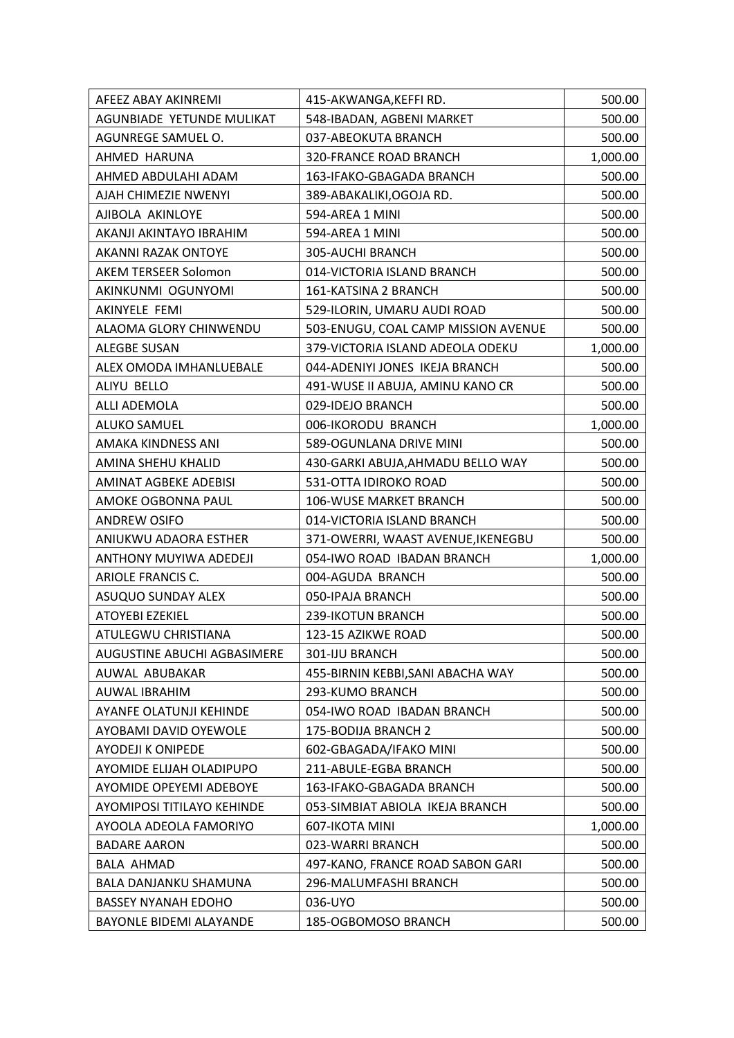| | | |
|---|---|---|
| AFEEZ ABAY AKINREMI | 415-AKWANGA,KEFFI RD. | 500.00 |
| AGUNBIADE YETUNDE MULIKAT | 548-IBADAN, AGBENI MARKET | 500.00 |
| AGUNREGE SAMUEL O. | 037-ABEOKUTA BRANCH | 500.00 |
| AHMED HARUNA | 320-FRANCE ROAD BRANCH | 1,000.00 |
| AHMED ABDULAHI ADAM | 163-IFAKO-GBAGADA BRANCH | 500.00 |
| AJAH CHIMEZIE NWENYI | 389-ABAKALIKI,OGOJA RD. | 500.00 |
| AJIBOLA AKINLOYE | 594-AREA 1 MINI | 500.00 |
| AKANJI AKINTAYO IBRAHIM | 594-AREA 1 MINI | 500.00 |
| AKANNI RAZAK ONTOYE | 305-AUCHI BRANCH | 500.00 |
| AKEM TERSEER Solomon | 014-VICTORIA ISLAND BRANCH | 500.00 |
| AKINKUNMI OGUNYOMI | 161-KATSINA 2 BRANCH | 500.00 |
| AKINYELE FEMI | 529-ILORIN, UMARU AUDI ROAD | 500.00 |
| ALAOMA GLORY CHINWENDU | 503-ENUGU, COAL CAMP MISSION AVENUE | 500.00 |
| ALEGBE SUSAN | 379-VICTORIA ISLAND ADEOLA ODEKU | 1,000.00 |
| ALEX OMODA IMHANLUEBALE | 044-ADENIYI JONES IKEJA BRANCH | 500.00 |
| ALIYU BELLO | 491-WUSE II ABUJA, AMINU KANO CR | 500.00 |
| ALLI ADEMOLA | 029-IDEJO BRANCH | 500.00 |
| ALUKO SAMUEL | 006-IKORODU BRANCH | 1,000.00 |
| AMAKA KINDNESS ANI | 589-OGUNLANA DRIVE MINI | 500.00 |
| AMINA SHEHU KHALID | 430-GARKI ABUJA,AHMADU BELLO WAY | 500.00 |
| AMINAT AGBEKE ADEBISI | 531-OTTA IDIROKO ROAD | 500.00 |
| AMOKE OGBONNA PAUL | 106-WUSE MARKET BRANCH | 500.00 |
| ANDREW OSIFO | 014-VICTORIA ISLAND BRANCH | 500.00 |
| ANIUKWU ADAORA ESTHER | 371-OWERRI, WAAST AVENUE,IKENEGBU | 500.00 |
| ANTHONY MUYIWA ADEDEJI | 054-IWO ROAD IBADAN BRANCH | 1,000.00 |
| ARIOLE FRANCIS C. | 004-AGUDA BRANCH | 500.00 |
| ASUQUO SUNDAY ALEX | 050-IPAJA BRANCH | 500.00 |
| ATOYEBI EZEKIEL | 239-IKOTUN BRANCH | 500.00 |
| ATULEGWU CHRISTIANA | 123-15 AZIKWE ROAD | 500.00 |
| AUGUSTINE ABUCHI AGBASIMERE | 301-IJU BRANCH | 500.00 |
| AUWAL ABUBAKAR | 455-BIRNIN KEBBI,SANI ABACHA WAY | 500.00 |
| AUWAL IBRAHIM | 293-KUMO BRANCH | 500.00 |
| AYANFE OLATUNJI KEHINDE | 054-IWO ROAD IBADAN BRANCH | 500.00 |
| AYOBAMI DAVID OYEWOLE | 175-BODIJA BRANCH 2 | 500.00 |
| AYODEJI K ONIPEDE | 602-GBAGADA/IFAKO MINI | 500.00 |
| AYOMIDE ELIJAH OLADIPUPO | 211-ABULE-EGBA BRANCH | 500.00 |
| AYOMIDE OPEYEMI ADEBOYE | 163-IFAKO-GBAGADA BRANCH | 500.00 |
| AYOMIPOSI TITILAYO KEHINDE | 053-SIMBIAT ABIOLA IKEJA BRANCH | 500.00 |
| AYOOLA ADEOLA FAMORIYO | 607-IKOTA MINI | 1,000.00 |
| BADARE AARON | 023-WARRI BRANCH | 500.00 |
| BALA AHMAD | 497-KANO, FRANCE ROAD SABON GARI | 500.00 |
| BALA DANJANKU SHAMUNA | 296-MALUMFASHI BRANCH | 500.00 |
| BASSEY NYANAH EDOHO | 036-UYO | 500.00 |
| BAYONLE BIDEMI ALAYANDE | 185-OGBOMOSO BRANCH | 500.00 |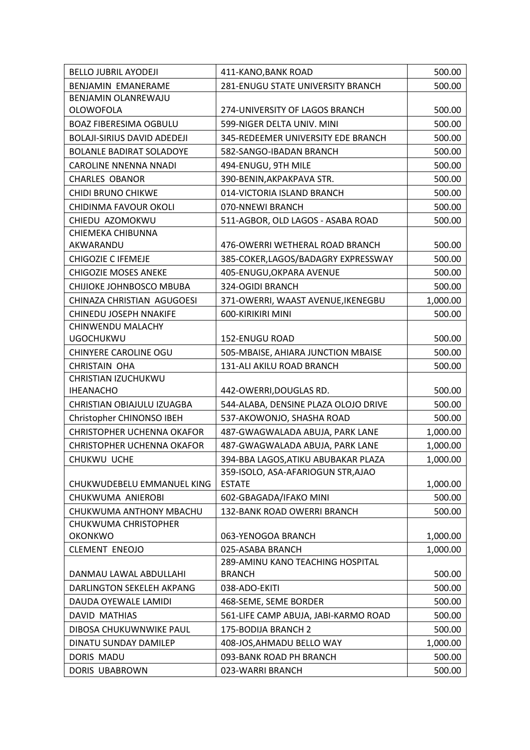| BELLO JUBRIL AYODEJI | 411-KANO,BANK ROAD | 500.00 |
|---|---|---|
| BENJAMIN EMANERAME | 281-ENUGU STATE UNIVERSITY BRANCH | 500.00 |
| BENJAMIN OLANREWAJU OLOWOFOLA | 274-UNIVERSITY OF LAGOS BRANCH | 500.00 |
| BOAZ FIBERESIMA OGBULU | 599-NIGER DELTA UNIV. MINI | 500.00 |
| BOLAJI-SIRIUS DAVID ADEDEJI | 345-REDEEMER UNIVERSITY EDE BRANCH | 500.00 |
| BOLANLE BADIRAT SOLADOYE | 582-SANGO-IBADAN BRANCH | 500.00 |
| CAROLINE NNENNA NNADI | 494-ENUGU, 9TH MILE | 500.00 |
| CHARLES OBANOR | 390-BENIN,AKPAKPAVA STR. | 500.00 |
| CHIDI BRUNO CHIKWE | 014-VICTORIA ISLAND BRANCH | 500.00 |
| CHIDINMA FAVOUR OKOLI | 070-NNEWI BRANCH | 500.00 |
| CHIEDU AZOMOKWU | 511-AGBOR, OLD LAGOS - ASABA ROAD | 500.00 |
| CHIEMEKA CHIBUNNA AKWARANDU | 476-OWERRI WETHERAL ROAD BRANCH | 500.00 |
| CHIGOZIE C IFEMEJE | 385-COKER,LAGOS/BADAGRY EXPRESSWAY | 500.00 |
| CHIGOZIE MOSES ANEKE | 405-ENUGU,OKPARA AVENUE | 500.00 |
| CHIJIOKE JOHNBOSCO MBUBA | 324-OGIDI BRANCH | 500.00 |
| CHINAZA CHRISTIAN AGUGOESI | 371-OWERRI, WAAST AVENUE,IKENEGBU | 1,000.00 |
| CHINEDU JOSEPH NNAKIFE | 600-KIRIKIRI MINI | 500.00 |
| CHINWENDU MALACHY UGOCHUKWU | 152-ENUGU ROAD | 500.00 |
| CHINYERE CAROLINE OGU | 505-MBAISE, AHIARA JUNCTION MBAISE | 500.00 |
| CHRISTAIN OHA | 131-ALI AKILU ROAD BRANCH | 500.00 |
| CHRISTIAN IZUCHUKWU IHEANACHO | 442-OWERRI,DOUGLAS RD. | 500.00 |
| CHRISTIAN OBIAJULU IZUAGBA | 544-ALABA, DENSINE PLAZA OLOJO DRIVE | 500.00 |
| Christopher CHINONSO IBEH | 537-AKOWONJO, SHASHA ROAD | 500.00 |
| CHRISTOPHER UCHENNA OKAFOR | 487-GWAGWALADA ABUJA, PARK LANE | 1,000.00 |
| CHRISTOPHER UCHENNA OKAFOR | 487-GWAGWALADA ABUJA, PARK LANE | 1,000.00 |
| CHUKWU UCHE | 394-BBA LAGOS,ATIKU ABUBAKAR PLAZA | 1,000.00 |
| CHUKWUDEBELU EMMANUEL KING | 359-ISOLO, ASA-AFARIOGUN STR,AJAO ESTATE | 1,000.00 |
| CHUKWUMA ANIEROBI | 602-GBAGADA/IFAKO MINI | 500.00 |
| CHUKWUMA ANTHONY MBACHU | 132-BANK ROAD OWERRI BRANCH | 500.00 |
| CHUKWUMA CHRISTOPHER OKONKWO | 063-YENOGOA BRANCH | 1,000.00 |
| CLEMENT ENEOJO | 025-ASABA BRANCH | 1,000.00 |
| DANMAU LAWAL ABDULLAHI | 289-AMINU KANO TEACHING HOSPITAL BRANCH | 500.00 |
| DARLINGTON SEKELEH AKPANG | 038-ADO-EKITI | 500.00 |
| DAUDA OYEWALE LAMIDI | 468-SEME, SEME BORDER | 500.00 |
| DAVID MATHIAS | 561-LIFE CAMP ABUJA, JABI-KARMO ROAD | 500.00 |
| DIBOSA CHUKUWNWIKE PAUL | 175-BODIJA BRANCH 2 | 500.00 |
| DINATU SUNDAY DAMILEP | 408-JOS,AHMADU BELLO WAY | 1,000.00 |
| DORIS MADU | 093-BANK ROAD PH BRANCH | 500.00 |
| DORIS UBABROWN | 023-WARRI BRANCH | 500.00 |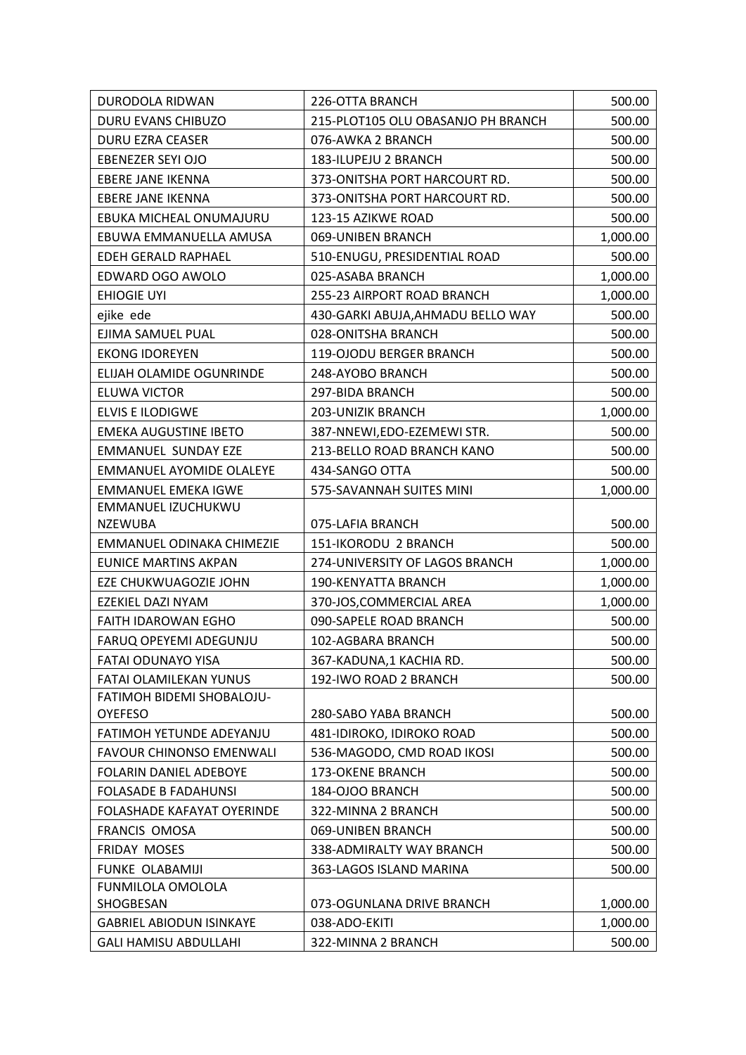| | | |
|---|---|---|
| DURODOLA RIDWAN | 226-OTTA BRANCH | 500.00 |
| DURU EVANS CHIBUZO | 215-PLOT105 OLU OBASANJO PH BRANCH | 500.00 |
| DURU EZRA CEASER | 076-AWKA 2 BRANCH | 500.00 |
| EBENEZER SEYI OJO | 183-ILUPEJU 2 BRANCH | 500.00 |
| EBERE JANE IKENNA | 373-ONITSHA PORT HARCOURT RD. | 500.00 |
| EBERE JANE IKENNA | 373-ONITSHA PORT HARCOURT RD. | 500.00 |
| EBUKA MICHEAL ONUMAJURU | 123-15 AZIKWE ROAD | 500.00 |
| EBUWA EMMANUELLA AMUSA | 069-UNIBEN BRANCH | 1,000.00 |
| EDEH GERALD RAPHAEL | 510-ENUGU, PRESIDENTIAL ROAD | 500.00 |
| EDWARD OGO AWOLO | 025-ASABA BRANCH | 1,000.00 |
| EHIOGIE UYI | 255-23 AIRPORT ROAD BRANCH | 1,000.00 |
| ejike ede | 430-GARKI ABUJA,AHMADU BELLO WAY | 500.00 |
| EJIMA SAMUEL PUAL | 028-ONITSHA BRANCH | 500.00 |
| EKONG IDOREYEN | 119-OJODU BERGER BRANCH | 500.00 |
| ELIJAH OLAMIDE OGUNRINDE | 248-AYOBO BRANCH | 500.00 |
| ELUWA VICTOR | 297-BIDA BRANCH | 500.00 |
| ELVIS E ILODIGWE | 203-UNIZIK BRANCH | 1,000.00 |
| EMEKA AUGUSTINE IBETO | 387-NNEWI,EDO-EZEMEWI STR. | 500.00 |
| EMMANUEL SUNDAY EZE | 213-BELLO ROAD BRANCH KANO | 500.00 |
| EMMANUEL AYOMIDE OLALEYE | 434-SANGO OTTA | 500.00 |
| EMMANUEL EMEKA IGWE | 575-SAVANNAH SUITES MINI | 1,000.00 |
| EMMANUEL IZUCHUKWU NZEWUBA | 075-LAFIA BRANCH | 500.00 |
| EMMANUEL ODINAKA CHIMEZIE | 151-IKORODU 2 BRANCH | 500.00 |
| EUNICE MARTINS AKPAN | 274-UNIVERSITY OF LAGOS BRANCH | 1,000.00 |
| EZE CHUKWUAGOZIE JOHN | 190-KENYATTA BRANCH | 1,000.00 |
| EZEKIEL DAZI NYAM | 370-JOS,COMMERCIAL AREA | 1,000.00 |
| FAITH IDAROWAN EGHO | 090-SAPELE ROAD BRANCH | 500.00 |
| FARUQ OPEYEMI ADEGUNJU | 102-AGBARA BRANCH | 500.00 |
| FATAI ODUNAYO YISA | 367-KADUNA,1 KACHIA RD. | 500.00 |
| FATAI OLAMILEKAN YUNUS | 192-IWO ROAD 2 BRANCH | 500.00 |
| FATIMOH BIDEMI SHOBALOJU-OYEFESO | 280-SABO YABA BRANCH | 500.00 |
| FATIMOH YETUNDE ADEYANJU | 481-IDIROKO, IDIROKO ROAD | 500.00 |
| FAVOUR CHINONSO EMENWALI | 536-MAGODO, CMD ROAD IKOSI | 500.00 |
| FOLARIN DANIEL ADEBOYE | 173-OKENE BRANCH | 500.00 |
| FOLASADE B FADAHUNSI | 184-OJOO BRANCH | 500.00 |
| FOLASHADE KAFAYAT OYERINDE | 322-MINNA 2 BRANCH | 500.00 |
| FRANCIS OMOSA | 069-UNIBEN BRANCH | 500.00 |
| FRIDAY MOSES | 338-ADMIRALTY WAY BRANCH | 500.00 |
| FUNKE OLABAMIJI | 363-LAGOS ISLAND MARINA | 500.00 |
| FUNMILOLA OMOLOLA SHOGBESAN | 073-OGUNLANA DRIVE BRANCH | 1,000.00 |
| GABRIEL ABIODUN ISINKAYE | 038-ADO-EKITI | 1,000.00 |
| GALI HAMISU ABDULLAHI | 322-MINNA 2 BRANCH | 500.00 |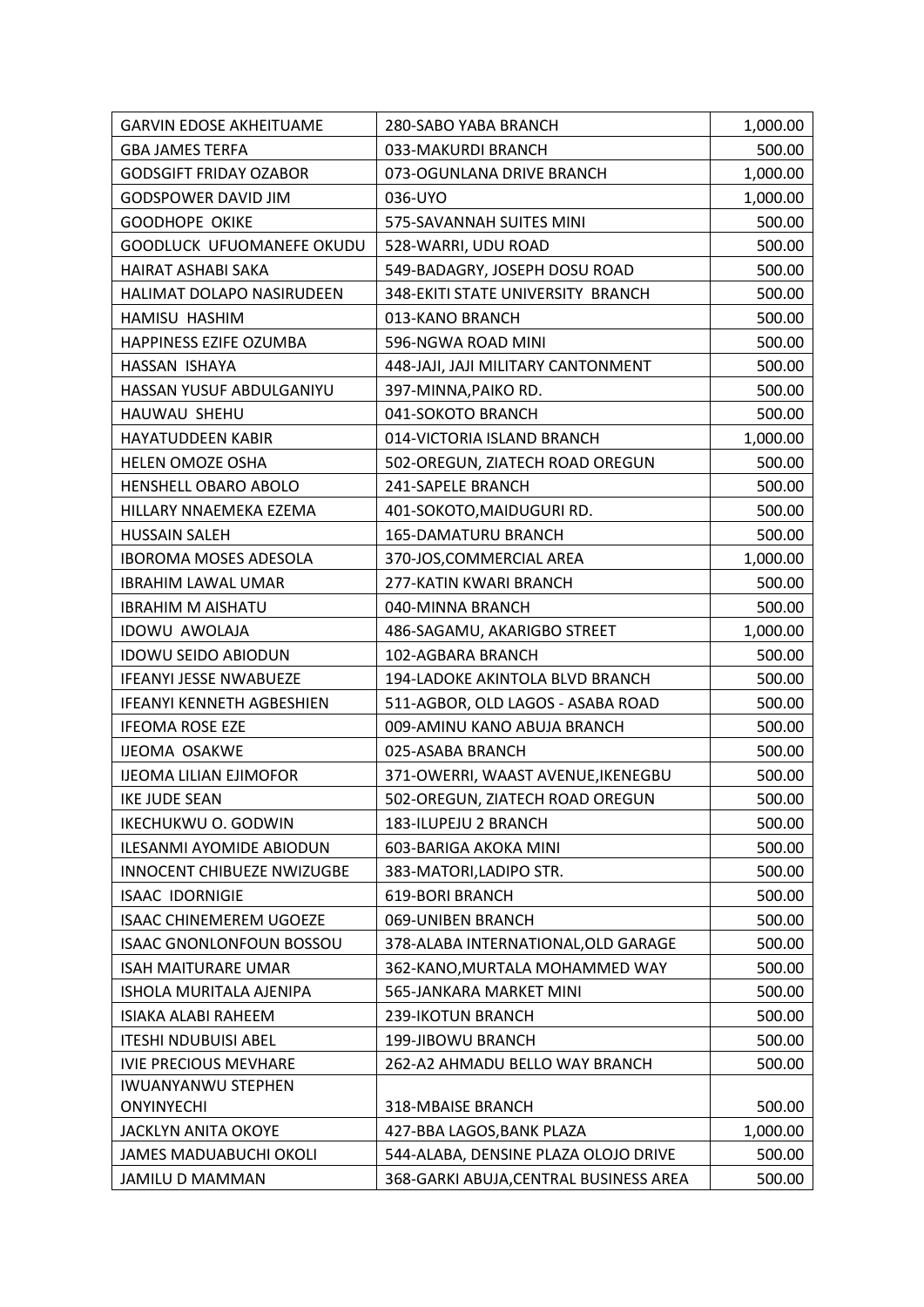| | | |
|---|---|---|
| GARVIN EDOSE AKHEITUAME | 280-SABO YABA BRANCH | 1,000.00 |
| GBA JAMES TERFA | 033-MAKURDI BRANCH | 500.00 |
| GODSGIFT FRIDAY OZABOR | 073-OGUNLANA DRIVE BRANCH | 1,000.00 |
| GODSPOWER DAVID JIM | 036-UYO | 1,000.00 |
| GOODHOPE OKIKE | 575-SAVANNAH SUITES MINI | 500.00 |
| GOODLUCK UFUOMANEFE OKUDU | 528-WARRI, UDU ROAD | 500.00 |
| HAIRAT ASHABI SAKA | 549-BADAGRY, JOSEPH DOSU ROAD | 500.00 |
| HALIMAT DOLAPO NASIRUDEEN | 348-EKITI STATE UNIVERSITY BRANCH | 500.00 |
| HAMISU HASHIM | 013-KANO BRANCH | 500.00 |
| HAPPINESS EZIFE OZUMBA | 596-NGWA ROAD MINI | 500.00 |
| HASSAN ISHAYA | 448-JAJI, JAJI MILITARY CANTONMENT | 500.00 |
| HASSAN YUSUF ABDULGANIYU | 397-MINNA,PAIKO RD. | 500.00 |
| HAUWAU SHEHU | 041-SOKOTO BRANCH | 500.00 |
| HAYATUDDEEN KABIR | 014-VICTORIA ISLAND BRANCH | 1,000.00 |
| HELEN OMOZE OSHA | 502-OREGUN, ZIATECH ROAD OREGUN | 500.00 |
| HENSHELL OBARO ABOLO | 241-SAPELE BRANCH | 500.00 |
| HILLARY NNAEMEKA EZEMA | 401-SOKOTO,MAIDUGURI RD. | 500.00 |
| HUSSAIN SALEH | 165-DAMATURU BRANCH | 500.00 |
| IBOROMA MOSES ADESOLA | 370-JOS,COMMERCIAL AREA | 1,000.00 |
| IBRAHIM LAWAL UMAR | 277-KATIN KWARI BRANCH | 500.00 |
| IBRAHIM M AISHATU | 040-MINNA BRANCH | 500.00 |
| IDOWU AWOLAJA | 486-SAGAMU, AKARIGBO STREET | 1,000.00 |
| IDOWU SEIDO ABIODUN | 102-AGBARA BRANCH | 500.00 |
| IFEANYI JESSE NWABUEZE | 194-LADOKE AKINTOLA BLVD BRANCH | 500.00 |
| IFEANYI KENNETH AGBESHIEN | 511-AGBOR, OLD LAGOS - ASABA ROAD | 500.00 |
| IFEOMA ROSE EZE | 009-AMINU KANO ABUJA BRANCH | 500.00 |
| IJEOMA OSAKWE | 025-ASABA BRANCH | 500.00 |
| IJEOMA LILIAN EJIMOFOR | 371-OWERRI, WAAST AVENUE,IKENEGBU | 500.00 |
| IKE JUDE SEAN | 502-OREGUN, ZIATECH ROAD OREGUN | 500.00 |
| IKECHUKWU O. GODWIN | 183-ILUPEJU 2 BRANCH | 500.00 |
| ILESANMI AYOMIDE ABIODUN | 603-BARIGA AKOKA MINI | 500.00 |
| INNOCENT CHIBUEZE NWIZUGBE | 383-MATORI,LADIPO STR. | 500.00 |
| ISAAC IDORNIGIE | 619-BORI BRANCH | 500.00 |
| ISAAC CHINEMEREM UGOEZE | 069-UNIBEN BRANCH | 500.00 |
| ISAAC GNONLONFOUN BOSSOU | 378-ALABA INTERNATIONAL,OLD GARAGE | 500.00 |
| ISAH MAITURARE UMAR | 362-KANO,MURTALA MOHAMMED WAY | 500.00 |
| ISHOLA MURITALA AJENIPA | 565-JANKARA MARKET MINI | 500.00 |
| ISIAKA ALABI RAHEEM | 239-IKOTUN BRANCH | 500.00 |
| ITESHI NDUBUISI ABEL | 199-JIBOWU BRANCH | 500.00 |
| IVIE PRECIOUS MEVHARE | 262-A2 AHMADU BELLO WAY BRANCH | 500.00 |
| IWUANYANWU STEPHEN ONYINYECHI | 318-MBAISE BRANCH | 500.00 |
| JACKLYN ANITA OKOYE | 427-BBA LAGOS,BANK PLAZA | 1,000.00 |
| JAMES MADUABUCHI OKOLI | 544-ALABA, DENSINE PLAZA OLOJO DRIVE | 500.00 |
| JAMILU D MAMMAN | 368-GARKI ABUJA,CENTRAL BUSINESS AREA | 500.00 |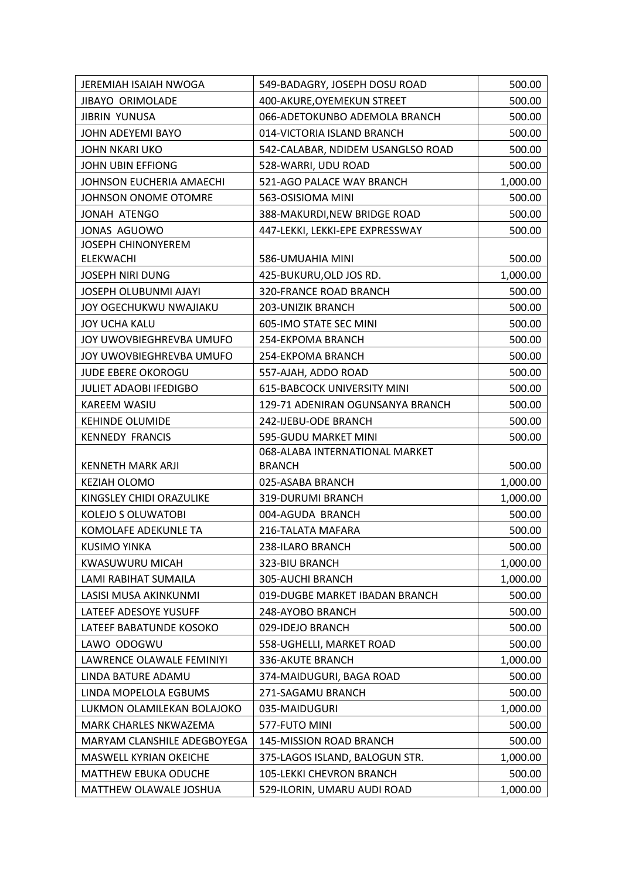| | | |
|---|---|---|
| JEREMIAH ISAIAH NWOGA | 549-BADAGRY, JOSEPH DOSU ROAD | 500.00 |
| JIBAYO ORIMOLADE | 400-AKURE,OYEMEKUN STREET | 500.00 |
| JIBRIN YUNUSA | 066-ADETOKUNBO ADEMOLA BRANCH | 500.00 |
| JOHN ADEYEMI BAYO | 014-VICTORIA ISLAND BRANCH | 500.00 |
| JOHN NKARI UKO | 542-CALABAR, NDIDEM USANGLSO ROAD | 500.00 |
| JOHN UBIN EFFIONG | 528-WARRI, UDU ROAD | 500.00 |
| JOHNSON EUCHERIA AMAECHI | 521-AGO PALACE WAY BRANCH | 1,000.00 |
| JOHNSON ONOME OTOMRE | 563-OSISIOMA MINI | 500.00 |
| JONAH ATENGO | 388-MAKURDI,NEW BRIDGE ROAD | 500.00 |
| JONAS AGUOWO | 447-LEKKI, LEKKI-EPE EXPRESSWAY | 500.00 |
| JOSEPH CHINONYEREM ELEKWACHI | 586-UMUAHIA MINI | 500.00 |
| JOSEPH NIRI DUNG | 425-BUKURU,OLD JOS RD. | 1,000.00 |
| JOSEPH OLUBUNMI AJAYI | 320-FRANCE ROAD BRANCH | 500.00 |
| JOY OGECHUKWU NWAJIAKU | 203-UNIZIK BRANCH | 500.00 |
| JOY UCHA KALU | 605-IMO STATE SEC MINI | 500.00 |
| JOY UWOVBIEGHREVBA UMUFO | 254-EKPOMA BRANCH | 500.00 |
| JOY UWOVBIEGHREVBA UMUFO | 254-EKPOMA BRANCH | 500.00 |
| JUDE EBERE OKOROGU | 557-AJAH, ADDO ROAD | 500.00 |
| JULIET ADAOBI IFEDIGBO | 615-BABCOCK UNIVERSITY MINI | 500.00 |
| KAREEM WASIU | 129-71 ADENIRAN OGUNSANYA BRANCH | 500.00 |
| KEHINDE OLUMIDE | 242-IJEBU-ODE BRANCH | 500.00 |
| KENNEDY FRANCIS | 595-GUDU MARKET MINI | 500.00 |
| KENNETH MARK ARJI | 068-ALABA INTERNATIONAL MARKET BRANCH | 500.00 |
| KEZIAH OLOMO | 025-ASABA BRANCH | 1,000.00 |
| KINGSLEY CHIDI ORAZULIKE | 319-DURUMI BRANCH | 1,000.00 |
| KOLEJO S OLUWATOBI | 004-AGUDA BRANCH | 500.00 |
| KOMOLAFE ADEKUNLE TA | 216-TALATA MAFARA | 500.00 |
| KUSIMO YINKA | 238-ILARO BRANCH | 500.00 |
| KWASUWURU MICAH | 323-BIU BRANCH | 1,000.00 |
| LAMI RABIHAT SUMAILA | 305-AUCHI BRANCH | 1,000.00 |
| LASISI MUSA AKINKUNMI | 019-DUGBE MARKET IBADAN BRANCH | 500.00 |
| LATEEF ADESOYE YUSUFF | 248-AYOBO BRANCH | 500.00 |
| LATEEF BABATUNDE KOSOKO | 029-IDEJO BRANCH | 500.00 |
| LAWO ODOGWU | 558-UGHELLI, MARKET ROAD | 500.00 |
| LAWRENCE OLAWALE FEMINIYI | 336-AKUTE BRANCH | 1,000.00 |
| LINDA BATURE ADAMU | 374-MAIDUGURI, BAGA ROAD | 500.00 |
| LINDA MOPELOLA EGBUMS | 271-SAGAMU BRANCH | 500.00 |
| LUKMON OLAMILEKAN BOLAJOKO | 035-MAIDUGURI | 1,000.00 |
| MARK CHARLES NKWAZEMA | 577-FUTO MINI | 500.00 |
| MARYAM CLANSHILE ADEGBOYEGA | 145-MISSION ROAD BRANCH | 500.00 |
| MASWELL KYRIAN OKEICHE | 375-LAGOS ISLAND, BALOGUN STR. | 1,000.00 |
| MATTHEW EBUKA ODUCHE | 105-LEKKI CHEVRON BRANCH | 500.00 |
| MATTHEW OLAWALE JOSHUA | 529-ILORIN, UMARU AUDI ROAD | 1,000.00 |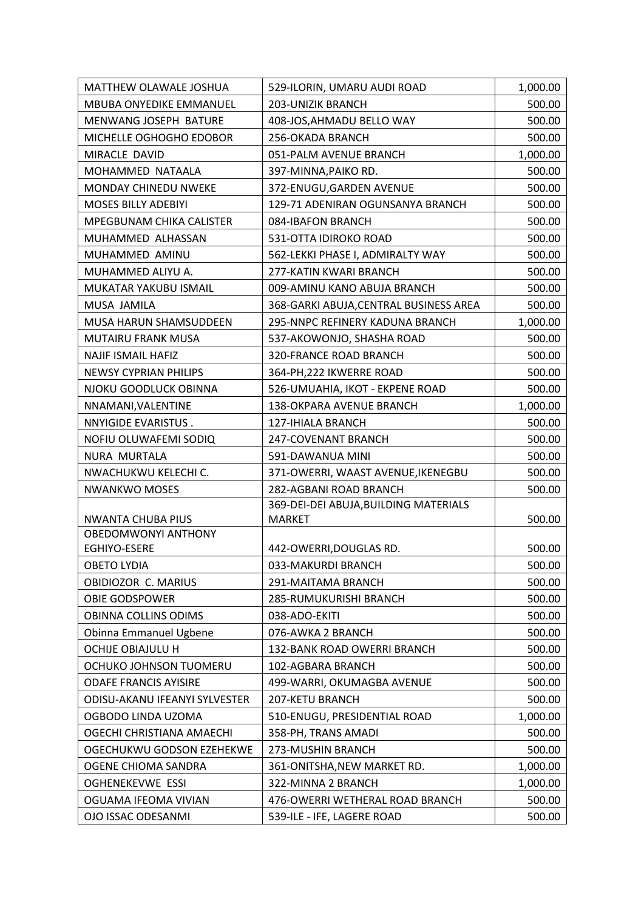| | | |
|---|---|---|
| MATTHEW OLAWALE JOSHUA | 529-ILORIN, UMARU AUDI ROAD | 1,000.00 |
| MBUBA ONYEDIKE EMMANUEL | 203-UNIZIK BRANCH | 500.00 |
| MENWANG JOSEPH BATURE | 408-JOS,AHMADU BELLO WAY | 500.00 |
| MICHELLE OGHOGHO EDOBOR | 256-OKADA BRANCH | 500.00 |
| MIRACLE DAVID | 051-PALM AVENUE BRANCH | 1,000.00 |
| MOHAMMED NATAALA | 397-MINNA,PAIKO RD. | 500.00 |
| MONDAY CHINEDU NWEKE | 372-ENUGU,GARDEN AVENUE | 500.00 |
| MOSES BILLY ADEBIYI | 129-71 ADENIRAN OGUNSANYA BRANCH | 500.00 |
| MPEGBUNAM CHIKA CALISTER | 084-IBAFON BRANCH | 500.00 |
| MUHAMMED ALHASSAN | 531-OTTA IDIROKO ROAD | 500.00 |
| MUHAMMED AMINU | 562-LEKKI PHASE I, ADMIRALTY WAY | 500.00 |
| MUHAMMED ALIYU A. | 277-KATIN KWARI BRANCH | 500.00 |
| MUKATAR YAKUBU ISMAIL | 009-AMINU KANO ABUJA BRANCH | 500.00 |
| MUSA JAMILA | 368-GARKI ABUJA,CENTRAL BUSINESS AREA | 500.00 |
| MUSA HARUN SHAMSUDDEEN | 295-NNPC REFINERY KADUNA BRANCH | 1,000.00 |
| MUTAIRU FRANK MUSA | 537-AKOWONJO, SHASHA ROAD | 500.00 |
| NAJIF ISMAIL HAFIZ | 320-FRANCE ROAD BRANCH | 500.00 |
| NEWSY CYPRIAN PHILIPS | 364-PH,222 IKWERRE ROAD | 500.00 |
| NJOKU GOODLUCK OBINNA | 526-UMUAHIA, IKOT - EKPENE ROAD | 500.00 |
| NNAMANI,VALENTINE | 138-OKPARA AVENUE BRANCH | 1,000.00 |
| NNYIGIDE EVARISTUS . | 127-IHIALA BRANCH | 500.00 |
| NOFIU OLUWAFEMI SODIQ | 247-COVENANT BRANCH | 500.00 |
| NURA MURTALA | 591-DAWANUA MINI | 500.00 |
| NWACHUKWU KELECHI C. | 371-OWERRI, WAAST AVENUE,IKENEGBU | 500.00 |
| NWANKWO MOSES | 282-AGBANI ROAD BRANCH | 500.00 |
| NWANTA CHUBA PIUS | 369-DEI-DEI ABUJA,BUILDING MATERIALS MARKET | 500.00 |
| OBEDOMWONYI ANTHONY EGHIYO-ESERE | 442-OWERRI,DOUGLAS RD. | 500.00 |
| OBETO LYDIA | 033-MAKURDI BRANCH | 500.00 |
| OBIDIOZOR C. MARIUS | 291-MAITAMA BRANCH | 500.00 |
| OBIE GODSPOWER | 285-RUMUKURISHI BRANCH | 500.00 |
| OBINNA COLLINS ODIMS | 038-ADO-EKITI | 500.00 |
| Obinna Emmanuel Ugbene | 076-AWKA 2 BRANCH | 500.00 |
| OCHIJE OBIAJULU H | 132-BANK ROAD OWERRI BRANCH | 500.00 |
| OCHUKO JOHNSON TUOMERU | 102-AGBARA BRANCH | 500.00 |
| ODAFE FRANCIS AYISIRE | 499-WARRI, OKUMAGBA AVENUE | 500.00 |
| ODISU-AKANU IFEANYI SYLVESTER | 207-KETU BRANCH | 500.00 |
| OGBODO LINDA UZOMA | 510-ENUGU, PRESIDENTIAL ROAD | 1,000.00 |
| OGECHI CHRISTIANA AMAECHI | 358-PH, TRANS AMADI | 500.00 |
| OGECHUKWU GODSON EZEHEKWE | 273-MUSHIN BRANCH | 500.00 |
| OGENE CHIOMA SANDRA | 361-ONITSHA,NEW MARKET RD. | 1,000.00 |
| OGHENEKEVWE ESSI | 322-MINNA 2 BRANCH | 1,000.00 |
| OGUAMA IFEOMA VIVIAN | 476-OWERRI WETHERAL ROAD BRANCH | 500.00 |
| OJO ISSAC ODESANMI | 539-ILE - IFE, LAGERE ROAD | 500.00 |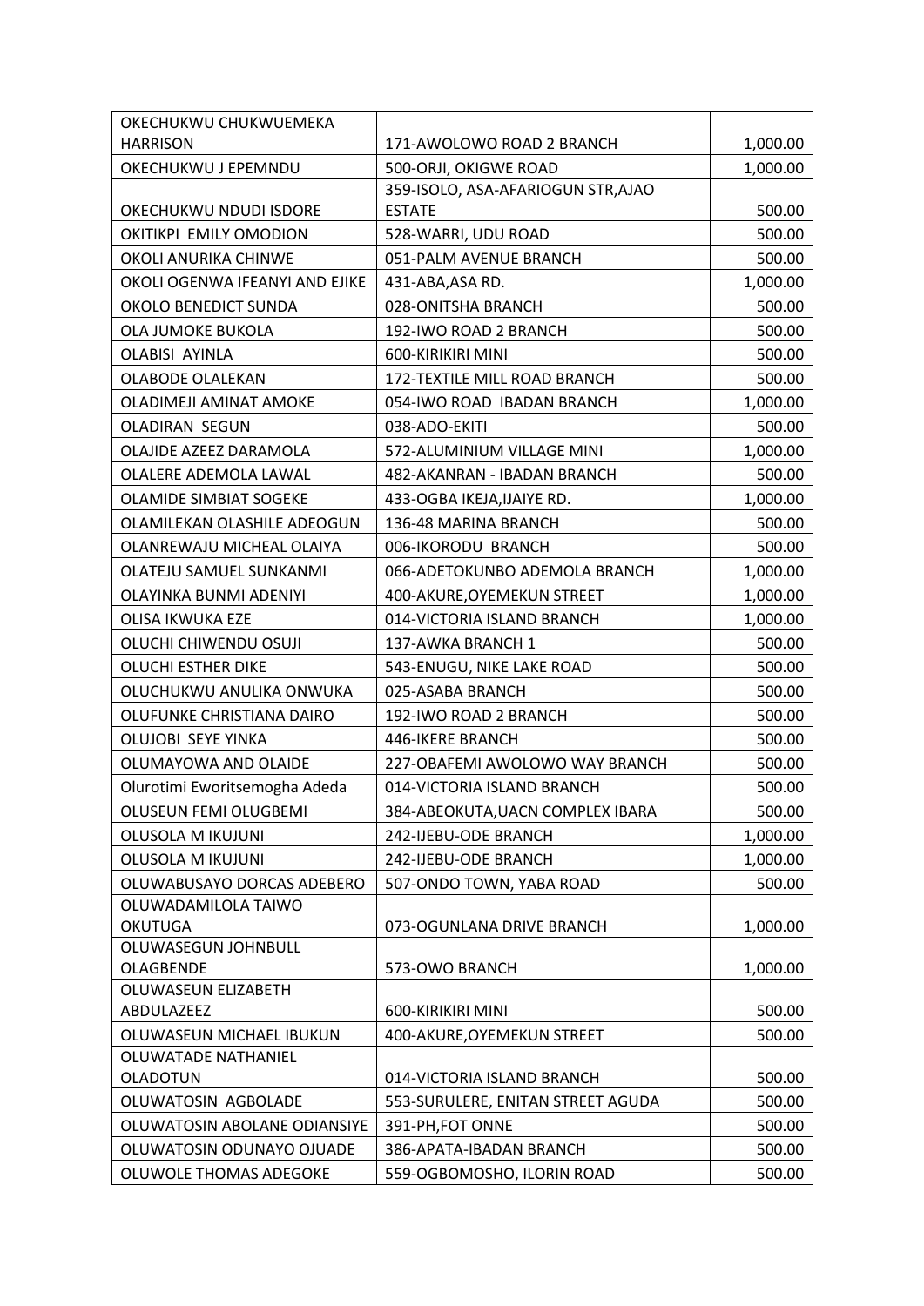| | | |
|---|---|---|
| OKECHUKWU CHUKWUEMEKA HARRISON | 171-AWOLOWO ROAD 2 BRANCH | 1,000.00 |
| OKECHUKWU J EPEMNDU | 500-ORJI, OKIGWE ROAD | 1,000.00 |
| OKECHUKWU NDUDI ISDORE | 359-ISOLO, ASA-AFARIOGUN STR,AJAO ESTATE | 500.00 |
| OKITIKPI EMILY OMODION | 528-WARRI, UDU ROAD | 500.00 |
| OKOLI ANURIKA CHINWE | 051-PALM AVENUE BRANCH | 500.00 |
| OKOLI OGENWA IFEANYI AND EJIKE | 431-ABA,ASA RD. | 1,000.00 |
| OKOLO BENEDICT SUNDA | 028-ONITSHA BRANCH | 500.00 |
| OLA JUMOKE BUKOLA | 192-IWO ROAD 2 BRANCH | 500.00 |
| OLABISI AYINLA | 600-KIRIKIRI MINI | 500.00 |
| OLABODE OLALEKAN | 172-TEXTILE MILL ROAD BRANCH | 500.00 |
| OLADIMEJI AMINAT AMOKE | 054-IWO ROAD IBADAN BRANCH | 1,000.00 |
| OLADIRAN SEGUN | 038-ADO-EKITI | 500.00 |
| OLAJIDE AZEEZ DARAMOLA | 572-ALUMINIUM VILLAGE MINI | 1,000.00 |
| OLALERE ADEMOLA LAWAL | 482-AKANRAN - IBADAN BRANCH | 500.00 |
| OLAMIDE SIMBIAT SOGEKE | 433-OGBA IKEJA,IJAIYE RD. | 1,000.00 |
| OLAMILEKAN OLASHILE ADEOGUN | 136-48 MARINA BRANCH | 500.00 |
| OLANREWAJU MICHEAL OLAIYA | 006-IKORODU BRANCH | 500.00 |
| OLATEJU SAMUEL SUNKANMI | 066-ADETOKUNBO ADEMOLA BRANCH | 1,000.00 |
| OLAYINKA BUNMI ADENIYI | 400-AKURE,OYEMEKUN STREET | 1,000.00 |
| OLISA IKWUKA EZE | 014-VICTORIA ISLAND BRANCH | 1,000.00 |
| OLUCHI CHIWENDU OSUJI | 137-AWKA BRANCH 1 | 500.00 |
| OLUCHI ESTHER DIKE | 543-ENUGU, NIKE LAKE ROAD | 500.00 |
| OLUCHUKWU ANULIKA ONWUKA | 025-ASABA BRANCH | 500.00 |
| OLUFUNKE CHRISTIANA DAIRO | 192-IWO ROAD 2 BRANCH | 500.00 |
| OLUJOBI SEYE YINKA | 446-IKERE BRANCH | 500.00 |
| OLUMAYOWA AND OLAIDE | 227-OBAFEMI AWOLOWO WAY BRANCH | 500.00 |
| Olurotimi Eworitsemogha Adeda | 014-VICTORIA ISLAND BRANCH | 500.00 |
| OLUSEUN FEMI OLUGBEMI | 384-ABEOKUTA,UACN COMPLEX IBARA | 500.00 |
| OLUSOLA M IKUJUNI | 242-IJEBU-ODE BRANCH | 1,000.00 |
| OLUSOLA M IKUJUNI | 242-IJEBU-ODE BRANCH | 1,000.00 |
| OLUWABUSAYO DORCAS ADEBERO | 507-ONDO TOWN, YABA ROAD | 500.00 |
| OLUWADAMILOLA TAIWO OKUTUGA | 073-OGUNLANA DRIVE BRANCH | 1,000.00 |
| OLUWASEGUN JOHNBULL OLAGBENDE | 573-OWO BRANCH | 1,000.00 |
| OLUWASEUN ELIZABETH ABDULAZEEZ | 600-KIRIKIRI MINI | 500.00 |
| OLUWASEUN MICHAEL IBUKUN | 400-AKURE,OYEMEKUN STREET | 500.00 |
| OLUWATADE NATHANIEL OLADOTUN | 014-VICTORIA ISLAND BRANCH | 500.00 |
| OLUWATOSIN AGBOLADE | 553-SURULERE, ENITAN STREET AGUDA | 500.00 |
| OLUWATOSIN ABOLANE ODIANSIYE | 391-PH,FOT ONNE | 500.00 |
| OLUWATOSIN ODUNAYO OJUADE | 386-APATA-IBADAN BRANCH | 500.00 |
| OLUWOLE THOMAS ADEGOKE | 559-OGBOMOSHO, ILORIN ROAD | 500.00 |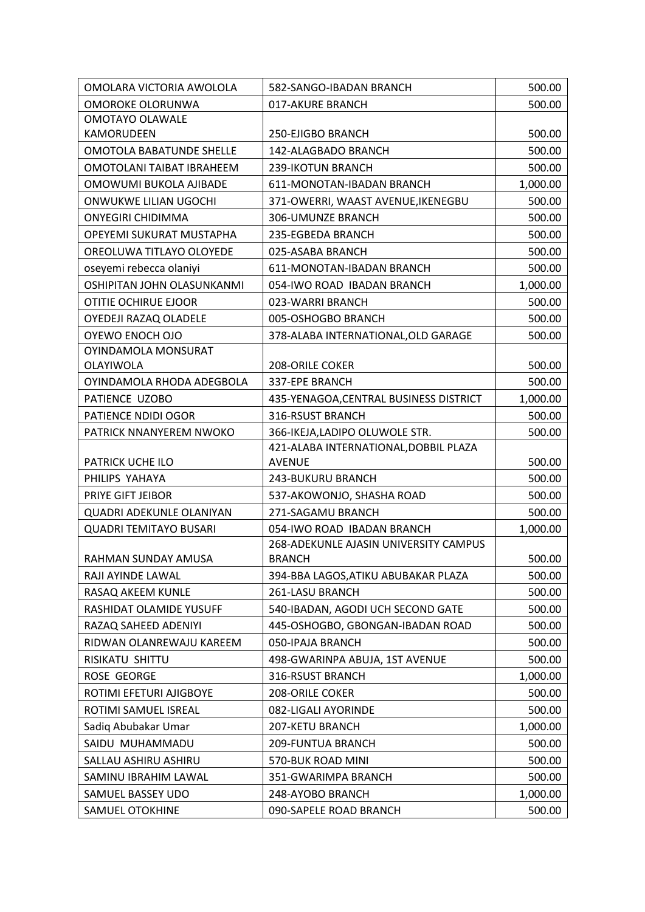| OMOLARA VICTORIA AWOLOLA | 582-SANGO-IBADAN BRANCH | 500.00 |
|---|---|---|
| OMOROKE OLORUNWA | 017-AKURE BRANCH | 500.00 |
| OMOTAYO OLAWALE KAMORUDEEN | 250-EJIGBO BRANCH | 500.00 |
| OMOTOLA BABATUNDE SHELLE | 142-ALAGBADO BRANCH | 500.00 |
| OMOTOLANI TAIBAT IBRAHEEM | 239-IKOTUN BRANCH | 500.00 |
| OMOWUMI BUKOLA AJIBADE | 611-MONOTAN-IBADAN BRANCH | 1,000.00 |
| ONWUKWE LILIAN UGOCHI | 371-OWERRI, WAAST AVENUE,IKENEGBU | 500.00 |
| ONYEGIRI CHIDIMMA | 306-UMUNZE BRANCH | 500.00 |
| OPEYEMI SUKURAT MUSTAPHA | 235-EGBEDA BRANCH | 500.00 |
| OREOLUWA TITLAYO OLOYEDE | 025-ASABA BRANCH | 500.00 |
| oseyemi rebecca olaniyi | 611-MONOTAN-IBADAN BRANCH | 500.00 |
| OSHIPITAN JOHN OLASUNKANMI | 054-IWO ROAD IBADAN BRANCH | 1,000.00 |
| OTITIE OCHIRUE EJOOR | 023-WARRI BRANCH | 500.00 |
| OYEDEJI RAZAQ OLADELE | 005-OSHOGBO BRANCH | 500.00 |
| OYEWO ENOCH OJO | 378-ALABA INTERNATIONAL,OLD GARAGE | 500.00 |
| OYINDAMOLA MONSURAT OLAYIWOLA | 208-ORILE COKER | 500.00 |
| OYINDAMOLA RHODA ADEGBOLA | 337-EPE BRANCH | 500.00 |
| PATIENCE UZOBO | 435-YENAGOA,CENTRAL BUSINESS DISTRICT | 1,000.00 |
| PATIENCE NDIDI OGOR | 316-RSUST BRANCH | 500.00 |
| PATRICK NNANYEREM NWOKO | 366-IKEJA,LADIPO OLUWOLE STR. | 500.00 |
| PATRICK UCHE ILO | 421-ALABA INTERNATIONAL,DOBBIL PLAZA AVENUE | 500.00 |
| PHILIPS YAHAYA | 243-BUKURU BRANCH | 500.00 |
| PRIYE GIFT JEIBOR | 537-AKOWONJO, SHASHA ROAD | 500.00 |
| QUADRI ADEKUNLE OLANIYAN | 271-SAGAMU BRANCH | 500.00 |
| QUADRI TEMITAYO BUSARI | 054-IWO ROAD IBADAN BRANCH | 1,000.00 |
| RAHMAN SUNDAY AMUSA | 268-ADEKUNLE AJASIN UNIVERSITY CAMPUS BRANCH | 500.00 |
| RAJI AYINDE LAWAL | 394-BBA LAGOS,ATIKU ABUBAKAR PLAZA | 500.00 |
| RASAQ AKEEM KUNLE | 261-LASU BRANCH | 500.00 |
| RASHIDAT OLAMIDE YUSUFF | 540-IBADAN, AGODI UCH SECOND GATE | 500.00 |
| RAZAQ SAHEED ADENIYI | 445-OSHOGBO, GBONGAN-IBADAN ROAD | 500.00 |
| RIDWAN OLANREWAJU KAREEM | 050-IPAJA BRANCH | 500.00 |
| RISIKATU SHITTU | 498-GWARINPA ABUJA, 1ST AVENUE | 500.00 |
| ROSE GEORGE | 316-RSUST BRANCH | 1,000.00 |
| ROTIMI EFETURI AJIGBOYE | 208-ORILE COKER | 500.00 |
| ROTIMI SAMUEL ISREAL | 082-LIGALI AYORINDE | 500.00 |
| Sadiq Abubakar Umar | 207-KETU BRANCH | 1,000.00 |
| SAIDU MUHAMMADU | 209-FUNTUA BRANCH | 500.00 |
| SALLAU ASHIRU ASHIRU | 570-BUK ROAD MINI | 500.00 |
| SAMINU IBRAHIM LAWAL | 351-GWARIMPA BRANCH | 500.00 |
| SAMUEL BASSEY UDO | 248-AYOBO BRANCH | 1,000.00 |
| SAMUEL OTOKHINE | 090-SAPELE ROAD BRANCH | 500.00 |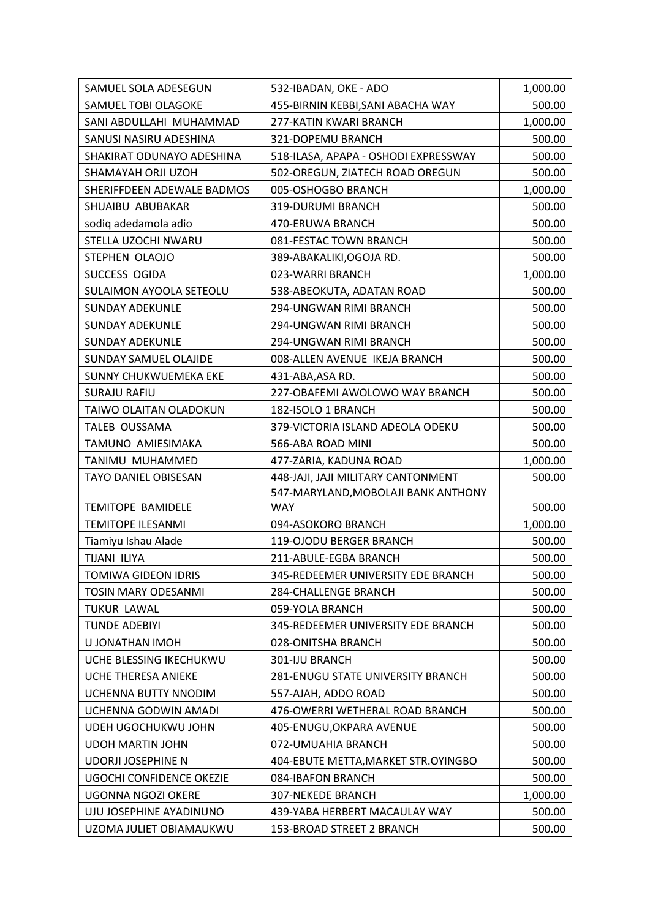| SAMUEL SOLA ADESEGUN | 532-IBADAN, OKE - ADO | 1,000.00 |
|---|---|---|
| SAMUEL TOBI OLAGOKE | 455-BIRNIN KEBBI,SANI ABACHA WAY | 500.00 |
| SANI ABDULLAHI MUHAMMAD | 277-KATIN KWARI BRANCH | 1,000.00 |
| SANUSI NASIRU ADESHINA | 321-DOPEMU BRANCH | 500.00 |
| SHAKIRAT ODUNAYO ADESHINA | 518-ILASA, APAPA - OSHODI EXPRESSWAY | 500.00 |
| SHAMAYAH ORJI UZOH | 502-OREGUN, ZIATECH ROAD OREGUN | 500.00 |
| SHERIFFDEEN ADEWALE BADMOS | 005-OSHOGBO BRANCH | 1,000.00 |
| SHUAIBU ABUBAKAR | 319-DURUMI BRANCH | 500.00 |
| sodiq adedamola adio | 470-ERUWA BRANCH | 500.00 |
| STELLA UZOCHI NWARU | 081-FESTAC TOWN BRANCH | 500.00 |
| STEPHEN OLAOJO | 389-ABAKALIKI,OGOJA RD. | 500.00 |
| SUCCESS OGIDA | 023-WARRI BRANCH | 1,000.00 |
| SULAIMON AYOOLA SETEOLU | 538-ABEOKUTA, ADATAN ROAD | 500.00 |
| SUNDAY ADEKUNLE | 294-UNGWAN RIMI BRANCH | 500.00 |
| SUNDAY ADEKUNLE | 294-UNGWAN RIMI BRANCH | 500.00 |
| SUNDAY ADEKUNLE | 294-UNGWAN RIMI BRANCH | 500.00 |
| SUNDAY SAMUEL OLAJIDE | 008-ALLEN AVENUE IKEJA BRANCH | 500.00 |
| SUNNY CHUKWUEMEKA EKE | 431-ABA,ASA RD. | 500.00 |
| SURAJU RAFIU | 227-OBAFEMI AWOLOWO WAY BRANCH | 500.00 |
| TAIWO OLAITAN OLADOKUN | 182-ISOLO 1 BRANCH | 500.00 |
| TALEB OUSSAMA | 379-VICTORIA ISLAND ADEOLA ODEKU | 500.00 |
| TAMUNO AMIESIMAKA | 566-ABA ROAD MINI | 500.00 |
| TANIMU MUHAMMED | 477-ZARIA, KADUNA ROAD | 1,000.00 |
| TAYO DANIEL OBISESAN | 448-JAJI, JAJI MILITARY CANTONMENT | 500.00 |
| TEMITOPE BAMIDELE | 547-MARYLAND,MOBOLAJI BANK ANTHONY WAY | 500.00 |
| TEMITOPE ILESANMI | 094-ASOKORO BRANCH | 1,000.00 |
| Tiamiyu Ishau Alade | 119-OJODU BERGER BRANCH | 500.00 |
| TIJANI ILIYA | 211-ABULE-EGBA BRANCH | 500.00 |
| TOMIWA GIDEON IDRIS | 345-REDEEMER UNIVERSITY EDE BRANCH | 500.00 |
| TOSIN MARY ODESANMI | 284-CHALLENGE BRANCH | 500.00 |
| TUKUR LAWAL | 059-YOLA BRANCH | 500.00 |
| TUNDE ADEBIYI | 345-REDEEMER UNIVERSITY EDE BRANCH | 500.00 |
| U JONATHAN IMOH | 028-ONITSHA BRANCH | 500.00 |
| UCHE BLESSING IKECHUKWU | 301-IJU BRANCH | 500.00 |
| UCHE THERESA ANIEKE | 281-ENUGU STATE UNIVERSITY BRANCH | 500.00 |
| UCHENNA BUTTY NNODIM | 557-AJAH, ADDO ROAD | 500.00 |
| UCHENNA GODWIN AMADI | 476-OWERRI WETHERAL ROAD BRANCH | 500.00 |
| UDEH UGOCHUKWU JOHN | 405-ENUGU,OKPARA AVENUE | 500.00 |
| UDOH MARTIN JOHN | 072-UMUAHIA BRANCH | 500.00 |
| UDORJI JOSEPHINE N | 404-EBUTE METTA,MARKET STR.OYINGBO | 500.00 |
| UGOCHI CONFIDENCE OKEZIE | 084-IBAFON BRANCH | 500.00 |
| UGONNA NGOZI OKERE | 307-NEKEDE BRANCH | 1,000.00 |
| UJU JOSEPHINE AYADINUNO | 439-YABA HERBERT MACAULAY WAY | 500.00 |
| UZOMA JULIET OBIAMAUKWU | 153-BROAD STREET 2 BRANCH | 500.00 |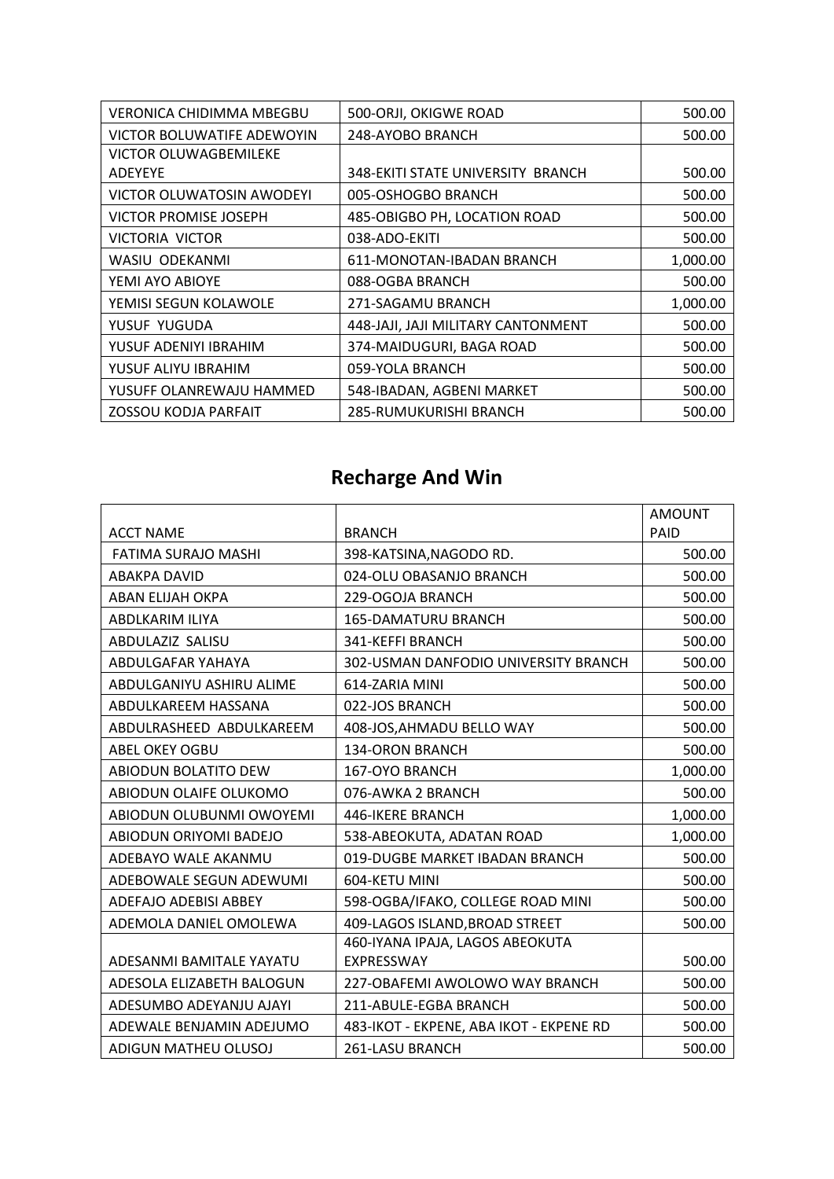| | | |
|---|---|---|
| VERONICA CHIDIMMA MBEGBU | 500-ORJI, OKIGWE ROAD | 500.00 |
| VICTOR BOLUWATIFE ADEWOYIN | 248-AYOBO BRANCH | 500.00 |
| VICTOR OLUWAGBEMILEKE ADEYEYE | 348-EKITI STATE UNIVERSITY BRANCH | 500.00 |
| VICTOR OLUWATOSIN AWODEYI | 005-OSHOGBO BRANCH | 500.00 |
| VICTOR PROMISE JOSEPH | 485-OBIGBO PH, LOCATION ROAD | 500.00 |
| VICTORIA VICTOR | 038-ADO-EKITI | 500.00 |
| WASIU ODEKANMI | 611-MONOTAN-IBADAN BRANCH | 1,000.00 |
| YEMI AYO ABIOYE | 088-OGBA BRANCH | 500.00 |
| YEMISI SEGUN KOLAWOLE | 271-SAGAMU BRANCH | 1,000.00 |
| YUSUF YUGUDA | 448-JAJI, JAJI MILITARY CANTONMENT | 500.00 |
| YUSUF ADENIYI IBRAHIM | 374-MAIDUGURI, BAGA ROAD | 500.00 |
| YUSUF ALIYU IBRAHIM | 059-YOLA BRANCH | 500.00 |
| YUSUFF OLANREWAJU HAMMED | 548-IBADAN, AGBENI MARKET | 500.00 |
| ZOSSOU KODJA PARFAIT | 285-RUMUKURISHI BRANCH | 500.00 |

## Recharge And Win

| ACCT NAME | BRANCH | AMOUNT PAID |
|---|---|---|
| FATIMA SURAJO MASHI | 398-KATSINA,NAGODO RD. | 500.00 |
| ABAKPA DAVID | 024-OLU OBASANJO BRANCH | 500.00 |
| ABAN ELIJAH OKPA | 229-OGOJA BRANCH | 500.00 |
| ABDLKARIM ILIYA | 165-DAMATURU BRANCH | 500.00 |
| ABDULAZIZ SALISU | 341-KEFFI BRANCH | 500.00 |
| ABDULGAFAR YAHAYA | 302-USMAN DANFODIO UNIVERSITY BRANCH | 500.00 |
| ABDULGANIYU ASHIRU ALIME | 614-ZARIA MINI | 500.00 |
| ABDULKAREEM HASSANA | 022-JOS BRANCH | 500.00 |
| ABDULRASHEED ABDULKAREEM | 408-JOS,AHMADU BELLO WAY | 500.00 |
| ABEL OKEY OGBU | 134-ORON BRANCH | 500.00 |
| ABIODUN BOLATITO DEW | 167-OYO BRANCH | 1,000.00 |
| ABIODUN OLAIFE OLUKOMO | 076-AWKA 2 BRANCH | 500.00 |
| ABIODUN OLUBUNMI OWOYEMI | 446-IKERE BRANCH | 1,000.00 |
| ABIODUN ORIYOMI BADEJO | 538-ABEOKUTA, ADATAN ROAD | 1,000.00 |
| ADEBAYO WALE AKANMU | 019-DUGBE MARKET IBADAN BRANCH | 500.00 |
| ADEBOWALE SEGUN ADEWUMI | 604-KETU MINI | 500.00 |
| ADEFAJO ADEBISI ABBEY | 598-OGBA/IFAKO, COLLEGE ROAD MINI | 500.00 |
| ADEMOLA DANIEL OMOLEWA | 409-LAGOS ISLAND,BROAD STREET | 500.00 |
| ADESANMI BAMITALE YAYATU | 460-IYANA IPAJA, LAGOS ABEOKUTA EXPRESSWAY | 500.00 |
| ADESOLA ELIZABETH BALOGUN | 227-OBAFEMI AWOLOWO WAY BRANCH | 500.00 |
| ADESUMBO ADEYANJU AJAYI | 211-ABULE-EGBA BRANCH | 500.00 |
| ADEWALE BENJAMIN ADEJUMO | 483-IKOT - EKPENE, ABA IKOT - EKPENE RD | 500.00 |
| ADIGUN MATHEU OLUSOJ | 261-LASU BRANCH | 500.00 |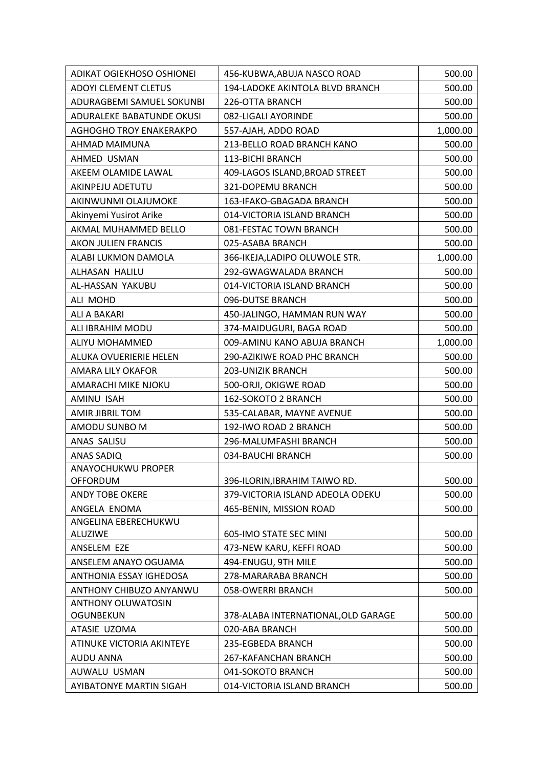| | | |
|---|---|---|
| ADIKAT OGIEKHOSO OSHIONEI | 456-KUBWA,ABUJA NASCO ROAD | 500.00 |
| ADOYI CLEMENT CLETUS | 194-LADOKE AKINTOLA BLVD BRANCH | 500.00 |
| ADURAGBEMI SAMUEL SOKUNBI | 226-OTTA BRANCH | 500.00 |
| ADURALEKE BABATUNDE OKUSI | 082-LIGALI AYORINDE | 500.00 |
| AGHOGHO TROY ENAKERAKPO | 557-AJAH, ADDO ROAD | 1,000.00 |
| AHMAD MAIMUNA | 213-BELLO ROAD BRANCH KANO | 500.00 |
| AHMED USMAN | 113-BICHI BRANCH | 500.00 |
| AKEEM OLAMIDE LAWAL | 409-LAGOS ISLAND,BROAD STREET | 500.00 |
| AKINPEJU ADETUTU | 321-DOPEMU BRANCH | 500.00 |
| AKINWUNMI OLAJUMOKE | 163-IFAKO-GBAGADA BRANCH | 500.00 |
| Akinyemi Yusirot Arike | 014-VICTORIA ISLAND BRANCH | 500.00 |
| AKMAL MUHAMMED BELLO | 081-FESTAC TOWN BRANCH | 500.00 |
| AKON JULIEN FRANCIS | 025-ASABA BRANCH | 500.00 |
| ALABI LUKMON DAMOLA | 366-IKEJA,LADIPO OLUWOLE STR. | 1,000.00 |
| ALHASAN HALILU | 292-GWAGWALADA BRANCH | 500.00 |
| AL-HASSAN YAKUBU | 014-VICTORIA ISLAND BRANCH | 500.00 |
| ALI MOHD | 096-DUTSE BRANCH | 500.00 |
| ALI A BAKARI | 450-JALINGO, HAMMAN RUN WAY | 500.00 |
| ALI IBRAHIM MODU | 374-MAIDUGURI, BAGA ROAD | 500.00 |
| ALIYU MOHAMMED | 009-AMINU KANO ABUJA BRANCH | 1,000.00 |
| ALUKA OVUERIERIE HELEN | 290-AZIKIWE ROAD PHC BRANCH | 500.00 |
| AMARA LILY OKAFOR | 203-UNIZIK BRANCH | 500.00 |
| AMARACHI MIKE NJOKU | 500-ORJI, OKIGWE ROAD | 500.00 |
| AMINU ISAH | 162-SOKOTO 2 BRANCH | 500.00 |
| AMIR JIBRIL TOM | 535-CALABAR, MAYNE AVENUE | 500.00 |
| AMODU SUNBO M | 192-IWO ROAD 2 BRANCH | 500.00 |
| ANAS SALISU | 296-MALUMFASHI BRANCH | 500.00 |
| ANAS SADIQ | 034-BAUCHI BRANCH | 500.00 |
| ANAYOCHUKWU PROPER OFFORDUM | 396-ILORIN,IBRAHIM TAIWO RD. | 500.00 |
| ANDY TOBE OKERE | 379-VICTORIA ISLAND ADEOLA ODEKU | 500.00 |
| ANGELA ENOMA | 465-BENIN, MISSION ROAD | 500.00 |
| ANGELINA EBERECHUKWU ALUZIWE | 605-IMO STATE SEC MINI | 500.00 |
| ANSELEM EZE | 473-NEW KARU, KEFFI ROAD | 500.00 |
| ANSELEM ANAYO OGUAMA | 494-ENUGU, 9TH MILE | 500.00 |
| ANTHONIA ESSAY IGHEDOSA | 278-MARARABA BRANCH | 500.00 |
| ANTHONY CHIBUZO ANYANWU | 058-OWERRI BRANCH | 500.00 |
| ANTHONY OLUWATOSIN OGUNBEKUN | 378-ALABA INTERNATIONAL,OLD GARAGE | 500.00 |
| ATASIE UZOMA | 020-ABA BRANCH | 500.00 |
| ATINUKE VICTORIA AKINTEYE | 235-EGBEDA BRANCH | 500.00 |
| AUDU ANNA | 267-KAFANCHAN BRANCH | 500.00 |
| AUWALU USMAN | 041-SOKOTO BRANCH | 500.00 |
| AYIBATONYE MARTIN SIGAH | 014-VICTORIA ISLAND BRANCH | 500.00 |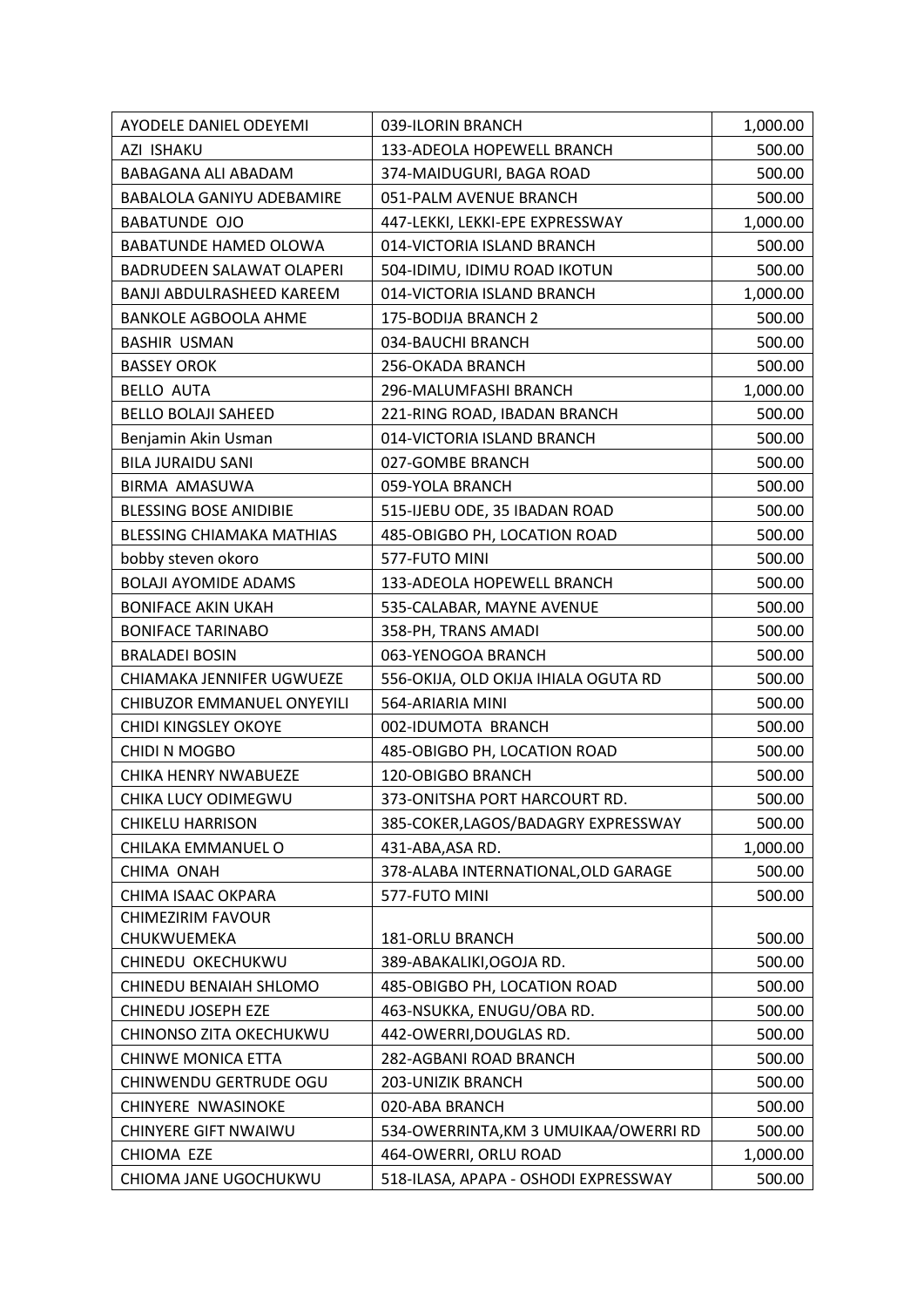| AYODELE DANIEL ODEYEMI | 039-ILORIN BRANCH | 1,000.00 |
|---|---|---|
| AZI ISHAKU | 133-ADEOLA HOPEWELL BRANCH | 500.00 |
| BABAGANA ALI ABADAM | 374-MAIDUGURI, BAGA ROAD | 500.00 |
| BABALOLA GANIYU ADEBAMIRE | 051-PALM AVENUE BRANCH | 500.00 |
| BABATUNDE OJO | 447-LEKKI, LEKKI-EPE EXPRESSWAY | 1,000.00 |
| BABATUNDE HAMED OLOWA | 014-VICTORIA ISLAND BRANCH | 500.00 |
| BADRUDEEN SALAWAT OLAPERI | 504-IDIMU, IDIMU ROAD IKOTUN | 500.00 |
| BANJI ABDULRASHEED KAREEM | 014-VICTORIA ISLAND BRANCH | 1,000.00 |
| BANKOLE AGBOOLA AHME | 175-BODIJA BRANCH 2 | 500.00 |
| BASHIR USMAN | 034-BAUCHI BRANCH | 500.00 |
| BASSEY OROK | 256-OKADA BRANCH | 500.00 |
| BELLO AUTA | 296-MALUMFASHI BRANCH | 1,000.00 |
| BELLO BOLAJI SAHEED | 221-RING ROAD, IBADAN BRANCH | 500.00 |
| Benjamin Akin Usman | 014-VICTORIA ISLAND BRANCH | 500.00 |
| BILA JURAIDU SANI | 027-GOMBE BRANCH | 500.00 |
| BIRMA AMASUWA | 059-YOLA BRANCH | 500.00 |
| BLESSING BOSE ANIDIBIE | 515-IJEBU ODE, 35 IBADAN ROAD | 500.00 |
| BLESSING CHIAMAKA MATHIAS | 485-OBIGBO PH, LOCATION ROAD | 500.00 |
| bobby steven okoro | 577-FUTO MINI | 500.00 |
| BOLAJI AYOMIDE ADAMS | 133-ADEOLA HOPEWELL BRANCH | 500.00 |
| BONIFACE AKIN UKAH | 535-CALABAR, MAYNE AVENUE | 500.00 |
| BONIFACE TARINABO | 358-PH, TRANS AMADI | 500.00 |
| BRALADEI BOSIN | 063-YENOGOA BRANCH | 500.00 |
| CHIAMAKA JENNIFER UGWUEZE | 556-OKIJA, OLD OKIJA IHIALA OGUTA RD | 500.00 |
| CHIBUZOR EMMANUEL ONYEYILI | 564-ARIARIA MINI | 500.00 |
| CHIDI KINGSLEY OKOYE | 002-IDUMOTA BRANCH | 500.00 |
| CHIDI N MOGBO | 485-OBIGBO PH, LOCATION ROAD | 500.00 |
| CHIKA HENRY NWABUEZE | 120-OBIGBO BRANCH | 500.00 |
| CHIKA LUCY ODIMEGWU | 373-ONITSHA PORT HARCOURT RD. | 500.00 |
| CHIKELU HARRISON | 385-COKER,LAGOS/BADAGRY EXPRESSWAY | 500.00 |
| CHILAKA EMMANUEL O | 431-ABA,ASA RD. | 1,000.00 |
| CHIMA ONAH | 378-ALABA INTERNATIONAL,OLD GARAGE | 500.00 |
| CHIMA ISAAC OKPARA | 577-FUTO MINI | 500.00 |
| CHIMEZIRIM FAVOUR CHUKWUEMEKA | 181-ORLU BRANCH | 500.00 |
| CHINEDU OKECHUKWU | 389-ABAKALIKI,OGOJA RD. | 500.00 |
| CHINEDU BENAIAH SHLOMO | 485-OBIGBO PH, LOCATION ROAD | 500.00 |
| CHINEDU JOSEPH EZE | 463-NSUKKA, ENUGU/OBA RD. | 500.00 |
| CHINONSO ZITA OKECHUKWU | 442-OWERRI,DOUGLAS RD. | 500.00 |
| CHINWE MONICA ETTA | 282-AGBANI ROAD BRANCH | 500.00 |
| CHINWENDU GERTRUDE OGU | 203-UNIZIK BRANCH | 500.00 |
| CHINYERE NWASINOKE | 020-ABA BRANCH | 500.00 |
| CHINYERE GIFT NWAIWU | 534-OWERRINTA,KM 3 UMUIKAA/OWERRI RD | 500.00 |
| CHIOMA EZE | 464-OWERRI, ORLU ROAD | 1,000.00 |
| CHIOMA JANE UGOCHUKWU | 518-ILASA, APAPA - OSHODI EXPRESSWAY | 500.00 |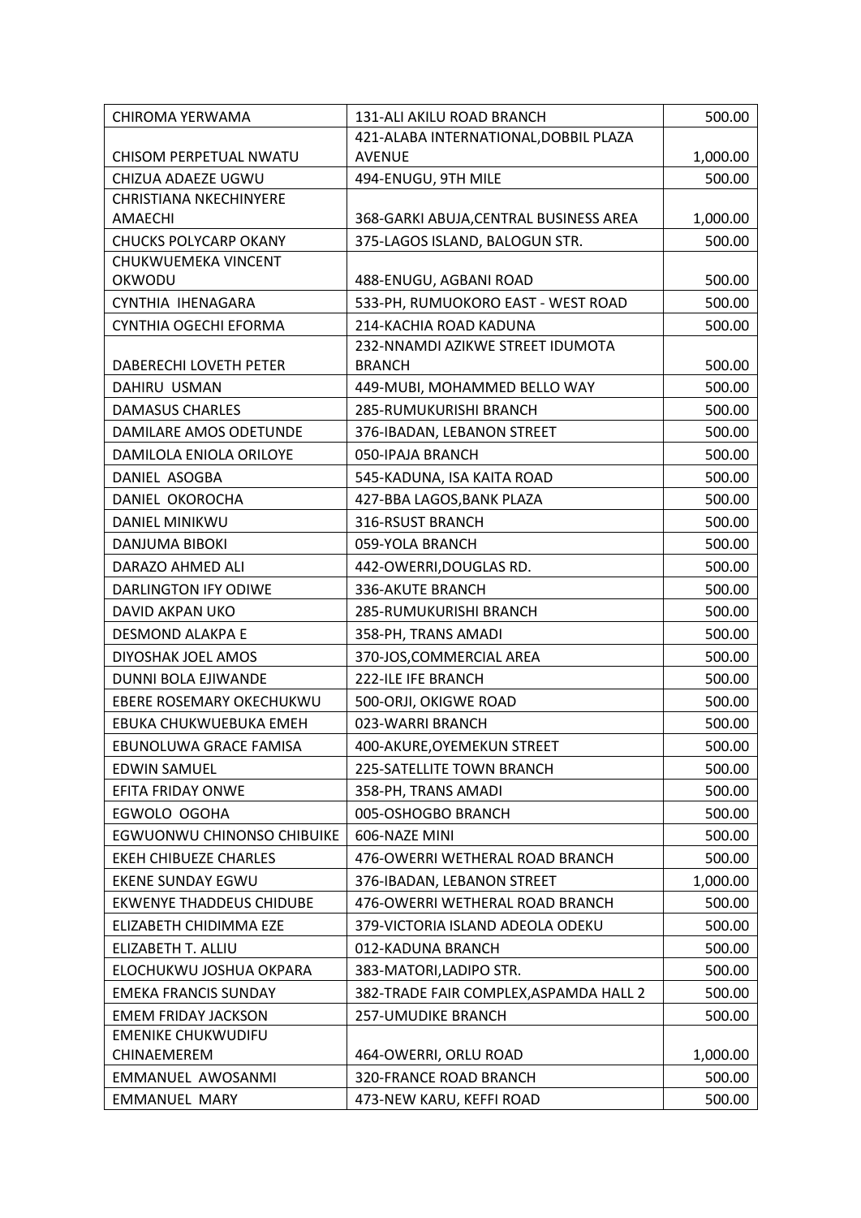| | | |
|---|---|---|
| CHIROMA YERWAMA | 131-ALI AKILU ROAD BRANCH | 500.00 |
| CHISOM PERPETUAL NWATU | 421-ALABA INTERNATIONAL,DOBBIL PLAZA AVENUE | 1,000.00 |
| CHIZUA ADAEZE UGWU | 494-ENUGU, 9TH MILE | 500.00 |
| CHRISTIANA NKECHINYERE AMAECHI | 368-GARKI ABUJA,CENTRAL BUSINESS AREA | 1,000.00 |
| CHUCKS POLYCARP OKANY | 375-LAGOS ISLAND, BALOGUN STR. | 500.00 |
| CHUKWUEMEKA VINCENT OKWODU | 488-ENUGU, AGBANI ROAD | 500.00 |
| CYNTHIA IHENAGARA | 533-PH, RUMUOKORO EAST - WEST ROAD | 500.00 |
| CYNTHIA OGECHI EFORMA | 214-KACHIA ROAD KADUNA | 500.00 |
| DABERECHI LOVETH PETER | 232-NNAMDI AZIKWE STREET IDUMOTA BRANCH | 500.00 |
| DAHIRU USMAN | 449-MUBI, MOHAMMED BELLO WAY | 500.00 |
| DAMASUS CHARLES | 285-RUMUKURISHI BRANCH | 500.00 |
| DAMILARE AMOS ODETUNDE | 376-IBADAN, LEBANON STREET | 500.00 |
| DAMILOLA ENIOLA ORILOYE | 050-IPAJA BRANCH | 500.00 |
| DANIEL ASOGBA | 545-KADUNA, ISA KAITA ROAD | 500.00 |
| DANIEL OKOROCHA | 427-BBA LAGOS,BANK PLAZA | 500.00 |
| DANIEL MINIKWU | 316-RSUST BRANCH | 500.00 |
| DANJUMA BIBOKI | 059-YOLA BRANCH | 500.00 |
| DARAZO AHMED ALI | 442-OWERRI,DOUGLAS RD. | 500.00 |
| DARLINGTON IFY ODIWE | 336-AKUTE BRANCH | 500.00 |
| DAVID AKPAN UKO | 285-RUMUKURISHI BRANCH | 500.00 |
| DESMOND ALAKPA E | 358-PH, TRANS AMADI | 500.00 |
| DIYOSHAK JOEL AMOS | 370-JOS,COMMERCIAL AREA | 500.00 |
| DUNNI BOLA EJIWANDE | 222-ILE IFE BRANCH | 500.00 |
| EBERE ROSEMARY OKECHUKWU | 500-ORJI, OKIGWE ROAD | 500.00 |
| EBUKA CHUKWUEBUKA EMEH | 023-WARRI BRANCH | 500.00 |
| EBUNOLUWA GRACE FAMISA | 400-AKURE,OYEMEKUN STREET | 500.00 |
| EDWIN SAMUEL | 225-SATELLITE TOWN BRANCH | 500.00 |
| EFITA FRIDAY ONWE | 358-PH, TRANS AMADI | 500.00 |
| EGWOLO OGOHA | 005-OSHOGBO BRANCH | 500.00 |
| EGWUONWU CHINONSO CHIBUIKE | 606-NAZE MINI | 500.00 |
| EKEH CHIBUEZE CHARLES | 476-OWERRI WETHERAL ROAD BRANCH | 500.00 |
| EKENE SUNDAY EGWU | 376-IBADAN, LEBANON STREET | 1,000.00 |
| EKWENYE THADDEUS CHIDUBE | 476-OWERRI WETHERAL ROAD BRANCH | 500.00 |
| ELIZABETH CHIDIMMA EZE | 379-VICTORIA ISLAND ADEOLA ODEKU | 500.00 |
| ELIZABETH T. ALLIU | 012-KADUNA BRANCH | 500.00 |
| ELOCHUKWU JOSHUA OKPARA | 383-MATORI,LADIPO STR. | 500.00 |
| EMEKA FRANCIS SUNDAY | 382-TRADE FAIR COMPLEX,ASPAMDA HALL 2 | 500.00 |
| EMEM FRIDAY JACKSON | 257-UMUDIKE BRANCH | 500.00 |
| EMENIKE CHUKWUDIFU CHINAEMEREM | 464-OWERRI, ORLU ROAD | 1,000.00 |
| EMMANUEL AWOSANMI | 320-FRANCE ROAD BRANCH | 500.00 |
| EMMANUEL MARY | 473-NEW KARU, KEFFI ROAD | 500.00 |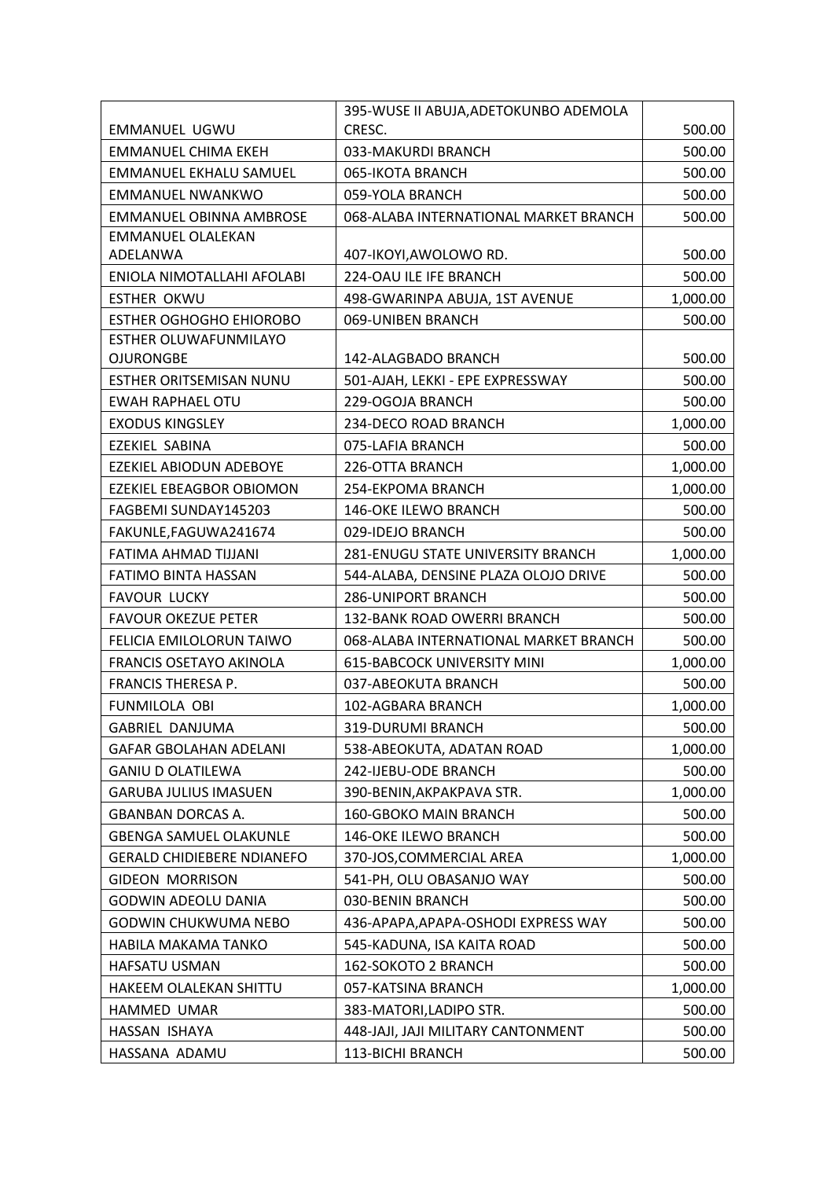| | | |
|---|---|---|
| EMMANUEL UGWU | 395-WUSE II ABUJA,ADETOKUNBO ADEMOLA CRESC. | 500.00 |
| EMMANUEL CHIMA EKEH | 033-MAKURDI BRANCH | 500.00 |
| EMMANUEL EKHALU SAMUEL | 065-IKOTA BRANCH | 500.00 |
| EMMANUEL NWANKWO | 059-YOLA BRANCH | 500.00 |
| EMMANUEL OBINNA AMBROSE | 068-ALABA INTERNATIONAL MARKET BRANCH | 500.00 |
| EMMANUEL OLALEKAN ADELANWA | 407-IKOYI,AWOLOWO RD. | 500.00 |
| ENIOLA NIMOTALLAHI AFOLABI | 224-OAU ILE IFE BRANCH | 500.00 |
| ESTHER OKWU | 498-GWARINPA ABUJA, 1ST AVENUE | 1,000.00 |
| ESTHER OGHOGHO EHIOROBO | 069-UNIBEN BRANCH | 500.00 |
| ESTHER OLUWAFUNMILAYO OJURONGBE | 142-ALAGBADO BRANCH | 500.00 |
| ESTHER ORITSEMISAN NUNU | 501-AJAH, LEKKI - EPE EXPRESSWAY | 500.00 |
| EWAH RAPHAEL OTU | 229-OGOJA BRANCH | 500.00 |
| EXODUS KINGSLEY | 234-DECO ROAD BRANCH | 1,000.00 |
| EZEKIEL SABINA | 075-LAFIA BRANCH | 500.00 |
| EZEKIEL ABIODUN ADEBOYE | 226-OTTA BRANCH | 1,000.00 |
| EZEKIEL EBEAGBOR OBIOMON | 254-EKPOMA BRANCH | 1,000.00 |
| FAGBEMI SUNDAY145203 | 146-OKE ILEWO BRANCH | 500.00 |
| FAKUNLE,FAGUWA241674 | 029-IDEJO BRANCH | 500.00 |
| FATIMA AHMAD TIJJANI | 281-ENUGU STATE UNIVERSITY BRANCH | 1,000.00 |
| FATIMO BINTA HASSAN | 544-ALABA, DENSINE PLAZA OLOJO DRIVE | 500.00 |
| FAVOUR LUCKY | 286-UNIPORT BRANCH | 500.00 |
| FAVOUR OKEZUE PETER | 132-BANK ROAD OWERRI BRANCH | 500.00 |
| FELICIA EMILOLORUN TAIWO | 068-ALABA INTERNATIONAL MARKET BRANCH | 500.00 |
| FRANCIS OSETAYO AKINOLA | 615-BABCOCK UNIVERSITY MINI | 1,000.00 |
| FRANCIS THERESA P. | 037-ABEOKUTA BRANCH | 500.00 |
| FUNMILOLA OBI | 102-AGBARA BRANCH | 1,000.00 |
| GABRIEL DANJUMA | 319-DURUMI BRANCH | 500.00 |
| GAFAR GBOLAHAN ADELANI | 538-ABEOKUTA, ADATAN ROAD | 1,000.00 |
| GANIU D OLATILEWA | 242-IJEBU-ODE BRANCH | 500.00 |
| GARUBA JULIUS IMASUEN | 390-BENIN,AKPAKPAVA STR. | 1,000.00 |
| GBANBAN DORCAS A. | 160-GBOKO MAIN BRANCH | 500.00 |
| GBENGA SAMUEL OLAKUNLE | 146-OKE ILEWO BRANCH | 500.00 |
| GERALD CHIDIEBERE NDIANEFO | 370-JOS,COMMERCIAL AREA | 1,000.00 |
| GIDEON MORRISON | 541-PH, OLU OBASANJO WAY | 500.00 |
| GODWIN ADEOLU DANIA | 030-BENIN BRANCH | 500.00 |
| GODWIN CHUKWUMA NEBO | 436-APAPA,APAPA-OSHODI EXPRESS WAY | 500.00 |
| HABILA MAKAMA TANKO | 545-KADUNA, ISA KAITA ROAD | 500.00 |
| HAFSATU USMAN | 162-SOKOTO 2 BRANCH | 500.00 |
| HAKEEM OLALEKAN SHITTU | 057-KATSINA BRANCH | 1,000.00 |
| HAMMED UMAR | 383-MATORI,LADIPO STR. | 500.00 |
| HASSAN ISHAYA | 448-JAJI, JAJI MILITARY CANTONMENT | 500.00 |
| HASSANA ADAMU | 113-BICHI BRANCH | 500.00 |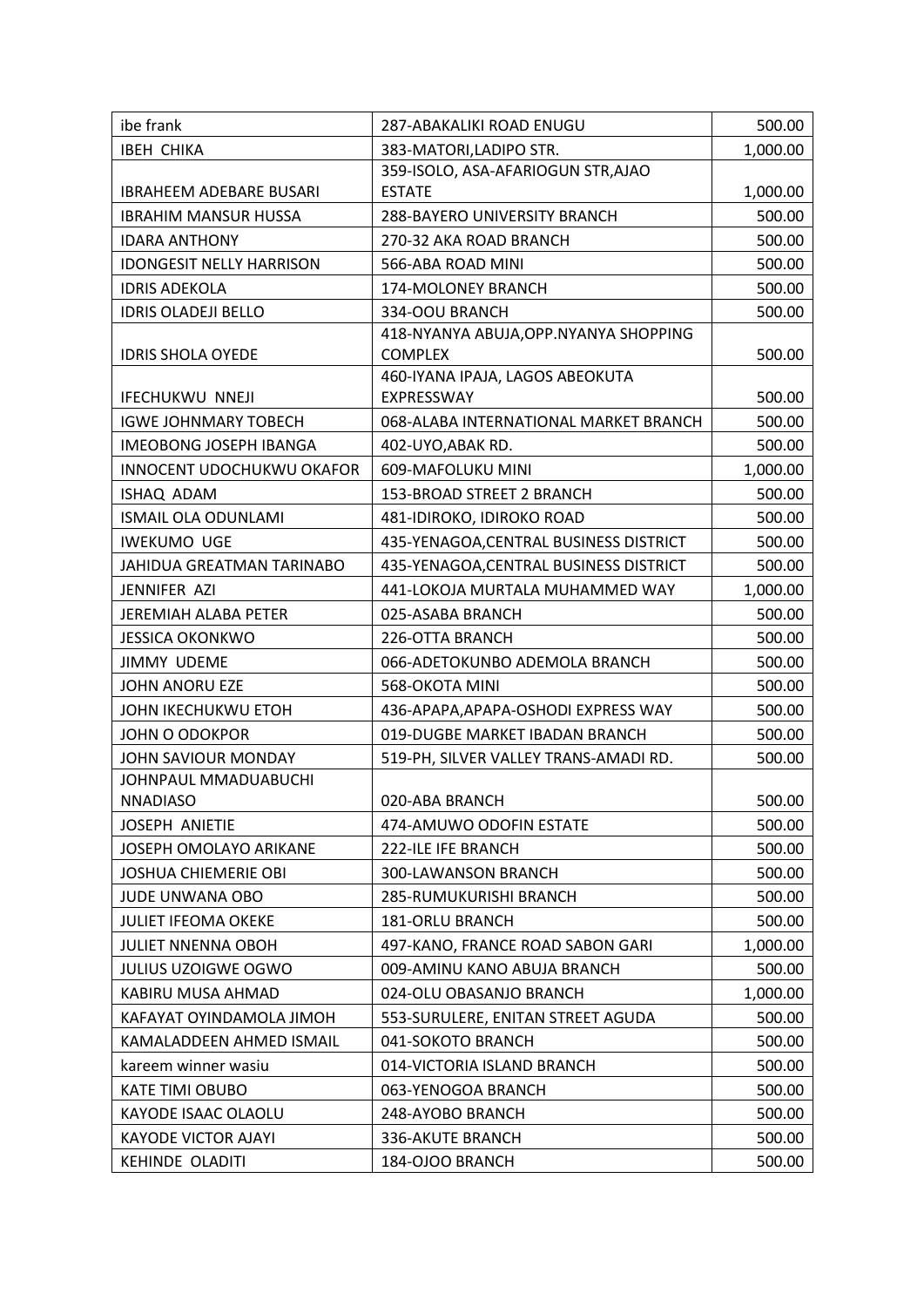| | | |
|---|---|---|
| ibe frank | 287-ABAKALIKI ROAD ENUGU | 500.00 |
| IBEH CHIKA | 383-MATORI,LADIPO STR. | 1,000.00 |
| IBRAHEEM ADEBARE BUSARI | 359-ISOLO, ASA-AFARIOGUN STR,AJAO ESTATE | 1,000.00 |
| IBRAHIM MANSUR HUSSA | 288-BAYERO UNIVERSITY BRANCH | 500.00 |
| IDARA ANTHONY | 270-32 AKA ROAD BRANCH | 500.00 |
| IDONGESIT NELLY HARRISON | 566-ABA ROAD MINI | 500.00 |
| IDRIS ADEKOLA | 174-MOLONEY BRANCH | 500.00 |
| IDRIS OLADEJI BELLO | 334-OOU BRANCH | 500.00 |
| IDRIS SHOLA OYEDE | 418-NYANYA ABUJA,OPP.NYANYA SHOPPING COMPLEX | 500.00 |
| IFECHUKWU NNEJI | 460-IYANA IPAJA, LAGOS ABEOKUTA EXPRESSWAY | 500.00 |
| IGWE JOHNMARY TOBECH | 068-ALABA INTERNATIONAL MARKET BRANCH | 500.00 |
| IMEOBONG JOSEPH IBANGA | 402-UYO,ABAK RD. | 500.00 |
| INNOCENT UDOCHUKWU OKAFOR | 609-MAFOLUKU MINI | 1,000.00 |
| ISHAQ ADAM | 153-BROAD STREET 2 BRANCH | 500.00 |
| ISMAIL OLA ODUNLAMI | 481-IDIROKO, IDIROKO ROAD | 500.00 |
| IWEKUMO UGE | 435-YENAGOA,CENTRAL BUSINESS DISTRICT | 500.00 |
| JAHIDUA GREATMAN TARINABO | 435-YENAGOA,CENTRAL BUSINESS DISTRICT | 500.00 |
| JENNIFER AZI | 441-LOKOJA MURTALA MUHAMMED WAY | 1,000.00 |
| JEREMIAH ALABA PETER | 025-ASABA BRANCH | 500.00 |
| JESSICA OKONKWO | 226-OTTA BRANCH | 500.00 |
| JIMMY UDEME | 066-ADETOKUNBO ADEMOLA BRANCH | 500.00 |
| JOHN ANORU EZE | 568-OKOTA MINI | 500.00 |
| JOHN IKECHUKWU ETOH | 436-APAPA,APAPA-OSHODI EXPRESS WAY | 500.00 |
| JOHN O ODOKPOR | 019-DUGBE MARKET IBADAN BRANCH | 500.00 |
| JOHN SAVIOUR MONDAY | 519-PH, SILVER VALLEY TRANS-AMADI RD. | 500.00 |
| JOHNPAUL MMADUABUCHI NNADIASO | 020-ABA BRANCH | 500.00 |
| JOSEPH ANIETIE | 474-AMUWO ODOFIN ESTATE | 500.00 |
| JOSEPH OMOLAYO ARIKANE | 222-ILE IFE BRANCH | 500.00 |
| JOSHUA CHIEMERIE OBI | 300-LAWANSON BRANCH | 500.00 |
| JUDE UNWANA OBO | 285-RUMUKURISHI BRANCH | 500.00 |
| JULIET IFEOMA OKEKE | 181-ORLU BRANCH | 500.00 |
| JULIET NNENNA OBOH | 497-KANO, FRANCE ROAD SABON GARI | 1,000.00 |
| JULIUS UZOIGWE OGWO | 009-AMINU KANO ABUJA BRANCH | 500.00 |
| KABIRU MUSA AHMAD | 024-OLU OBASANJO BRANCH | 1,000.00 |
| KAFAYAT OYINDAMOLA JIMOH | 553-SURULERE, ENITAN STREET AGUDA | 500.00 |
| KAMALADDEEN AHMED ISMAIL | 041-SOKOTO BRANCH | 500.00 |
| kareem winner wasiu | 014-VICTORIA ISLAND BRANCH | 500.00 |
| KATE TIMI OBUBO | 063-YENOGOA BRANCH | 500.00 |
| KAYODE ISAAC OLAOLU | 248-AYOBO BRANCH | 500.00 |
| KAYODE VICTOR AJAYI | 336-AKUTE BRANCH | 500.00 |
| KEHINDE OLADITI | 184-OJOO BRANCH | 500.00 |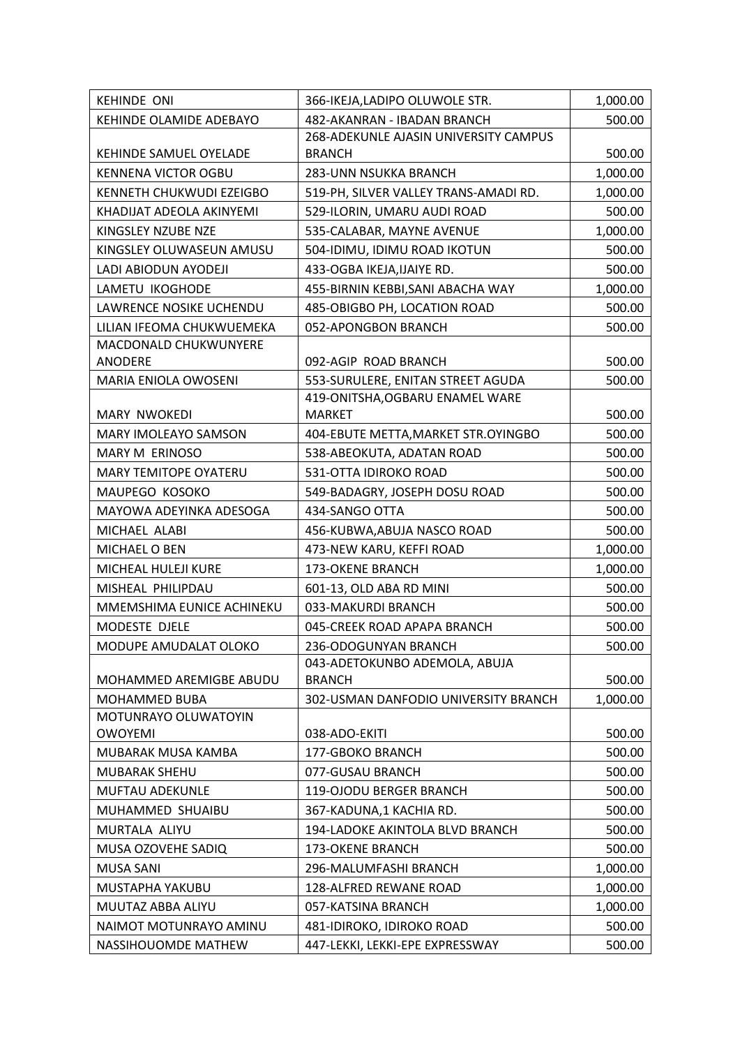| KEHINDE ONI | 366-IKEJA,LADIPO OLUWOLE STR. | 1,000.00 |
|---|---|---|
| KEHINDE OLAMIDE ADEBAYO | 482-AKANRAN - IBADAN BRANCH | 500.00 |
| KEHINDE SAMUEL OYELADE | 268-ADEKUNLE AJASIN UNIVERSITY CAMPUS BRANCH | 500.00 |
| KENNENA VICTOR OGBU | 283-UNN NSUKKA BRANCH | 1,000.00 |
| KENNETH CHUKWUDI EZEIGBO | 519-PH, SILVER VALLEY TRANS-AMADI RD. | 1,000.00 |
| KHADIJAT ADEOLA AKINYEMI | 529-ILORIN, UMARU AUDI ROAD | 500.00 |
| KINGSLEY NZUBE NZE | 535-CALABAR, MAYNE AVENUE | 1,000.00 |
| KINGSLEY OLUWASEUN AMUSU | 504-IDIMU, IDIMU ROAD IKOTUN | 500.00 |
| LADI ABIODUN AYODEJI | 433-OGBA IKEJA,IJAIYE RD. | 500.00 |
| LAMETU IKOGHODE | 455-BIRNIN KEBBI,SANI ABACHA WAY | 1,000.00 |
| LAWRENCE NOSIKE UCHENDU | 485-OBIGBO PH, LOCATION ROAD | 500.00 |
| LILIAN IFEOMA CHUKWUEMEKA | 052-APONGBON BRANCH | 500.00 |
| MACDONALD CHUKWUNYERE ANODERE | 092-AGIP ROAD BRANCH | 500.00 |
| MARIA ENIOLA OWOSENI | 553-SURULERE, ENITAN STREET AGUDA | 500.00 |
| MARY NWOKEDI | 419-ONITSHA,OGBARU ENAMEL WARE MARKET | 500.00 |
| MARY IMOLEAYO SAMSON | 404-EBUTE METTA,MARKET STR.OYINGBO | 500.00 |
| MARY M ERINOSO | 538-ABEOKUTA, ADATAN ROAD | 500.00 |
| MARY TEMITOPE OYATERU | 531-OTTA IDIROKO ROAD | 500.00 |
| MAUPEGO KOSOKO | 549-BADAGRY, JOSEPH DOSU ROAD | 500.00 |
| MAYOWA ADEYINKA ADESOGA | 434-SANGO OTTA | 500.00 |
| MICHAEL ALABI | 456-KUBWA,ABUJA NASCO ROAD | 500.00 |
| MICHAEL O BEN | 473-NEW KARU, KEFFI ROAD | 1,000.00 |
| MICHEAL HULEJI KURE | 173-OKENE BRANCH | 1,000.00 |
| MISHEAL PHILIPDAU | 601-13, OLD ABA RD MINI | 500.00 |
| MMEMSHIMA EUNICE ACHINEKU | 033-MAKURDI BRANCH | 500.00 |
| MODESTE DJELE | 045-CREEK ROAD APAPA BRANCH | 500.00 |
| MODUPE AMUDALAT OLOKO | 236-ODOGUNYAN BRANCH | 500.00 |
| MOHAMMED AREMIGBE ABUDU | 043-ADETOKUNBO ADEMOLA, ABUJA BRANCH | 500.00 |
| MOHAMMED BUBA | 302-USMAN DANFODIO UNIVERSITY BRANCH | 1,000.00 |
| MOTUNRAYO OLUWATOYIN OWOYEMI | 038-ADO-EKITI | 500.00 |
| MUBARAK MUSA KAMBA | 177-GBOKO BRANCH | 500.00 |
| MUBARAK SHEHU | 077-GUSAU BRANCH | 500.00 |
| MUFTAU ADEKUNLE | 119-OJODU BERGER BRANCH | 500.00 |
| MUHAMMED SHUAIBU | 367-KADUNA,1 KACHIA RD. | 500.00 |
| MURTALA ALIYU | 194-LADOKE AKINTOLA BLVD BRANCH | 500.00 |
| MUSA OZOVEHE SADIQ | 173-OKENE BRANCH | 500.00 |
| MUSA SANI | 296-MALUMFASHI BRANCH | 1,000.00 |
| MUSTAPHA YAKUBU | 128-ALFRED REWANE ROAD | 1,000.00 |
| MUUTAZ ABBA ALIYU | 057-KATSINA BRANCH | 1,000.00 |
| NAIMOT MOTUNRAYO AMINU | 481-IDIROKO, IDIROKO ROAD | 500.00 |
| NASSIHOUOMDE MATHEW | 447-LEKKI, LEKKI-EPE EXPRESSWAY | 500.00 |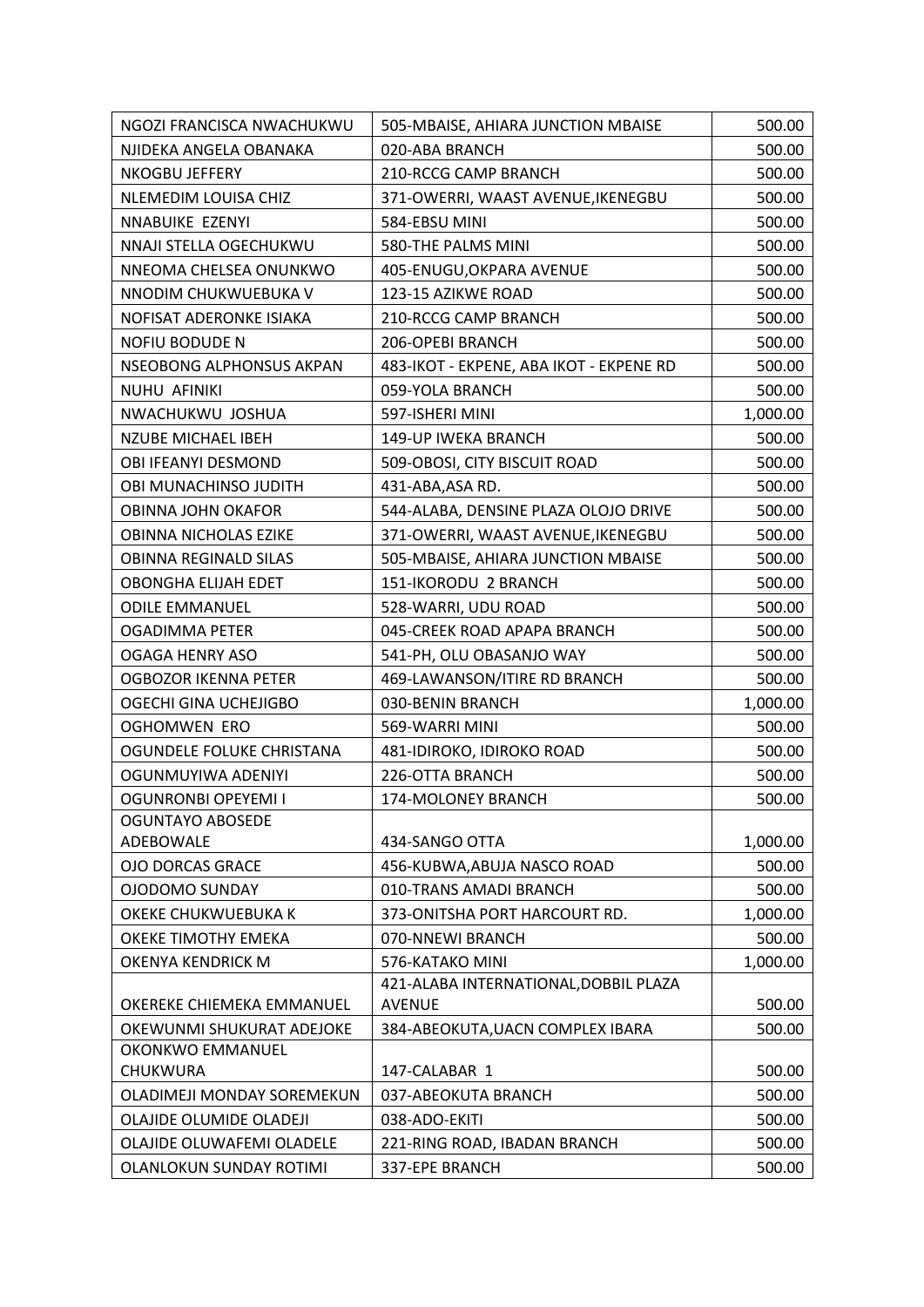| | | |
|---|---|---|
| NGOZI FRANCISCA NWACHUKWU | 505-MBAISE, AHIARA JUNCTION MBAISE | 500.00 |
| NJIDEKA ANGELA OBANAKA | 020-ABA BRANCH | 500.00 |
| NKOGBU JEFFERY | 210-RCCG CAMP BRANCH | 500.00 |
| NLEMEDIM LOUISA CHIZ | 371-OWERRI, WAAST AVENUE,IKENEGBU | 500.00 |
| NNABUIKE  EZENYI | 584-EBSU MINI | 500.00 |
| NNAJI STELLA OGECHUKWU | 580-THE PALMS MINI | 500.00 |
| NNEOMA CHELSEA ONUNKWO | 405-ENUGU,OKPARA AVENUE | 500.00 |
| NNODIM CHUKWUEBUKA V | 123-15 AZIKWE ROAD | 500.00 |
| NOFISAT ADERONKE ISIAKA | 210-RCCG CAMP BRANCH | 500.00 |
| NOFIU BODUDE N | 206-OPEBI BRANCH | 500.00 |
| NSEOBONG ALPHONSUS AKPAN | 483-IKOT - EKPENE, ABA IKOT - EKPENE RD | 500.00 |
| NUHU  AFINIKI | 059-YOLA BRANCH | 500.00 |
| NWACHUKWU  JOSHUA | 597-ISHERI MINI | 1,000.00 |
| NZUBE MICHAEL IBEH | 149-UP IWEKA BRANCH | 500.00 |
| OBI IFEANYI DESMOND | 509-OBOSI, CITY BISCUIT ROAD | 500.00 |
| OBI MUNACHINSO JUDITH | 431-ABA,ASA RD. | 500.00 |
| OBINNA JOHN OKAFOR | 544-ALABA, DENSINE PLAZA OLOJO DRIVE | 500.00 |
| OBINNA NICHOLAS EZIKE | 371-OWERRI, WAAST AVENUE,IKENEGBU | 500.00 |
| OBINNA REGINALD SILAS | 505-MBAISE, AHIARA JUNCTION MBAISE | 500.00 |
| OBONGHA ELIJAH EDET | 151-IKORODU  2 BRANCH | 500.00 |
| ODILE EMMANUEL | 528-WARRI, UDU ROAD | 500.00 |
| OGADIMMA PETER | 045-CREEK ROAD APAPA BRANCH | 500.00 |
| OGAGA HENRY ASO | 541-PH, OLU OBASANJO WAY | 500.00 |
| OGBOZOR IKENNA PETER | 469-LAWANSON/ITIRE RD BRANCH | 500.00 |
| OGECHI GINA UCHEJIGBO | 030-BENIN BRANCH | 1,000.00 |
| OGHOMWEN  ERO | 569-WARRI MINI | 500.00 |
| OGUNDELE FOLUKE CHRISTANA | 481-IDIROKO, IDIROKO ROAD | 500.00 |
| OGUNMUYIWA ADENIYI | 226-OTTA BRANCH | 500.00 |
| OGUNRONBI OPEYEMI I | 174-MOLONEY BRANCH | 500.00 |
| OGUNTAYO ABOSEDE ADEBOWALE | 434-SANGO OTTA | 1,000.00 |
| OJO DORCAS GRACE | 456-KUBWA,ABUJA NASCO ROAD | 500.00 |
| OJODOMO SUNDAY | 010-TRANS AMADI BRANCH | 500.00 |
| OKEKE CHUKWUEBUKA K | 373-ONITSHA PORT HARCOURT RD. | 1,000.00 |
| OKEKE TIMOTHY EMEKA | 070-NNEWI BRANCH | 500.00 |
| OKENYA KENDRICK M | 576-KATAKO MINI | 1,000.00 |
| OKEREKE CHIEMEKA EMMANUEL | 421-ALABA INTERNATIONAL,DOBBIL PLAZA AVENUE | 500.00 |
| OKEWUNMI SHUKURAT ADEJOKE | 384-ABEOKUTA,UACN COMPLEX IBARA | 500.00 |
| OKONKWO EMMANUEL CHUKWURA | 147-CALABAR  1 | 500.00 |
| OLADIMEJI MONDAY SOREMEKUN | 037-ABEOKUTA BRANCH | 500.00 |
| OLAJIDE OLUMIDE OLADEJI | 038-ADO-EKITI | 500.00 |
| OLAJIDE OLUWAFEMI OLADELE | 221-RING ROAD, IBADAN BRANCH | 500.00 |
| OLANLOKUN SUNDAY ROTIMI | 337-EPE BRANCH | 500.00 |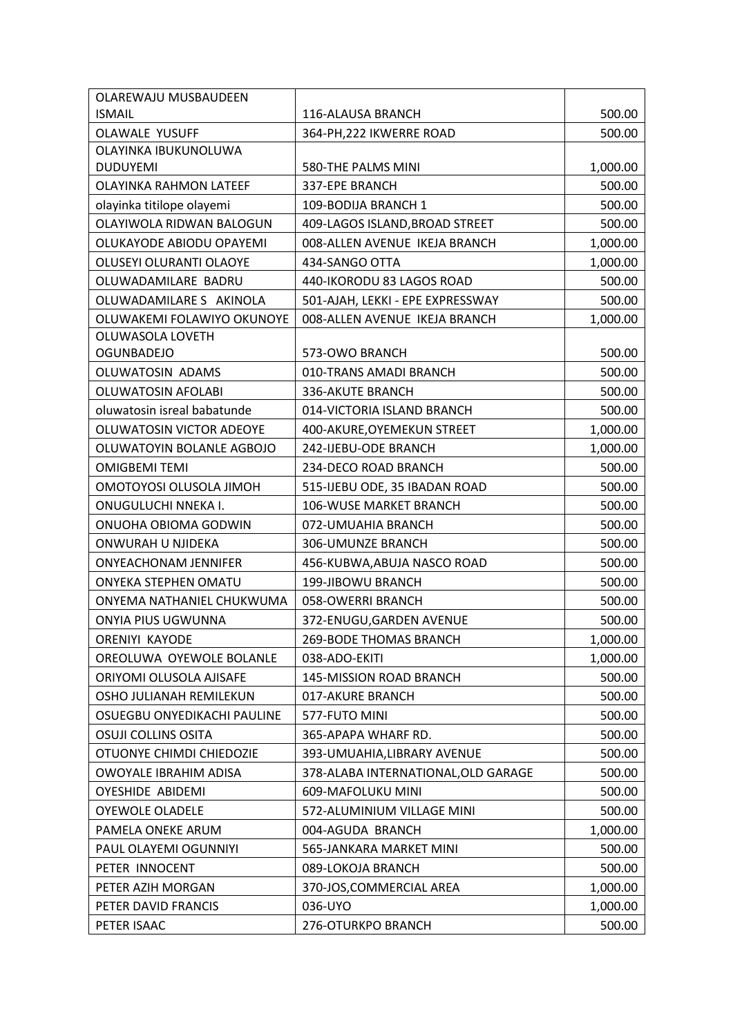| | | |
|---|---|---|
| OLAREWAJU MUSBAUDEEN ISMAIL | 116-ALAUSA BRANCH | 500.00 |
| OLAWALE YUSUFF | 364-PH,222 IKWERRE ROAD | 500.00 |
| OLAYINKA IBUKUNOLUWA DUDUYEMI | 580-THE PALMS MINI | 1,000.00 |
| OLAYINKA RAHMON LATEEF | 337-EPE BRANCH | 500.00 |
| olayinka titilope olayemi | 109-BODIJA BRANCH 1 | 500.00 |
| OLAYIWOLA RIDWAN BALOGUN | 409-LAGOS ISLAND,BROAD STREET | 500.00 |
| OLUKAYODE ABIODU OPAYEMI | 008-ALLEN AVENUE IKEJA BRANCH | 1,000.00 |
| OLUSEYI OLURANTI OLAOYE | 434-SANGO OTTA | 1,000.00 |
| OLUWADAMILARE BADRU | 440-IKORODU 83 LAGOS ROAD | 500.00 |
| OLUWADAMILARE S AKINOLA | 501-AJAH, LEKKI - EPE EXPRESSWAY | 500.00 |
| OLUWAKEMI FOLAWIYO OKUNOYE | 008-ALLEN AVENUE IKEJA BRANCH | 1,000.00 |
| OLUWASOLA LOVETH OGUNBADEJO | 573-OWO BRANCH | 500.00 |
| OLUWATOSIN ADAMS | 010-TRANS AMADI BRANCH | 500.00 |
| OLUWATOSIN AFOLABI | 336-AKUTE BRANCH | 500.00 |
| oluwatosin isreal babatunde | 014-VICTORIA ISLAND BRANCH | 500.00 |
| OLUWATOSIN VICTOR ADEOYE | 400-AKURE,OYEMEKUN STREET | 1,000.00 |
| OLUWATOYIN BOLANLE AGBOJO | 242-IJEBU-ODE BRANCH | 1,000.00 |
| OMIGBEMI TEMI | 234-DECO ROAD BRANCH | 500.00 |
| OMOTOYOSI OLUSOLA JIMOH | 515-IJEBU ODE, 35 IBADAN ROAD | 500.00 |
| ONUGULUCHI NNEKA I. | 106-WUSE MARKET BRANCH | 500.00 |
| ONUOHA OBIOMA GODWIN | 072-UMUAHIA BRANCH | 500.00 |
| ONWURAH U NJIDEKA | 306-UMUNZE BRANCH | 500.00 |
| ONYEACHONAM JENNIFER | 456-KUBWA,ABUJA NASCO ROAD | 500.00 |
| ONYEKA STEPHEN OMATU | 199-JIBOWU BRANCH | 500.00 |
| ONYEMA NATHANIEL CHUKWUMA | 058-OWERRI BRANCH | 500.00 |
| ONYIA PIUS UGWUNNA | 372-ENUGU,GARDEN AVENUE | 500.00 |
| ORENIYI KAYODE | 269-BODE THOMAS BRANCH | 1,000.00 |
| OREOLUWA OYEWOLE BOLANLE | 038-ADO-EKITI | 1,000.00 |
| ORIYOMI OLUSOLA AJISAFE | 145-MISSION ROAD BRANCH | 500.00 |
| OSHO JULIANAH REMILEKUN | 017-AKURE BRANCH | 500.00 |
| OSUEGBU ONYEDIKACHI PAULINE | 577-FUTO MINI | 500.00 |
| OSUJI COLLINS OSITA | 365-APAPA WHARF RD. | 500.00 |
| OTUONYE CHIMDI CHIEDOZIE | 393-UMUAHIA,LIBRARY AVENUE | 500.00 |
| OWOYALE IBRAHIM ADISA | 378-ALABA INTERNATIONAL,OLD GARAGE | 500.00 |
| OYESHIDE ABIDEMI | 609-MAFOLUKU MINI | 500.00 |
| OYEWOLE OLADELE | 572-ALUMINIUM VILLAGE MINI | 500.00 |
| PAMELA ONEKE ARUM | 004-AGUDA BRANCH | 1,000.00 |
| PAUL OLAYEMI OGUNNIYI | 565-JANKARA MARKET MINI | 500.00 |
| PETER INNOCENT | 089-LOKOJA BRANCH | 500.00 |
| PETER AZIH MORGAN | 370-JOS,COMMERCIAL AREA | 1,000.00 |
| PETER DAVID FRANCIS | 036-UYO | 1,000.00 |
| PETER ISAAC | 276-OTURKPO BRANCH | 500.00 |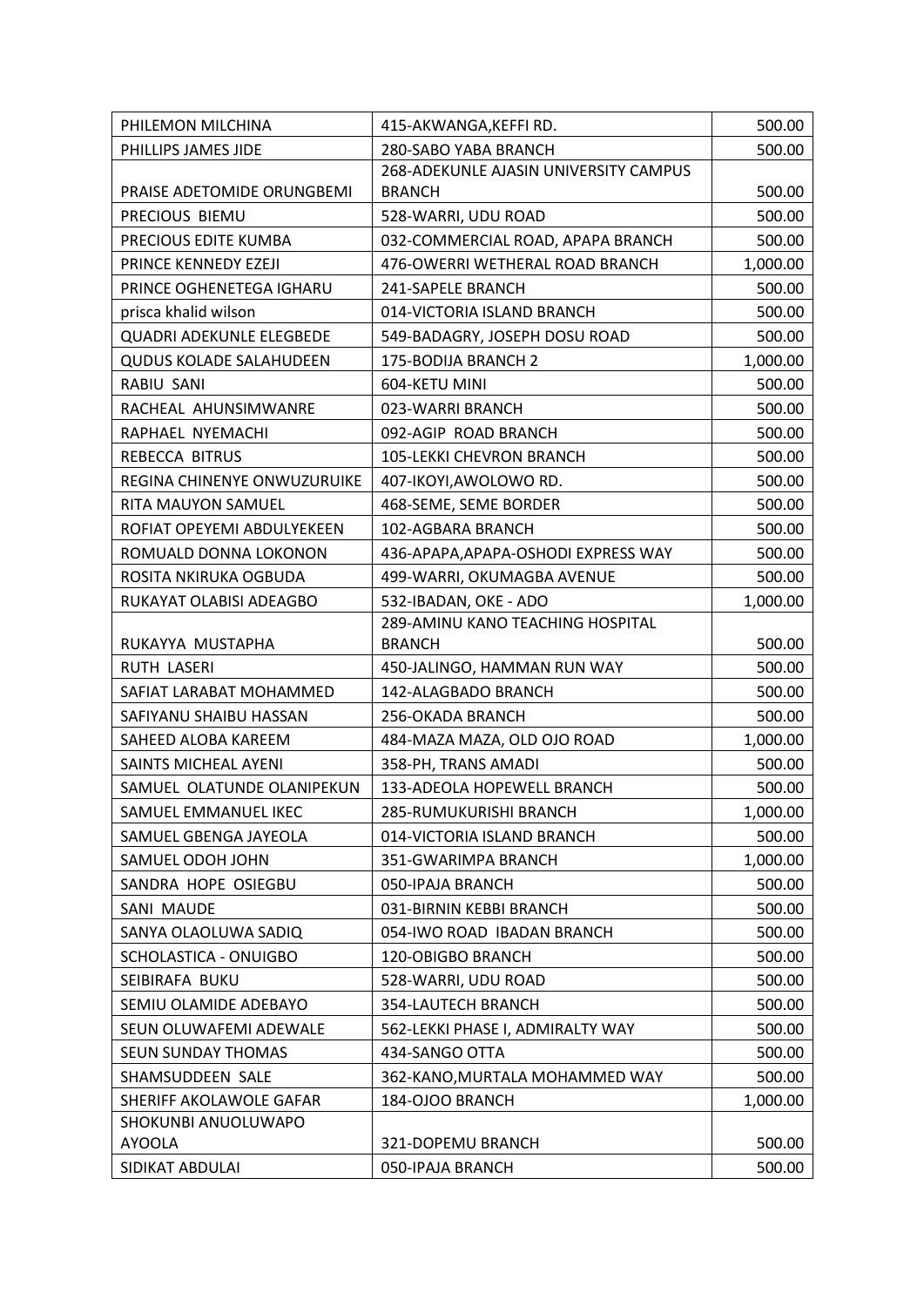| PHILEMON MILCHINA | 415-AKWANGA,KEFFI RD. | 500.00 |
|---|---|---|
| PHILLIPS JAMES JIDE | 280-SABO YABA BRANCH | 500.00 |
| PRAISE ADETOMIDE ORUNGBEMI | 268-ADEKUNLE AJASIN UNIVERSITY CAMPUS BRANCH | 500.00 |
| PRECIOUS BIEMU | 528-WARRI, UDU ROAD | 500.00 |
| PRECIOUS EDITE KUMBA | 032-COMMERCIAL ROAD, APAPA BRANCH | 500.00 |
| PRINCE KENNEDY EZEJI | 476-OWERRI WETHERAL ROAD BRANCH | 1,000.00 |
| PRINCE OGHENETEGA IGHARU | 241-SAPELE BRANCH | 500.00 |
| prisca khalid wilson | 014-VICTORIA ISLAND BRANCH | 500.00 |
| QUADRI ADEKUNLE ELEGBEDE | 549-BADAGRY, JOSEPH DOSU ROAD | 500.00 |
| QUDUS KOLADE SALAHUDEEN | 175-BODIJA BRANCH 2 | 1,000.00 |
| RABIU SANI | 604-KETU MINI | 500.00 |
| RACHEAL AHUNSIMWANRE | 023-WARRI BRANCH | 500.00 |
| RAPHAEL NYEMACHI | 092-AGIP ROAD BRANCH | 500.00 |
| REBECCA BITRUS | 105-LEKKI CHEVRON BRANCH | 500.00 |
| REGINA CHINENYE ONWUZURUIKE | 407-IKOYI,AWOLOWO RD. | 500.00 |
| RITA MAUYON SAMUEL | 468-SEME, SEME BORDER | 500.00 |
| ROFIAT OPEYEMI ABDULYEKEEN | 102-AGBARA BRANCH | 500.00 |
| ROMUALD DONNA LOKONON | 436-APAPA,APAPA-OSHODI EXPRESS WAY | 500.00 |
| ROSITA NKIRUKA OGBUDA | 499-WARRI, OKUMAGBA AVENUE | 500.00 |
| RUKAYAT OLABISI ADEAGBO | 532-IBADAN, OKE - ADO | 1,000.00 |
| RUKAYYA MUSTAPHA | 289-AMINU KANO TEACHING HOSPITAL BRANCH | 500.00 |
| RUTH LASERI | 450-JALINGO, HAMMAN RUN WAY | 500.00 |
| SAFIAT LARABAT MOHAMMED | 142-ALAGBADO BRANCH | 500.00 |
| SAFIYANU SHAIBU HASSAN | 256-OKADA BRANCH | 500.00 |
| SAHEED ALOBA KAREEM | 484-MAZA MAZA, OLD OJO ROAD | 1,000.00 |
| SAINTS MICHEAL AYENI | 358-PH, TRANS AMADI | 500.00 |
| SAMUEL OLATUNDE OLANIPEKUN | 133-ADEOLA HOPEWELL BRANCH | 500.00 |
| SAMUEL EMMANUEL IKEC | 285-RUMUKURISHI BRANCH | 1,000.00 |
| SAMUEL GBENGA JAYEOLA | 014-VICTORIA ISLAND BRANCH | 500.00 |
| SAMUEL ODOH JOHN | 351-GWARIMPA BRANCH | 1,000.00 |
| SANDRA HOPE OSIEGBU | 050-IPAJA BRANCH | 500.00 |
| SANI MAUDE | 031-BIRNIN KEBBI BRANCH | 500.00 |
| SANYA OLAOLUWA SADIQ | 054-IWO ROAD IBADAN BRANCH | 500.00 |
| SCHOLASTICA - ONUIGBO | 120-OBIGBO BRANCH | 500.00 |
| SEIBIRAFA BUKU | 528-WARRI, UDU ROAD | 500.00 |
| SEMIU OLAMIDE ADEBAYO | 354-LAUTECH BRANCH | 500.00 |
| SEUN OLUWAFEMI ADEWALE | 562-LEKKI PHASE I, ADMIRALTY WAY | 500.00 |
| SEUN SUNDAY THOMAS | 434-SANGO OTTA | 500.00 |
| SHAMSUDDEEN SALE | 362-KANO,MURTALA MOHAMMED WAY | 500.00 |
| SHERIFF AKOLAWOLE GAFAR | 184-OJOO BRANCH | 1,000.00 |
| SHOKUNBI ANUOLUWAPO AYOOLA | 321-DOPEMU BRANCH | 500.00 |
| SIDIKAT ABDULAI | 050-IPAJA BRANCH | 500.00 |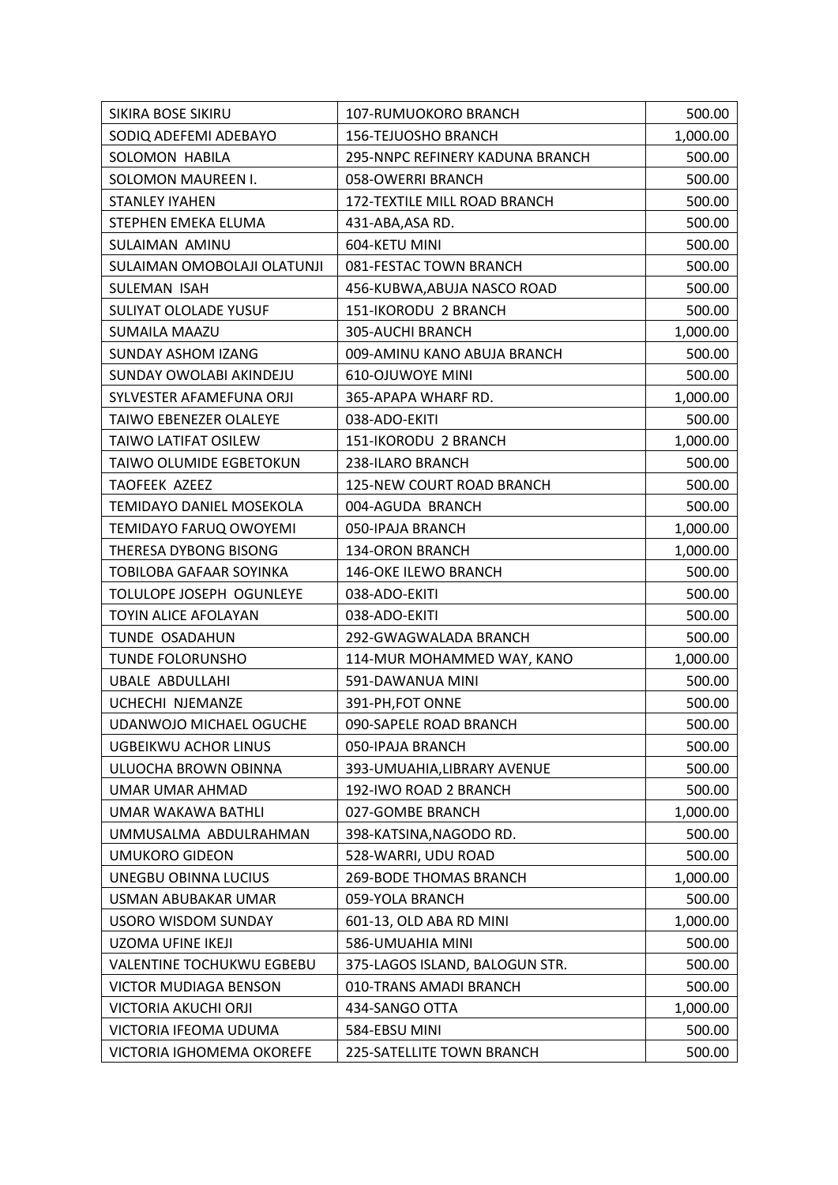| SIKIRA BOSE SIKIRU | 107-RUMUOKORO BRANCH | 500.00 |
|---|---|---|
| SODIQ ADEFEMI ADEBAYO | 156-TEJUOSHO BRANCH | 1,000.00 |
| SOLOMON HABILA | 295-NNPC REFINERY KADUNA BRANCH | 500.00 |
| SOLOMON MAUREEN I. | 058-OWERRI BRANCH | 500.00 |
| STANLEY IYAHEN | 172-TEXTILE MILL ROAD BRANCH | 500.00 |
| STEPHEN EMEKA ELUMA | 431-ABA,ASA RD. | 500.00 |
| SULAIMAN AMINU | 604-KETU MINI | 500.00 |
| SULAIMAN OMOBOLAJI OLATUNJI | 081-FESTAC TOWN BRANCH | 500.00 |
| SULEMAN ISAH | 456-KUBWA,ABUJA NASCO ROAD | 500.00 |
| SULIYAT OLOLADE YUSUF | 151-IKORODU 2 BRANCH | 500.00 |
| SUMAILA MAAZU | 305-AUCHI BRANCH | 1,000.00 |
| SUNDAY ASHOM IZANG | 009-AMINU KANO ABUJA BRANCH | 500.00 |
| SUNDAY OWOLABI AKINDEJU | 610-OJUWOYE MINI | 500.00 |
| SYLVESTER AFAMEFUNA ORJI | 365-APAPA WHARF RD. | 1,000.00 |
| TAIWO EBENEZER OLALEYE | 038-ADO-EKITI | 500.00 |
| TAIWO LATIFAT OSILEW | 151-IKORODU 2 BRANCH | 1,000.00 |
| TAIWO OLUMIDE EGBETOKUN | 238-ILARO BRANCH | 500.00 |
| TAOFEEK AZEEZ | 125-NEW COURT ROAD BRANCH | 500.00 |
| TEMIDAYO DANIEL MOSEKOLA | 004-AGUDA BRANCH | 500.00 |
| TEMIDAYO FARUQ OWOYEMI | 050-IPAJA BRANCH | 1,000.00 |
| THERESA DYBONG BISONG | 134-ORON BRANCH | 1,000.00 |
| TOBILOBA GAFAAR SOYINKA | 146-OKE ILEWO BRANCH | 500.00 |
| TOLULOPE JOSEPH OGUNLEYE | 038-ADO-EKITI | 500.00 |
| TOYIN ALICE AFOLAYAN | 038-ADO-EKITI | 500.00 |
| TUNDE OSADAHUN | 292-GWAGWALADA BRANCH | 500.00 |
| TUNDE FOLORUNSHO | 114-MUR MOHAMMED WAY, KANO | 1,000.00 |
| UBALE ABDULLAHI | 591-DAWANUA MINI | 500.00 |
| UCHECHI NJEMANZE | 391-PH,FOT ONNE | 500.00 |
| UDANWOJO MICHAEL OGUCHE | 090-SAPELE ROAD BRANCH | 500.00 |
| UGBEIKWU ACHOR LINUS | 050-IPAJA BRANCH | 500.00 |
| ULUOCHA BROWN OBINNA | 393-UMUAHIA,LIBRARY AVENUE | 500.00 |
| UMAR UMAR AHMAD | 192-IWO ROAD 2 BRANCH | 500.00 |
| UMAR WAKAWA BATHLI | 027-GOMBE BRANCH | 1,000.00 |
| UMMUSALMA ABDULRAHMAN | 398-KATSINA,NAGODO RD. | 500.00 |
| UMUKORO GIDEON | 528-WARRI, UDU ROAD | 500.00 |
| UNEGBU OBINNA LUCIUS | 269-BODE THOMAS BRANCH | 1,000.00 |
| USMAN ABUBAKAR UMAR | 059-YOLA BRANCH | 500.00 |
| USORO WISDOM SUNDAY | 601-13, OLD ABA RD MINI | 1,000.00 |
| UZOMA UFINE IKEJI | 586-UMUAHIA MINI | 500.00 |
| VALENTINE TOCHUKWU EGBEBU | 375-LAGOS ISLAND, BALOGUN STR. | 500.00 |
| VICTOR MUDIAGA BENSON | 010-TRANS AMADI BRANCH | 500.00 |
| VICTORIA AKUCHI ORJI | 434-SANGO OTTA | 1,000.00 |
| VICTORIA IFEOMA UDUMA | 584-EBSU MINI | 500.00 |
| VICTORIA IGHOMEMA OKOREFE | 225-SATELLITE TOWN BRANCH | 500.00 |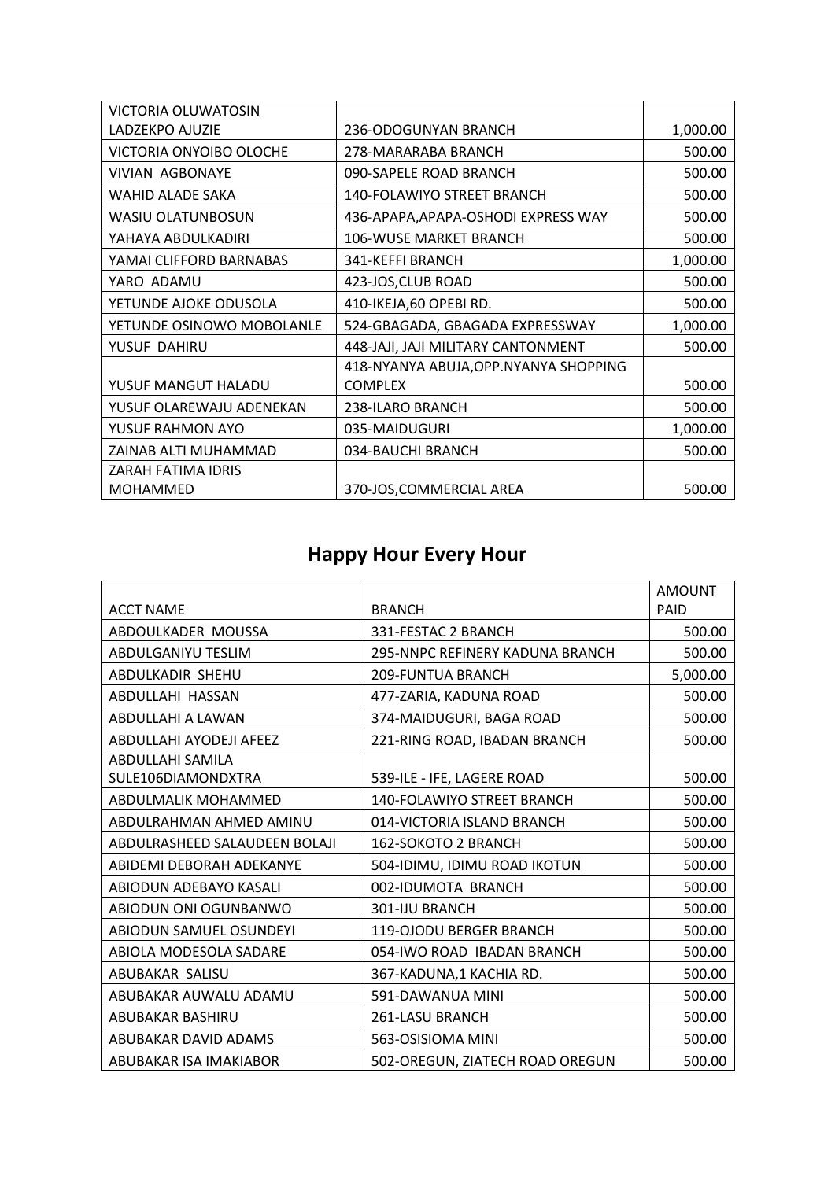| VICTORIA OLUWATOSIN LADZEKPO AJUZIE | 236-ODOGUNYAN BRANCH | 1,000.00 |
|---|---|---|
| VICTORIA ONYOIBO OLOCHE | 278-MARARABA BRANCH | 500.00 |
| VIVIAN AGBONAYE | 090-SAPELE ROAD BRANCH | 500.00 |
| WAHID ALADE SAKA | 140-FOLAWIYO STREET BRANCH | 500.00 |
| WASIU OLATUNBOSUN | 436-APAPA,APAPA-OSHODI EXPRESS WAY | 500.00 |
| YAHAYA ABDULKADIRI | 106-WUSE MARKET BRANCH | 500.00 |
| YAMAI CLIFFORD BARNABAS | 341-KEFFI BRANCH | 1,000.00 |
| YARO ADAMU | 423-JOS,CLUB ROAD | 500.00 |
| YETUNDE AJOKE ODUSOLA | 410-IKEJA,60 OPEBI RD. | 500.00 |
| YETUNDE OSINOWO MOBOLANLE | 524-GBAGADA, GBAGADA EXPRESSWAY | 1,000.00 |
| YUSUF DAHIRU | 448-JAJI, JAJI MILITARY CANTONMENT | 500.00 |
| YUSUF MANGUT HALADU | 418-NYANYA ABUJA,OPP.NYANYA SHOPPING COMPLEX | 500.00 |
| YUSUF OLAREWAJU ADENEKAN | 238-ILARO BRANCH | 500.00 |
| YUSUF RAHMON AYO | 035-MAIDUGURI | 1,000.00 |
| ZAINAB ALTI MUHAMMAD | 034-BAUCHI BRANCH | 500.00 |
| ZARAH FATIMA IDRIS MOHAMMED | 370-JOS,COMMERCIAL AREA | 500.00 |

## Happy Hour Every Hour

| ACCT NAME | BRANCH | AMOUNT PAID |
|---|---|---|
| ABDOULKADER MOUSSA | 331-FESTAC 2 BRANCH | 500.00 |
| ABDULGANIYU TESLIM | 295-NNPC REFINERY KADUNA BRANCH | 500.00 |
| ABDULKADIR SHEHU | 209-FUNTUA BRANCH | 5,000.00 |
| ABDULLAHI HASSAN | 477-ZARIA, KADUNA ROAD | 500.00 |
| ABDULLAHI A LAWAN | 374-MAIDUGURI, BAGA ROAD | 500.00 |
| ABDULLAHI AYODEJI AFEEZ | 221-RING ROAD, IBADAN BRANCH | 500.00 |
| ABDULLAHI SAMILA SULE106DIAMONDXTRA | 539-ILE - IFE, LAGERE ROAD | 500.00 |
| ABDULMALIK MOHAMMED | 140-FOLAWIYO STREET BRANCH | 500.00 |
| ABDULRAHMAN AHMED AMINU | 014-VICTORIA ISLAND BRANCH | 500.00 |
| ABDULRASHEED SALAUDEEN BOLAJI | 162-SOKOTO 2 BRANCH | 500.00 |
| ABIDEMI DEBORAH ADEKANYE | 504-IDIMU, IDIMU ROAD IKOTUN | 500.00 |
| ABIODUN ADEBAYO KASALI | 002-IDUMOTA BRANCH | 500.00 |
| ABIODUN ONI OGUNBANWO | 301-IJU BRANCH | 500.00 |
| ABIODUN SAMUEL OSUNDEYI | 119-OJODU BERGER BRANCH | 500.00 |
| ABIOLA MODESOLA SADARE | 054-IWO ROAD IBADAN BRANCH | 500.00 |
| ABUBAKAR SALISU | 367-KADUNA,1 KACHIA RD. | 500.00 |
| ABUBAKAR AUWALU ADAMU | 591-DAWANUA MINI | 500.00 |
| ABUBAKAR BASHIRU | 261-LASU BRANCH | 500.00 |
| ABUBAKAR DAVID ADAMS | 563-OSISIOMA MINI | 500.00 |
| ABUBAKAR ISA IMAKIABOR | 502-OREGUN, ZIATECH ROAD OREGUN | 500.00 |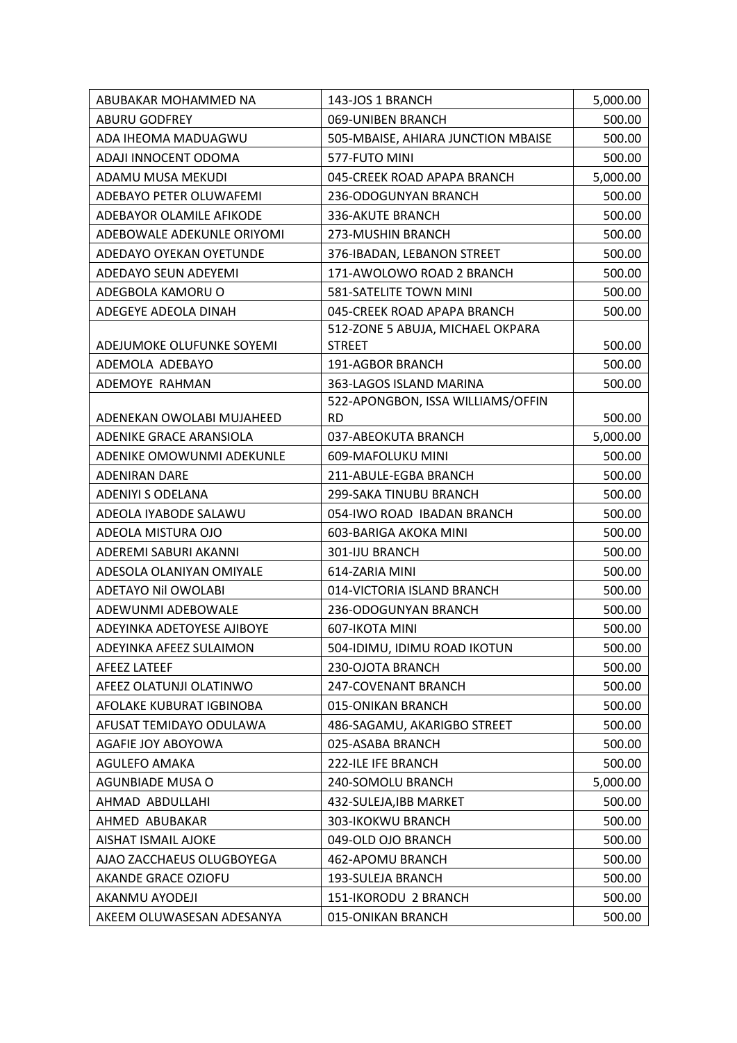| | | |
|---|---|---|
| ABUBAKAR MOHAMMED NA | 143-JOS 1 BRANCH | 5,000.00 |
| ABURU GODFREY | 069-UNIBEN BRANCH | 500.00 |
| ADA IHEOMA MADUAGWU | 505-MBAISE, AHIARA JUNCTION MBAISE | 500.00 |
| ADAJI INNOCENT ODOMA | 577-FUTO MINI | 500.00 |
| ADAMU MUSA MEKUDI | 045-CREEK ROAD APAPA BRANCH | 5,000.00 |
| ADEBAYO PETER OLUWAFEMI | 236-ODOGUNYAN BRANCH | 500.00 |
| ADEBAYOR OLAMILE AFIKODE | 336-AKUTE BRANCH | 500.00 |
| ADEBOWALE ADEKUNLE ORIYOMI | 273-MUSHIN BRANCH | 500.00 |
| ADEDAYO OYEKAN OYETUNDE | 376-IBADAN, LEBANON STREET | 500.00 |
| ADEDAYO SEUN ADEYEMI | 171-AWOLOWO ROAD 2 BRANCH | 500.00 |
| ADEGBOLA KAMORU O | 581-SATELITE TOWN MINI | 500.00 |
| ADEGEYE ADEOLA DINAH | 045-CREEK ROAD APAPA BRANCH | 500.00 |
| ADEJUMOKE OLUFUNKE SOYEMI | 512-ZONE 5 ABUJA, MICHAEL OKPARA STREET | 500.00 |
| ADEMOLA ADEBAYO | 191-AGBOR BRANCH | 500.00 |
| ADEMOYE RAHMAN | 363-LAGOS ISLAND MARINA | 500.00 |
| ADENEKAN OWOLABI MUJAHEED | 522-APONGBON, ISSA WILLIAMS/OFFIN RD | 500.00 |
| ADENIKE GRACE ARANSIOLA | 037-ABEOKUTA BRANCH | 5,000.00 |
| ADENIKE OMOWUNMI ADEKUNLE | 609-MAFOLUKU MINI | 500.00 |
| ADENIRAN DARE | 211-ABULE-EGBA BRANCH | 500.00 |
| ADENIYI S ODELANA | 299-SAKA TINUBU BRANCH | 500.00 |
| ADEOLA IYABODE SALAWU | 054-IWO ROAD IBADAN BRANCH | 500.00 |
| ADEOLA MISTURA OJO | 603-BARIGA AKOKA MINI | 500.00 |
| ADEREMI SABURI AKANNI | 301-IJU BRANCH | 500.00 |
| ADESOLA OLANIYAN OMIYALE | 614-ZARIA MINI | 500.00 |
| ADETAYO Nil OWOLABI | 014-VICTORIA ISLAND BRANCH | 500.00 |
| ADEWUNMI ADEBOWALE | 236-ODOGUNYAN BRANCH | 500.00 |
| ADEYINKA ADETOYESE AJIBOYE | 607-IKOTA MINI | 500.00 |
| ADEYINKA AFEEZ SULAIMON | 504-IDIMU, IDIMU ROAD IKOTUN | 500.00 |
| AFEEZ LATEEF | 230-OJOTA BRANCH | 500.00 |
| AFEEZ OLATUNJI OLATINWO | 247-COVENANT BRANCH | 500.00 |
| AFOLAKE KUBURAT IGBINOBA | 015-ONIKAN BRANCH | 500.00 |
| AFUSAT TEMIDAYO ODULAWA | 486-SAGAMU, AKARIGBO STREET | 500.00 |
| AGAFIE JOY ABOYOWA | 025-ASABA BRANCH | 500.00 |
| AGULEFO AMAKA | 222-ILE IFE BRANCH | 500.00 |
| AGUNBIADE MUSA O | 240-SOMOLU BRANCH | 5,000.00 |
| AHMAD ABDULLAHI | 432-SULEJA,IBB MARKET | 500.00 |
| AHMED ABUBAKAR | 303-IKOKWU BRANCH | 500.00 |
| AISHAT ISMAIL AJOKE | 049-OLD OJO BRANCH | 500.00 |
| AJAO ZACCHAEUS OLUGBOYEGA | 462-APOMU BRANCH | 500.00 |
| AKANDE GRACE OZIOFU | 193-SULEJA BRANCH | 500.00 |
| AKANMU AYODEJI | 151-IKORODU 2 BRANCH | 500.00 |
| AKEEM OLUWASESAN ADESANYA | 015-ONIKAN BRANCH | 500.00 |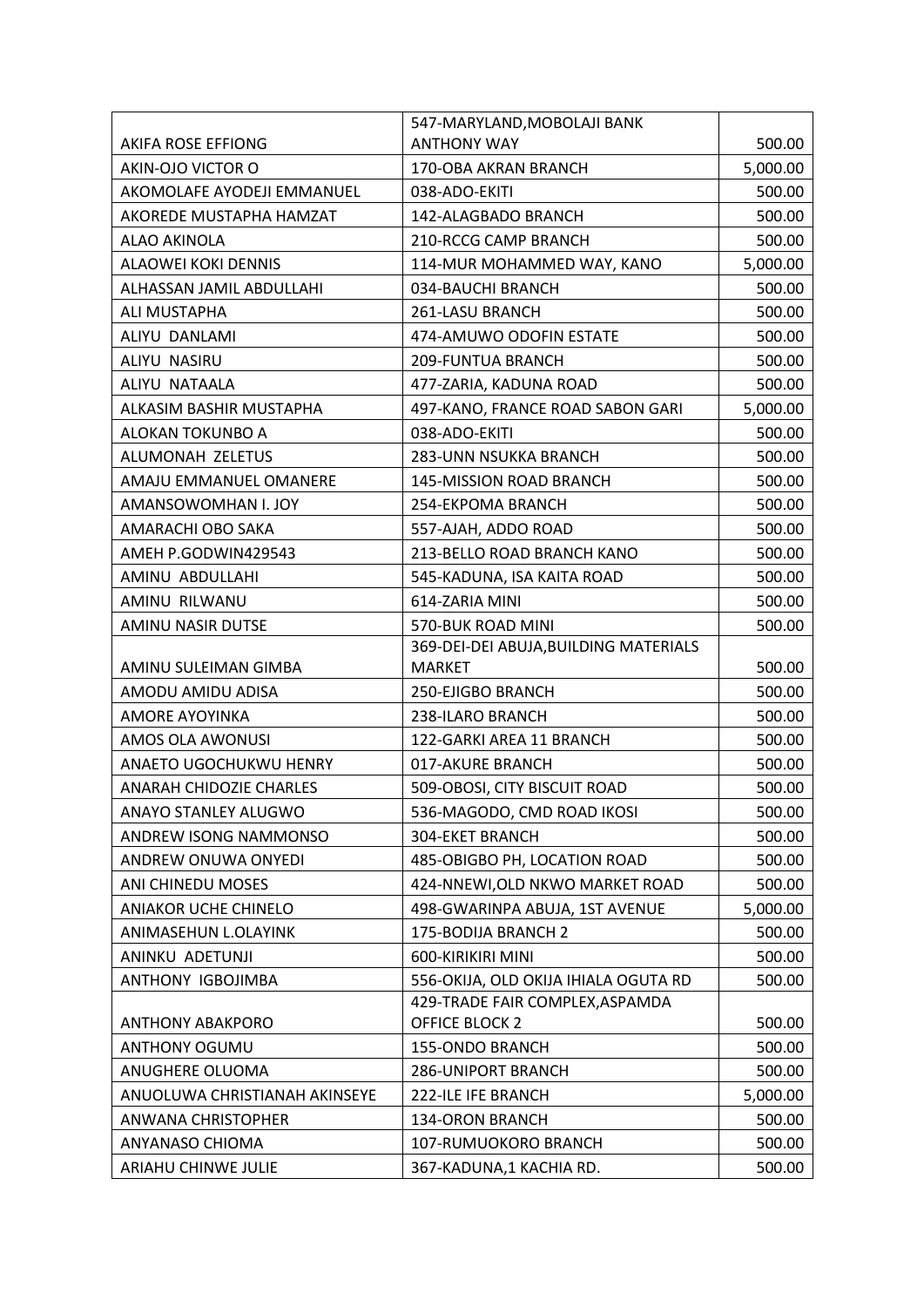| AKIFA ROSE EFFIONG | 547-MARYLAND,MOBOLAJI BANK ANTHONY WAY | 500.00 |
|---|---|---|
| AKIN-OJO VICTOR O | 170-OBA AKRAN BRANCH | 5,000.00 |
| AKOMOLAFE AYODEJI EMMANUEL | 038-ADO-EKITI | 500.00 |
| AKOREDE MUSTAPHA HAMZAT | 142-ALAGBADO BRANCH | 500.00 |
| ALAO AKINOLA | 210-RCCG CAMP BRANCH | 500.00 |
| ALAOWEI KOKI DENNIS | 114-MUR MOHAMMED WAY, KANO | 5,000.00 |
| ALHASSAN JAMIL ABDULLAHI | 034-BAUCHI BRANCH | 500.00 |
| ALI MUSTAPHA | 261-LASU BRANCH | 500.00 |
| ALIYU DANLAMI | 474-AMUWO ODOFIN ESTATE | 500.00 |
| ALIYU NASIRU | 209-FUNTUA BRANCH | 500.00 |
| ALIYU NATAALA | 477-ZARIA, KADUNA ROAD | 500.00 |
| ALKASIM BASHIR MUSTAPHA | 497-KANO, FRANCE ROAD SABON GARI | 5,000.00 |
| ALOKAN TOKUNBO A | 038-ADO-EKITI | 500.00 |
| ALUMONAH ZELETUS | 283-UNN NSUKKA BRANCH | 500.00 |
| AMAJU EMMANUEL OMANERE | 145-MISSION ROAD BRANCH | 500.00 |
| AMANSOWOMHAN I. JOY | 254-EKPOMA BRANCH | 500.00 |
| AMARACHI OBO SAKA | 557-AJAH, ADDO ROAD | 500.00 |
| AMEH P.GODWIN429543 | 213-BELLO ROAD BRANCH KANO | 500.00 |
| AMINU ABDULLAHI | 545-KADUNA, ISA KAITA ROAD | 500.00 |
| AMINU RILWANU | 614-ZARIA MINI | 500.00 |
| AMINU NASIR DUTSE | 570-BUK ROAD MINI | 500.00 |
| AMINU SULEIMAN GIMBA | 369-DEI-DEI ABUJA,BUILDING MATERIALS MARKET | 500.00 |
| AMODU AMIDU ADISA | 250-EJIGBO BRANCH | 500.00 |
| AMORE AYOYINKA | 238-ILARO BRANCH | 500.00 |
| AMOS OLA AWONUSI | 122-GARKI AREA 11 BRANCH | 500.00 |
| ANAETO UGOCHUKWU HENRY | 017-AKURE BRANCH | 500.00 |
| ANARAH CHIDOZIE CHARLES | 509-OBOSI, CITY BISCUIT ROAD | 500.00 |
| ANAYO STANLEY ALUGWO | 536-MAGODO, CMD ROAD IKOSI | 500.00 |
| ANDREW ISONG NAMMONSO | 304-EKET BRANCH | 500.00 |
| ANDREW ONUWA ONYEDI | 485-OBIGBO PH, LOCATION ROAD | 500.00 |
| ANI CHINEDU MOSES | 424-NNEWI,OLD NKWO MARKET ROAD | 500.00 |
| ANIAKOR UCHE CHINELO | 498-GWARINPA ABUJA, 1ST AVENUE | 5,000.00 |
| ANIMASEHUN L.OLAYINK | 175-BODIJA BRANCH 2 | 500.00 |
| ANINKU ADETUNJI | 600-KIRIKIRI MINI | 500.00 |
| ANTHONY IGBOJIMBA | 556-OKIJA, OLD OKIJA IHIALA OGUTA RD | 500.00 |
| ANTHONY ABAKPORO | 429-TRADE FAIR COMPLEX,ASPAMDA OFFICE BLOCK 2 | 500.00 |
| ANTHONY OGUMU | 155-ONDO BRANCH | 500.00 |
| ANUGHERE OLUOMA | 286-UNIPORT BRANCH | 500.00 |
| ANUOLUWA CHRISTIANAH AKINSEYE | 222-ILE IFE BRANCH | 5,000.00 |
| ANWANA CHRISTOPHER | 134-ORON BRANCH | 500.00 |
| ANYANASO CHIOMA | 107-RUMUOKORO BRANCH | 500.00 |
| ARIAHU CHINWE JULIE | 367-KADUNA,1 KACHIA RD. | 500.00 |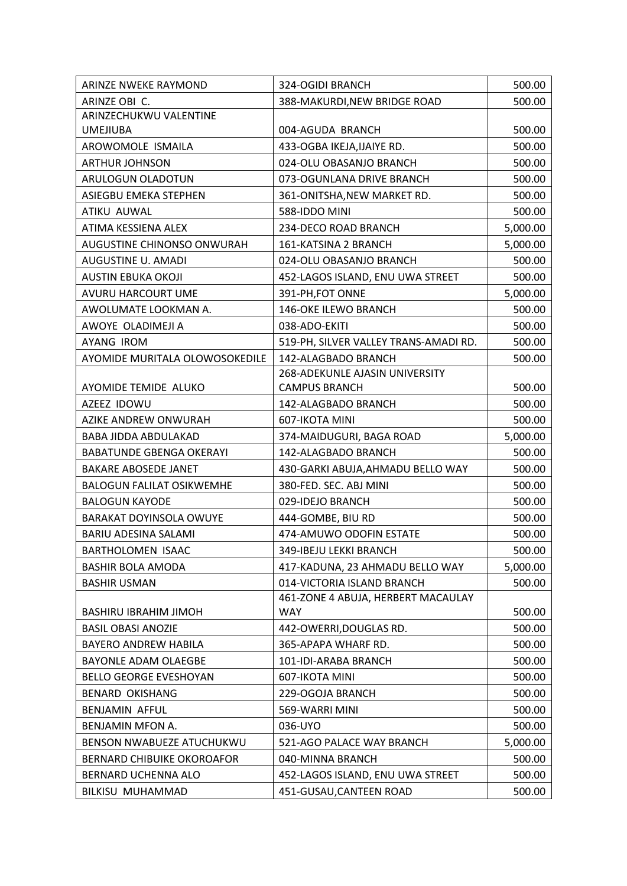| ARINZE NWEKE RAYMOND | 324-OGIDI BRANCH | 500.00 |
|---|---|---|
| ARINZE OBI C. | 388-MAKURDI,NEW BRIDGE ROAD | 500.00 |
| ARINZECHUKWU VALENTINE UMEJIUBA | 004-AGUDA BRANCH | 500.00 |
| AROWOMOLE ISMAILA | 433-OGBA IKEJA,IJAIYE RD. | 500.00 |
| ARTHUR JOHNSON | 024-OLU OBASANJO BRANCH | 500.00 |
| ARULOGUN OLADOTUN | 073-OGUNLANA DRIVE BRANCH | 500.00 |
| ASIEGBU EMEKA STEPHEN | 361-ONITSHA,NEW MARKET RD. | 500.00 |
| ATIKU AUWAL | 588-IDDO MINI | 500.00 |
| ATIMA KESSIENA ALEX | 234-DECO ROAD BRANCH | 5,000.00 |
| AUGUSTINE CHINONSO ONWURAH | 161-KATSINA 2 BRANCH | 5,000.00 |
| AUGUSTINE U. AMADI | 024-OLU OBASANJO BRANCH | 500.00 |
| AUSTIN EBUKA OKOJI | 452-LAGOS ISLAND, ENU UWA STREET | 500.00 |
| AVURU HARCOURT UME | 391-PH,FOT ONNE | 5,000.00 |
| AWOLUMATE LOOKMAN A. | 146-OKE ILEWO BRANCH | 500.00 |
| AWOYE OLADIMEJI A | 038-ADO-EKITI | 500.00 |
| AYANG IROM | 519-PH, SILVER VALLEY TRANS-AMADI RD. | 500.00 |
| AYOMIDE MURITALA OLOWOSOKEDILE | 142-ALAGBADO BRANCH | 500.00 |
| AYOMIDE TEMIDE ALUKO | 268-ADEKUNLE AJASIN UNIVERSITY CAMPUS BRANCH | 500.00 |
| AZEEZ IDOWU | 142-ALAGBADO BRANCH | 500.00 |
| AZIKE ANDREW ONWURAH | 607-IKOTA MINI | 500.00 |
| BABA JIDDA ABDULAKAD | 374-MAIDUGURI, BAGA ROAD | 5,000.00 |
| BABATUNDE GBENGA OKERAYI | 142-ALAGBADO BRANCH | 500.00 |
| BAKARE ABOSEDE JANET | 430-GARKI ABUJA,AHMADU BELLO WAY | 500.00 |
| BALOGUN FALILAT OSIKWEMHE | 380-FED. SEC. ABJ MINI | 500.00 |
| BALOGUN KAYODE | 029-IDEJO BRANCH | 500.00 |
| BARAKAT DOYINSOLA OWUYE | 444-GOMBE, BIU RD | 500.00 |
| BARIU ADESINA SALAMI | 474-AMUWO ODOFIN ESTATE | 500.00 |
| BARTHOLOMEN ISAAC | 349-IBEJU LEKKI BRANCH | 500.00 |
| BASHIR BOLA AMODA | 417-KADUNA, 23 AHMADU BELLO WAY | 5,000.00 |
| BASHIR USMAN | 014-VICTORIA ISLAND BRANCH | 500.00 |
| BASHIRU IBRAHIM JIMOH | 461-ZONE 4 ABUJA, HERBERT MACAULAY WAY | 500.00 |
| BASIL OBASI ANOZIE | 442-OWERRI,DOUGLAS RD. | 500.00 |
| BAYERO ANDREW HABILA | 365-APAPA WHARF RD. | 500.00 |
| BAYONLE ADAM OLAEGBE | 101-IDI-ARABA BRANCH | 500.00 |
| BELLO GEORGE EVESHOYAN | 607-IKOTA MINI | 500.00 |
| BENARD OKISHANG | 229-OGOJA BRANCH | 500.00 |
| BENJAMIN AFFUL | 569-WARRI MINI | 500.00 |
| BENJAMIN MFON A. | 036-UYO | 500.00 |
| BENSON NWABUEZE ATUCHUKWU | 521-AGO PALACE WAY BRANCH | 5,000.00 |
| BERNARD CHIBUIKE OKOROAFOR | 040-MINNA BRANCH | 500.00 |
| BERNARD UCHENNA ALO | 452-LAGOS ISLAND, ENU UWA STREET | 500.00 |
| BILKISU MUHAMMAD | 451-GUSAU,CANTEEN ROAD | 500.00 |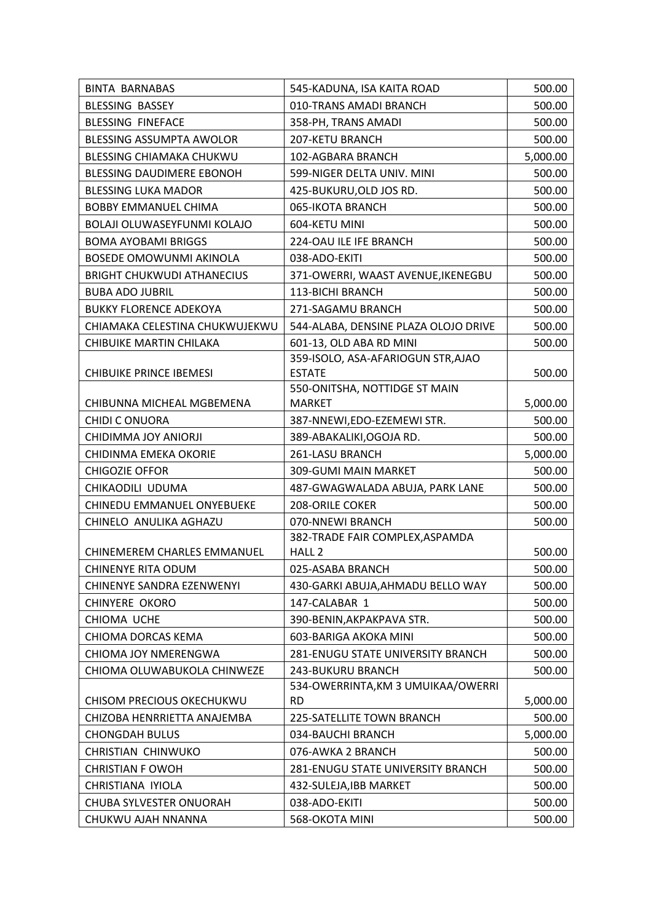| | | |
|---|---|---|
| BINTA BARNABAS | 545-KADUNA, ISA KAITA ROAD | 500.00 |
| BLESSING BASSEY | 010-TRANS AMADI BRANCH | 500.00 |
| BLESSING FINEFACE | 358-PH, TRANS AMADI | 500.00 |
| BLESSING ASSUMPTA AWOLOR | 207-KETU BRANCH | 500.00 |
| BLESSING CHIAMAKA CHUKWU | 102-AGBARA BRANCH | 5,000.00 |
| BLESSING DAUDIMERE EBONOH | 599-NIGER DELTA UNIV. MINI | 500.00 |
| BLESSING LUKA MADOR | 425-BUKURU,OLD JOS RD. | 500.00 |
| BOBBY EMMANUEL CHIMA | 065-IKOTA BRANCH | 500.00 |
| BOLAJI OLUWASEYFUNMI KOLAJO | 604-KETU MINI | 500.00 |
| BOMA AYOBAMI BRIGGS | 224-OAU ILE IFE BRANCH | 500.00 |
| BOSEDE OMOWUNMI AKINOLA | 038-ADO-EKITI | 500.00 |
| BRIGHT CHUKWUDI ATHANECIUS | 371-OWERRI, WAAST AVENUE,IKENEGBU | 500.00 |
| BUBA ADO JUBRIL | 113-BICHI BRANCH | 500.00 |
| BUKKY FLORENCE ADEKOYA | 271-SAGAMU BRANCH | 500.00 |
| CHIAMAKA CELESTINA CHUKWUJEKWU | 544-ALABA, DENSINE PLAZA OLOJO DRIVE | 500.00 |
| CHIBUIKE MARTIN CHILAKA | 601-13, OLD ABA RD MINI | 500.00 |
| CHIBUIKE PRINCE IBEMESI | 359-ISOLO, ASA-AFARIOGUN STR,AJAO ESTATE | 500.00 |
| CHIBUNNA MICHEAL MGBEMENA | 550-ONITSHA, NOTTIDGE ST MAIN MARKET | 5,000.00 |
| CHIDI C ONUORA | 387-NNEWI,EDO-EZEMEWI STR. | 500.00 |
| CHIDIMMA JOY ANIORJI | 389-ABAKALIKI,OGOJA RD. | 500.00 |
| CHIDINMA EMEKA OKORIE | 261-LASU BRANCH | 5,000.00 |
| CHIGOZIE OFFOR | 309-GUMI MAIN MARKET | 500.00 |
| CHIKAODILI UDUMA | 487-GWAGWALADA ABUJA, PARK LANE | 500.00 |
| CHINEDU EMMANUEL ONYEBUEKE | 208-ORILE COKER | 500.00 |
| CHINELO ANULIKA AGHAZU | 070-NNEWI BRANCH | 500.00 |
| CHINEMEREM CHARLES EMMANUEL | 382-TRADE FAIR COMPLEX,ASPAMDA HALL 2 | 500.00 |
| CHINENYE RITA ODUM | 025-ASABA BRANCH | 500.00 |
| CHINENYE SANDRA EZENWENYI | 430-GARKI ABUJA,AHMADU BELLO WAY | 500.00 |
| CHINYERE OKORO | 147-CALABAR 1 | 500.00 |
| CHIOMA UCHE | 390-BENIN,AKPAKPAVA STR. | 500.00 |
| CHIOMA DORCAS KEMA | 603-BARIGA AKOKA MINI | 500.00 |
| CHIOMA JOY NMERENGWA | 281-ENUGU STATE UNIVERSITY BRANCH | 500.00 |
| CHIOMA OLUWABUKOLA CHINWEZE | 243-BUKURU BRANCH | 500.00 |
| CHISOM PRECIOUS OKECHUKWU | 534-OWERRINTA,KM 3 UMUIKAA/OWERRI RD | 5,000.00 |
| CHIZOBA HENRRIETTA ANAJEMBA | 225-SATELLITE TOWN BRANCH | 500.00 |
| CHONGDAH BULUS | 034-BAUCHI BRANCH | 5,000.00 |
| CHRISTIAN CHINWUKO | 076-AWKA 2 BRANCH | 500.00 |
| CHRISTIAN F OWOH | 281-ENUGU STATE UNIVERSITY BRANCH | 500.00 |
| CHRISTIANA IYIOLA | 432-SULEJA,IBB MARKET | 500.00 |
| CHUBA SYLVESTER ONUORAH | 038-ADO-EKITI | 500.00 |
| CHUKWU AJAH NNANNA | 568-OKOTA MINI | 500.00 |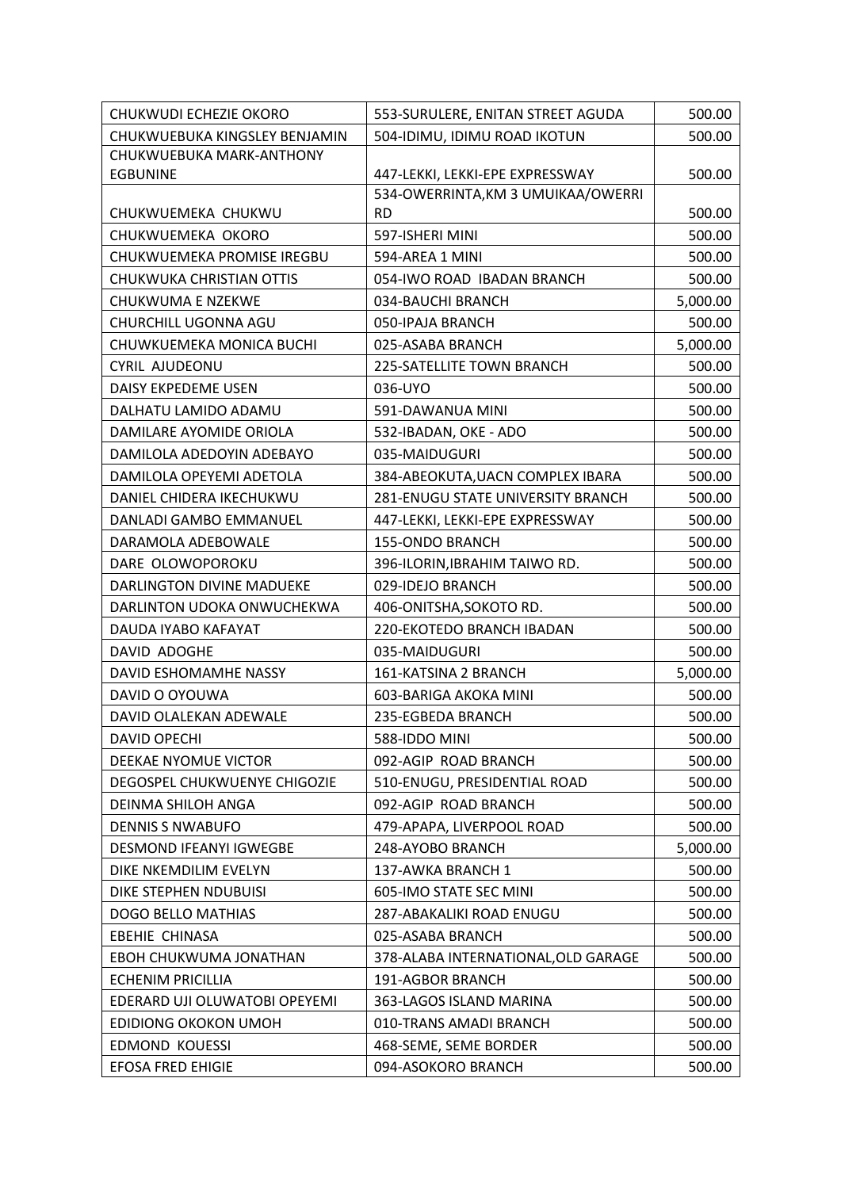| | | |
|---|---|---|
| CHUKWUDI ECHEZIE OKORO | 553-SURULERE, ENITAN STREET AGUDA | 500.00 |
| CHUKWUEBUKA KINGSLEY BENJAMIN | 504-IDIMU, IDIMU ROAD IKOTUN | 500.00 |
| CHUKWUEBUKA MARK-ANTHONY EGBUNINE | 447-LEKKI, LEKKI-EPE EXPRESSWAY | 500.00 |
| CHUKWUEMEKA CHUKWU | 534-OWERRINTA,KM 3 UMUIKAA/OWERRI RD | 500.00 |
| CHUKWUEMEKA OKORO | 597-ISHERI MINI | 500.00 |
| CHUKWUEMEKA PROMISE IREGBU | 594-AREA 1 MINI | 500.00 |
| CHUKWUKA CHRISTIAN OTTIS | 054-IWO ROAD IBADAN BRANCH | 500.00 |
| CHUKWUMA E NZEKWE | 034-BAUCHI BRANCH | 5,000.00 |
| CHURCHILL UGONNA AGU | 050-IPAJA BRANCH | 500.00 |
| CHUWKUEMEKA MONICA BUCHI | 025-ASABA BRANCH | 5,000.00 |
| CYRIL AJUDEONU | 225-SATELLITE TOWN BRANCH | 500.00 |
| DAISY EKPEDEME USEN | 036-UYO | 500.00 |
| DALHATU LAMIDO ADAMU | 591-DAWANUA MINI | 500.00 |
| DAMILARE AYOMIDE ORIOLA | 532-IBADAN, OKE - ADO | 500.00 |
| DAMILOLA ADEDOYIN ADEBAYO | 035-MAIDUGURI | 500.00 |
| DAMILOLA OPEYEMI ADETOLA | 384-ABEOKUTA,UACN COMPLEX IBARA | 500.00 |
| DANIEL CHIDERA IKECHUKWU | 281-ENUGU STATE UNIVERSITY BRANCH | 500.00 |
| DANLADI GAMBO EMMANUEL | 447-LEKKI, LEKKI-EPE EXPRESSWAY | 500.00 |
| DARAMOLA ADEBOWALE | 155-ONDO BRANCH | 500.00 |
| DARE OLOWOPOROKU | 396-ILORIN,IBRAHIM TAIWO RD. | 500.00 |
| DARLINGTON DIVINE MADUEKE | 029-IDEJO BRANCH | 500.00 |
| DARLINTON UDOKA ONWUCHEKWA | 406-ONITSHA,SOKOTO RD. | 500.00 |
| DAUDA IYABO KAFAYAT | 220-EKOTEDO BRANCH IBADAN | 500.00 |
| DAVID ADOGHE | 035-MAIDUGURI | 500.00 |
| DAVID ESHOMAMHE NASSY | 161-KATSINA 2 BRANCH | 5,000.00 |
| DAVID O OYOUWA | 603-BARIGA AKOKA MINI | 500.00 |
| DAVID OLALEKAN ADEWALE | 235-EGBEDA BRANCH | 500.00 |
| DAVID OPECHI | 588-IDDO MINI | 500.00 |
| DEEKAE NYOMUE VICTOR | 092-AGIP ROAD BRANCH | 500.00 |
| DEGOSPEL CHUKWUENYE CHIGOZIE | 510-ENUGU, PRESIDENTIAL ROAD | 500.00 |
| DEINMA SHILOH ANGA | 092-AGIP ROAD BRANCH | 500.00 |
| DENNIS S NWABUFO | 479-APAPA, LIVERPOOL ROAD | 500.00 |
| DESMOND IFEANYI IGWEGBE | 248-AYOBO BRANCH | 5,000.00 |
| DIKE NKEMDILIM EVELYN | 137-AWKA BRANCH 1 | 500.00 |
| DIKE STEPHEN NDUBUISI | 605-IMO STATE SEC MINI | 500.00 |
| DOGO BELLO MATHIAS | 287-ABAKALIKI ROAD ENUGU | 500.00 |
| EBEHIE CHINASA | 025-ASABA BRANCH | 500.00 |
| EBOH CHUKWUMA JONATHAN | 378-ALABA INTERNATIONAL,OLD GARAGE | 500.00 |
| ECHENIM PRICILLIA | 191-AGBOR BRANCH | 500.00 |
| EDERARD UJI OLUWATOBI OPEYEMI | 363-LAGOS ISLAND MARINA | 500.00 |
| EDIDIONG OKOKON UMOH | 010-TRANS AMADI BRANCH | 500.00 |
| EDMOND KOUESSI | 468-SEME, SEME BORDER | 500.00 |
| EFOSA FRED EHIGIE | 094-ASOKORO BRANCH | 500.00 |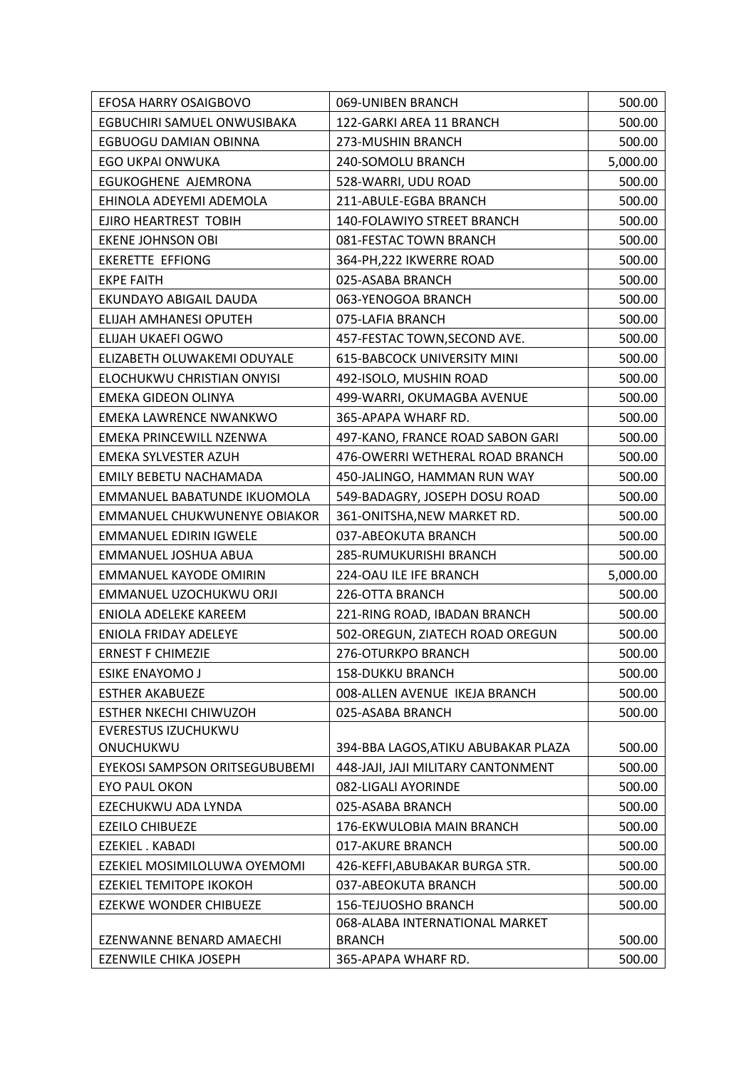| | | |
|---|---|---|
| EFOSA HARRY OSAIGBOVO | 069-UNIBEN BRANCH | 500.00 |
| EGBUCHIRI SAMUEL ONWUSIBAKA | 122-GARKI AREA 11 BRANCH | 500.00 |
| EGBUOGU DAMIAN OBINNA | 273-MUSHIN BRANCH | 500.00 |
| EGO UKPAI ONWUKA | 240-SOMOLU BRANCH | 5,000.00 |
| EGUKOGHENE AJEMRONA | 528-WARRI, UDU ROAD | 500.00 |
| EHINOLA ADEYEMI ADEMOLA | 211-ABULE-EGBA BRANCH | 500.00 |
| EJIRO HEARTREST TOBIH | 140-FOLAWIYO STREET BRANCH | 500.00 |
| EKENE JOHNSON OBI | 081-FESTAC TOWN BRANCH | 500.00 |
| EKERETTE EFFIONG | 364-PH,222 IKWERRE ROAD | 500.00 |
| EKPE FAITH | 025-ASABA BRANCH | 500.00 |
| EKUNDAYO ABIGAIL DAUDA | 063-YENOGOA BRANCH | 500.00 |
| ELIJAH AMHANESI OPUTEH | 075-LAFIA BRANCH | 500.00 |
| ELIJAH UKAEFI OGWO | 457-FESTAC TOWN,SECOND AVE. | 500.00 |
| ELIZABETH OLUWAKEMI ODUYALE | 615-BABCOCK UNIVERSITY MINI | 500.00 |
| ELOCHUKWU CHRISTIAN ONYISI | 492-ISOLO, MUSHIN ROAD | 500.00 |
| EMEKA GIDEON OLINYA | 499-WARRI, OKUMAGBA AVENUE | 500.00 |
| EMEKA LAWRENCE NWANKWO | 365-APAPA WHARF RD. | 500.00 |
| EMEKA PRINCEWILL NZENWA | 497-KANO, FRANCE ROAD SABON GARI | 500.00 |
| EMEKA SYLVESTER AZUH | 476-OWERRI WETHERAL ROAD BRANCH | 500.00 |
| EMILY BEBETU NACHAMADA | 450-JALINGO, HAMMAN RUN WAY | 500.00 |
| EMMANUEL BABATUNDE IKUOMOLA | 549-BADAGRY, JOSEPH DOSU ROAD | 500.00 |
| EMMANUEL CHUKWUNENYE OBIAKOR | 361-ONITSHA,NEW MARKET RD. | 500.00 |
| EMMANUEL EDIRIN IGWELE | 037-ABEOKUTA BRANCH | 500.00 |
| EMMANUEL JOSHUA ABUA | 285-RUMUKURISHI BRANCH | 500.00 |
| EMMANUEL KAYODE OMIRIN | 224-OAU ILE IFE BRANCH | 5,000.00 |
| EMMANUEL UZOCHUKWU ORJI | 226-OTTA BRANCH | 500.00 |
| ENIOLA ADELEKE KAREEM | 221-RING ROAD, IBADAN BRANCH | 500.00 |
| ENIOLA FRIDAY ADELEYE | 502-OREGUN, ZIATECH ROAD OREGUN | 500.00 |
| ERNEST F CHIMEZIE | 276-OTURKPO BRANCH | 500.00 |
| ESIKE ENAYOMO J | 158-DUKKU BRANCH | 500.00 |
| ESTHER AKABUEZE | 008-ALLEN AVENUE IKEJA BRANCH | 500.00 |
| ESTHER NKECHI CHIWUZOH | 025-ASABA BRANCH | 500.00 |
| EVERESTUS IZUCHUKWU ONUCHUKWU | 394-BBA LAGOS,ATIKU ABUBAKAR PLAZA | 500.00 |
| EYEKOSI SAMPSON ORITSEGUBUBEMI | 448-JAJI, JAJI MILITARY CANTONMENT | 500.00 |
| EYO PAUL OKON | 082-LIGALI AYORINDE | 500.00 |
| EZECHUKWU ADA LYNDA | 025-ASABA BRANCH | 500.00 |
| EZEILO CHIBUEZE | 176-EKWULOBIA MAIN BRANCH | 500.00 |
| EZEKIEL . KABADI | 017-AKURE BRANCH | 500.00 |
| EZEKIEL MOSIMILOLUWA OYEMOMI | 426-KEFFI,ABUBAKAR BURGA STR. | 500.00 |
| EZEKIEL TEMITOPE IKOKOH | 037-ABEOKUTA BRANCH | 500.00 |
| EZEKWE WONDER CHIBUEZE | 156-TEJUOSHO BRANCH | 500.00 |
| EZENWANNE BENARD AMAECHI | 068-ALABA INTERNATIONAL MARKET BRANCH | 500.00 |
| EZENWILE CHIKA JOSEPH | 365-APAPA WHARF RD. | 500.00 |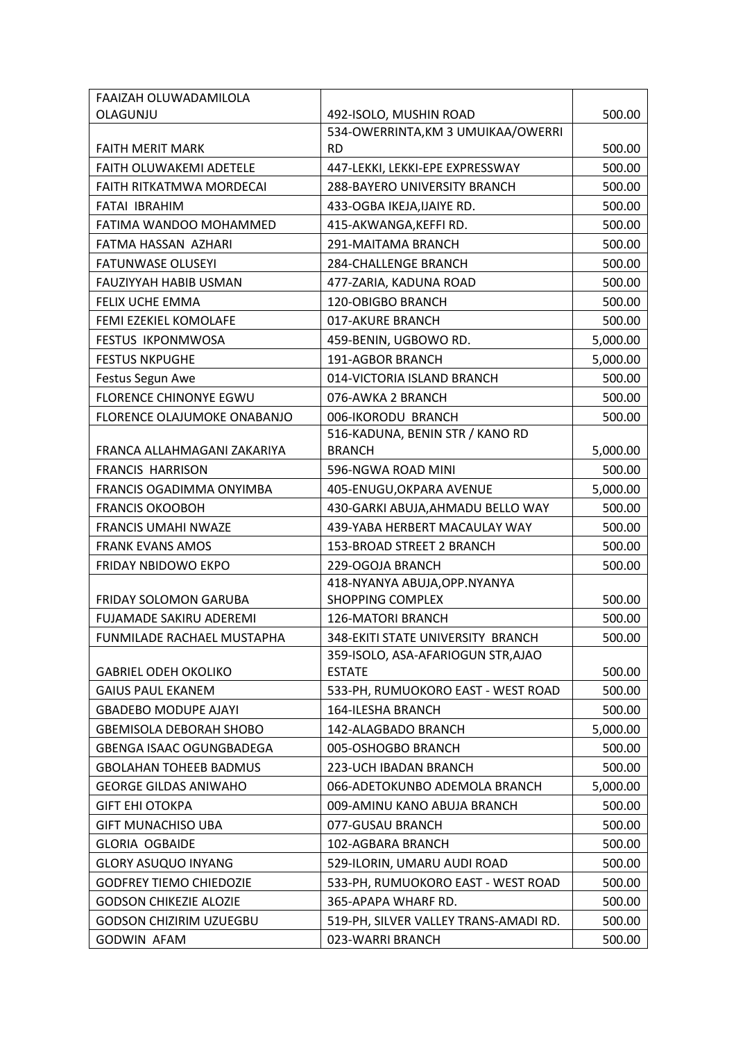| | | |
|---|---|---|
| FAAIZAH OLUWADAMILOLA OLAGUNJU | 492-ISOLO, MUSHIN ROAD | 500.00 |
| FAITH MERIT MARK | 534-OWERRINTA,KM 3 UMUIKAA/OWERRI RD | 500.00 |
| FAITH OLUWAKEMI ADETELE | 447-LEKKI, LEKKI-EPE EXPRESSWAY | 500.00 |
| FAITH RITKATMWA MORDECAI | 288-BAYERO UNIVERSITY BRANCH | 500.00 |
| FATAI IBRAHIM | 433-OGBA IKEJA,IJAIYE RD. | 500.00 |
| FATIMA WANDOO MOHAMMED | 415-AKWANGA,KEFFI RD. | 500.00 |
| FATMA HASSAN AZHARI | 291-MAITAMA BRANCH | 500.00 |
| FATUNWASE OLUSEYI | 284-CHALLENGE BRANCH | 500.00 |
| FAUZIYYAH HABIB USMAN | 477-ZARIA, KADUNA ROAD | 500.00 |
| FELIX UCHE EMMA | 120-OBIGBO BRANCH | 500.00 |
| FEMI EZEKIEL KOMOLAFE | 017-AKURE BRANCH | 500.00 |
| FESTUS IKPONMWOSA | 459-BENIN, UGBOWO RD. | 5,000.00 |
| FESTUS NKPUGHE | 191-AGBOR BRANCH | 5,000.00 |
| Festus Segun Awe | 014-VICTORIA ISLAND BRANCH | 500.00 |
| FLORENCE CHINONYE EGWU | 076-AWKA 2 BRANCH | 500.00 |
| FLORENCE OLAJUMOKE ONABANJO | 006-IKORODU BRANCH | 500.00 |
| FRANCA ALLAHMAGANI ZAKARIYA | 516-KADUNA, BENIN STR / KANO RD BRANCH | 5,000.00 |
| FRANCIS HARRISON | 596-NGWA ROAD MINI | 500.00 |
| FRANCIS OGADIMMA ONYIMBA | 405-ENUGU,OKPARA AVENUE | 5,000.00 |
| FRANCIS OKOOBOH | 430-GARKI ABUJA,AHMADU BELLO WAY | 500.00 |
| FRANCIS UMAHI NWAZE | 439-YABA HERBERT MACAULAY WAY | 500.00 |
| FRANK EVANS AMOS | 153-BROAD STREET 2 BRANCH | 500.00 |
| FRIDAY NBIDOWO EKPO | 229-OGOJA BRANCH | 500.00 |
| FRIDAY SOLOMON GARUBA | 418-NYANYA ABUJA,OPP.NYANYA SHOPPING COMPLEX | 500.00 |
| FUJAMADE SAKIRU ADEREMI | 126-MATORI BRANCH | 500.00 |
| FUNMILADE RACHAEL MUSTAPHA | 348-EKITI STATE UNIVERSITY BRANCH | 500.00 |
| GABRIEL ODEH OKOLIKO | 359-ISOLO, ASA-AFARIOGUN STR,AJAO ESTATE | 500.00 |
| GAIUS PAUL EKANEM | 533-PH, RUMUOKORO EAST - WEST ROAD | 500.00 |
| GBADEBO MODUPE AJAYI | 164-ILESHA BRANCH | 500.00 |
| GBEMISOLA DEBORAH SHOBO | 142-ALAGBADO BRANCH | 5,000.00 |
| GBENGA ISAAC OGUNGBADEGA | 005-OSHOGBO BRANCH | 500.00 |
| GBOLAHAN TOHEEB BADMUS | 223-UCH IBADAN BRANCH | 500.00 |
| GEORGE GILDAS ANIWAHO | 066-ADETOKUNBO ADEMOLA BRANCH | 5,000.00 |
| GIFT EHI OTOKPA | 009-AMINU KANO ABUJA BRANCH | 500.00 |
| GIFT MUNACHISO UBA | 077-GUSAU BRANCH | 500.00 |
| GLORIA OGBAIDE | 102-AGBARA BRANCH | 500.00 |
| GLORY ASUQUO INYANG | 529-ILORIN, UMARU AUDI ROAD | 500.00 |
| GODFREY TIEMO CHIEDOZIE | 533-PH, RUMUOKORO EAST - WEST ROAD | 500.00 |
| GODSON CHIKEZIE ALOZIE | 365-APAPA WHARF RD. | 500.00 |
| GODSON CHIZIRIM UZUEGBU | 519-PH, SILVER VALLEY TRANS-AMADI RD. | 500.00 |
| GODWIN AFAM | 023-WARRI BRANCH | 500.00 |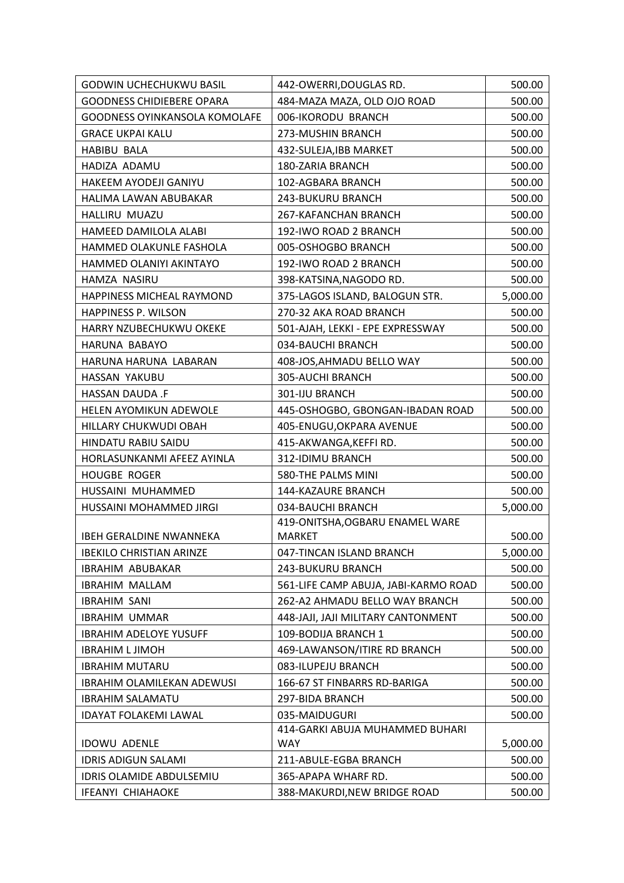| GODWIN UCHECHUKWU BASIL | 442-OWERRI,DOUGLAS RD. | 500.00 |
|---|---|---|
| GOODNESS CHIDIEBERE OPARA | 484-MAZA MAZA, OLD OJO ROAD | 500.00 |
| GOODNESS OYINKANSOLA KOMOLAFE | 006-IKORODU BRANCH | 500.00 |
| GRACE UKPAI KALU | 273-MUSHIN BRANCH | 500.00 |
| HABIBU BALA | 432-SULEJA,IBB MARKET | 500.00 |
| HADIZA ADAMU | 180-ZARIA BRANCH | 500.00 |
| HAKEEM AYODEJI GANIYU | 102-AGBARA BRANCH | 500.00 |
| HALIMA LAWAN ABUBAKAR | 243-BUKURU BRANCH | 500.00 |
| HALLIRU MUAZU | 267-KAFANCHAN BRANCH | 500.00 |
| HAMEED DAMILOLA ALABI | 192-IWO ROAD 2 BRANCH | 500.00 |
| HAMMED OLAKUNLE FASHOLA | 005-OSHOGBO BRANCH | 500.00 |
| HAMMED OLANIYI AKINTAYO | 192-IWO ROAD 2 BRANCH | 500.00 |
| HAMZA NASIRU | 398-KATSINA,NAGODO RD. | 500.00 |
| HAPPINESS MICHEAL RAYMOND | 375-LAGOS ISLAND, BALOGUN STR. | 5,000.00 |
| HAPPINESS P. WILSON | 270-32 AKA ROAD BRANCH | 500.00 |
| HARRY NZUBECHUKWU OKEKE | 501-AJAH, LEKKI - EPE EXPRESSWAY | 500.00 |
| HARUNA BABAYO | 034-BAUCHI BRANCH | 500.00 |
| HARUNA HARUNA LABARAN | 408-JOS,AHMADU BELLO WAY | 500.00 |
| HASSAN YAKUBU | 305-AUCHI BRANCH | 500.00 |
| HASSAN DAUDA .F | 301-IJU BRANCH | 500.00 |
| HELEN AYOMIKUN ADEWOLE | 445-OSHOGBO, GBONGAN-IBADAN ROAD | 500.00 |
| HILLARY CHUKWUDI OBAH | 405-ENUGU,OKPARA AVENUE | 500.00 |
| HINDATU RABIU SAIDU | 415-AKWANGA,KEFFI RD. | 500.00 |
| HORLASUNKANMI AFEEZ AYINLA | 312-IDIMU BRANCH | 500.00 |
| HOUGBE ROGER | 580-THE PALMS MINI | 500.00 |
| HUSSAINI MUHAMMED | 144-KAZAURE BRANCH | 500.00 |
| HUSSAINI MOHAMMED JIRGI | 034-BAUCHI BRANCH | 5,000.00 |
| IBEH GERALDINE NWANNEKA | 419-ONITSHA,OGBARU ENAMEL WARE MARKET | 500.00 |
| IBEKILO CHRISTIAN ARINZE | 047-TINCAN ISLAND BRANCH | 5,000.00 |
| IBRAHIM ABUBAKAR | 243-BUKURU BRANCH | 500.00 |
| IBRAHIM MALLAM | 561-LIFE CAMP ABUJA, JABI-KARMO ROAD | 500.00 |
| IBRAHIM SANI | 262-A2 AHMADU BELLO WAY BRANCH | 500.00 |
| IBRAHIM UMMAR | 448-JAJI, JAJI MILITARY CANTONMENT | 500.00 |
| IBRAHIM ADELOYE YUSUFF | 109-BODIJA BRANCH 1 | 500.00 |
| IBRAHIM L JIMOH | 469-LAWANSON/ITIRE RD BRANCH | 500.00 |
| IBRAHIM MUTARU | 083-ILUPEJU BRANCH | 500.00 |
| IBRAHIM OLAMILEKAN ADEWUSI | 166-67 ST FINBARRS RD-BARIGA | 500.00 |
| IBRAHIM SALAMATU | 297-BIDA BRANCH | 500.00 |
| IDAYAT FOLAKEMI LAWAL | 035-MAIDUGURI | 500.00 |
| IDOWU ADENLE | 414-GARKI ABUJA MUHAMMED BUHARI WAY | 5,000.00 |
| IDRIS ADIGUN SALAMI | 211-ABULE-EGBA BRANCH | 500.00 |
| IDRIS OLAMIDE ABDULSEMIU | 365-APAPA WHARF RD. | 500.00 |
| IFEANYI CHIAHAOKE | 388-MAKURDI,NEW BRIDGE ROAD | 500.00 |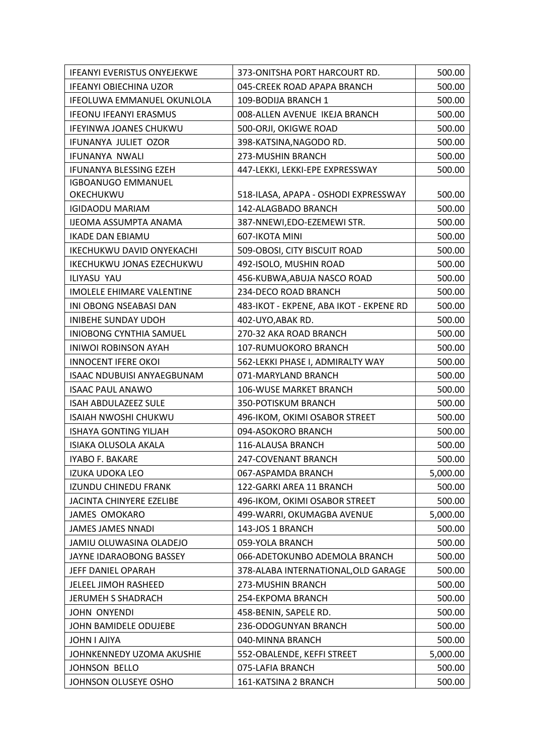| IFEANYI EVERISTUS ONYEJEKWE | 373-ONITSHA PORT HARCOURT RD. | 500.00 |
|---|---|---|
| IFEANYI OBIECHINA UZOR | 045-CREEK ROAD APAPA BRANCH | 500.00 |
| IFEOLUWA EMMANUEL OKUNLOLA | 109-BODIJA BRANCH 1 | 500.00 |
| IFEONU IFEANYI ERASMUS | 008-ALLEN AVENUE IKEJA BRANCH | 500.00 |
| IFEYINWA JOANES CHUKWU | 500-ORJI, OKIGWE ROAD | 500.00 |
| IFUNANYA JULIET OZOR | 398-KATSINA,NAGODO RD. | 500.00 |
| IFUNANYA NWALI | 273-MUSHIN BRANCH | 500.00 |
| IFUNANYA BLESSING EZEH | 447-LEKKI, LEKKI-EPE EXPRESSWAY | 500.00 |
| IGBOANUGO EMMANUEL OKECHUKWU | 518-ILASA, APAPA - OSHODI EXPRESSWAY | 500.00 |
| IGIDAODU MARIAM | 142-ALAGBADO BRANCH | 500.00 |
| IJEOMA ASSUMPTA ANAMA | 387-NNEWI,EDO-EZEMEWI STR. | 500.00 |
| IKADE DAN EBIAMU | 607-IKOTA MINI | 500.00 |
| IKECHUKWU DAVID ONYEKACHI | 509-OBOSI, CITY BISCUIT ROAD | 500.00 |
| IKECHUKWU JONAS EZECHUKWU | 492-ISOLO, MUSHIN ROAD | 500.00 |
| ILIYASU YAU | 456-KUBWA,ABUJA NASCO ROAD | 500.00 |
| IMOLELE EHIMARE VALENTINE | 234-DECO ROAD BRANCH | 500.00 |
| INI OBONG NSEABASI DAN | 483-IKOT - EKPENE, ABA IKOT - EKPENE RD | 500.00 |
| INIBEHE SUNDAY UDOH | 402-UYO,ABAK RD. | 500.00 |
| INIOBONG CYNTHIA SAMUEL | 270-32 AKA ROAD BRANCH | 500.00 |
| INIWOI ROBINSON AYAH | 107-RUMUOKORO BRANCH | 500.00 |
| INNOCENT IFERE OKOI | 562-LEKKI PHASE I, ADMIRALTY WAY | 500.00 |
| ISAAC NDUBUISI ANYAEGBUNAM | 071-MARYLAND BRANCH | 500.00 |
| ISAAC PAUL ANAWO | 106-WUSE MARKET BRANCH | 500.00 |
| ISAH ABDULAZEEZ SULE | 350-POTISKUM BRANCH | 500.00 |
| ISAIAH NWOSHI CHUKWU | 496-IKOM, OKIMI OSABOR STREET | 500.00 |
| ISHAYA GONTING YILJAH | 094-ASOKORO BRANCH | 500.00 |
| ISIAKA OLUSOLA AKALA | 116-ALAUSA BRANCH | 500.00 |
| IYABO F. BAKARE | 247-COVENANT BRANCH | 500.00 |
| IZUKA UDOKA LEO | 067-ASPAMDA BRANCH | 5,000.00 |
| IZUNDU CHINEDU FRANK | 122-GARKI AREA 11 BRANCH | 500.00 |
| JACINTA CHINYERE EZELIBE | 496-IKOM, OKIMI OSABOR STREET | 500.00 |
| JAMES OMOKARO | 499-WARRI, OKUMAGBA AVENUE | 5,000.00 |
| JAMES JAMES NNADI | 143-JOS 1 BRANCH | 500.00 |
| JAMIU OLUWASINA OLADEJO | 059-YOLA BRANCH | 500.00 |
| JAYNE IDARAOBONG BASSEY | 066-ADETOKUNBO ADEMOLA BRANCH | 500.00 |
| JEFF DANIEL OPARAH | 378-ALABA INTERNATIONAL,OLD GARAGE | 500.00 |
| JELEEL JIMOH RASHEED | 273-MUSHIN BRANCH | 500.00 |
| JERUMEH S SHADRACH | 254-EKPOMA BRANCH | 500.00 |
| JOHN ONYENDI | 458-BENIN, SAPELE RD. | 500.00 |
| JOHN BAMIDELE ODUJEBE | 236-ODOGUNYAN BRANCH | 500.00 |
| JOHN I AJIYA | 040-MINNA BRANCH | 500.00 |
| JOHNKENNEDY UZOMA AKUSHIE | 552-OBALENDE, KEFFI STREET | 5,000.00 |
| JOHNSON BELLO | 075-LAFIA BRANCH | 500.00 |
| JOHNSON OLUSEYE OSHO | 161-KATSINA 2 BRANCH | 500.00 |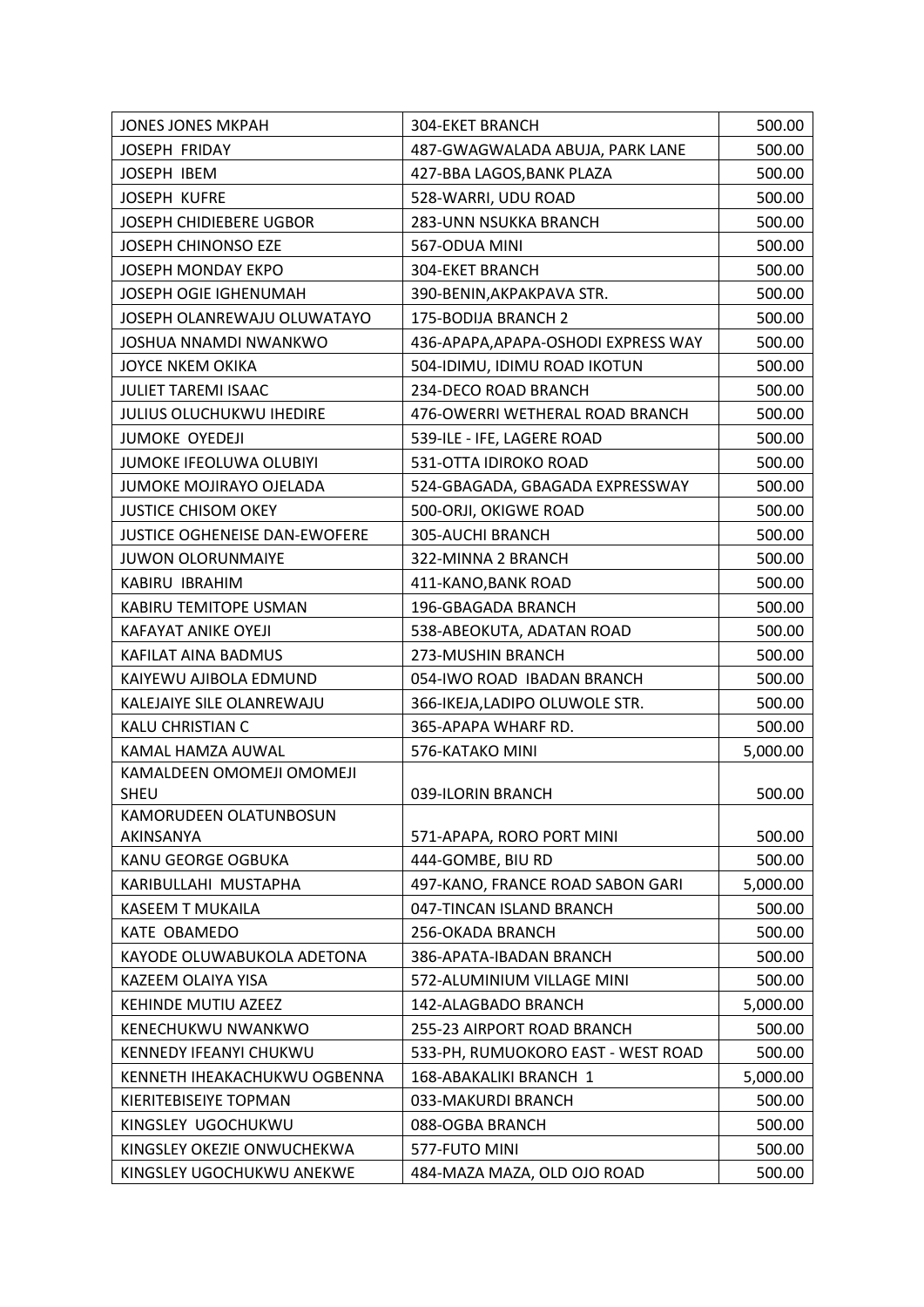| JONES JONES MKPAH | 304-EKET BRANCH | 500.00 |
|---|---|---|
| JOSEPH FRIDAY | 487-GWAGWALADA ABUJA, PARK LANE | 500.00 |
| JOSEPH IBEM | 427-BBA LAGOS,BANK PLAZA | 500.00 |
| JOSEPH KUFRE | 528-WARRI, UDU ROAD | 500.00 |
| JOSEPH CHIDIEBERE UGBOR | 283-UNN NSUKKA BRANCH | 500.00 |
| JOSEPH CHINONSO EZE | 567-ODUA MINI | 500.00 |
| JOSEPH MONDAY EKPO | 304-EKET BRANCH | 500.00 |
| JOSEPH OGIE IGHENUMAH | 390-BENIN,AKPAKPAVA STR. | 500.00 |
| JOSEPH OLANREWAJU OLUWATAYO | 175-BODIJA BRANCH 2 | 500.00 |
| JOSHUA NNAMDI NWANKWO | 436-APAPA,APAPA-OSHODI EXPRESS WAY | 500.00 |
| JOYCE NKEM OKIKA | 504-IDIMU, IDIMU ROAD IKOTUN | 500.00 |
| JULIET TAREMI ISAAC | 234-DECO ROAD BRANCH | 500.00 |
| JULIUS OLUCHUKWU IHEDIRE | 476-OWERRI WETHERAL ROAD BRANCH | 500.00 |
| JUMOKE OYEDEJI | 539-ILE - IFE, LAGERE ROAD | 500.00 |
| JUMOKE IFEOLUWA OLUBIYI | 531-OTTA IDIROKO ROAD | 500.00 |
| JUMOKE MOJIRAYO OJELADA | 524-GBAGADA, GBAGADA EXPRESSWAY | 500.00 |
| JUSTICE CHISOM OKEY | 500-ORJI, OKIGWE ROAD | 500.00 |
| JUSTICE OGHENEISE DAN-EWOFERE | 305-AUCHI BRANCH | 500.00 |
| JUWON OLORUNMAIYE | 322-MINNA 2 BRANCH | 500.00 |
| KABIRU IBRAHIM | 411-KANO,BANK ROAD | 500.00 |
| KABIRU TEMITOPE USMAN | 196-GBAGADA BRANCH | 500.00 |
| KAFAYAT ANIKE OYEJI | 538-ABEOKUTA, ADATAN ROAD | 500.00 |
| KAFILAT AINA BADMUS | 273-MUSHIN BRANCH | 500.00 |
| KAIYEWU AJIBOLA EDMUND | 054-IWO ROAD IBADAN BRANCH | 500.00 |
| KALEJAIYE SILE OLANREWAJU | 366-IKEJA,LADIPO OLUWOLE STR. | 500.00 |
| KALU CHRISTIAN C | 365-APAPA WHARF RD. | 500.00 |
| KAMAL HAMZA AUWAL | 576-KATAKO MINI | 5,000.00 |
| KAMALDEEN OMOMEJI OMOMEJI SHEU | 039-ILORIN BRANCH | 500.00 |
| KAMORUDEEN OLATUNBOSUN AKINSANYA | 571-APAPA, RORO PORT MINI | 500.00 |
| KANU GEORGE OGBUKA | 444-GOMBE, BIU RD | 500.00 |
| KARIBULLAHI MUSTAPHA | 497-KANO, FRANCE ROAD SABON GARI | 5,000.00 |
| KASEEM T MUKAILA | 047-TINCAN ISLAND BRANCH | 500.00 |
| KATE OBAMEDO | 256-OKADA BRANCH | 500.00 |
| KAYODE OLUWABUKOLA ADETONA | 386-APATA-IBADAN BRANCH | 500.00 |
| KAZEEM OLAIYA YISA | 572-ALUMINIUM VILLAGE MINI | 500.00 |
| KEHINDE MUTIU AZEEZ | 142-ALAGBADO BRANCH | 5,000.00 |
| KENECHUKWU NWANKWO | 255-23 AIRPORT ROAD BRANCH | 500.00 |
| KENNEDY IFEANYI CHUKWU | 533-PH, RUMUOKORO EAST - WEST ROAD | 500.00 |
| KENNETH IHEAKACHUKWU OGBENNA | 168-ABAKALIKI BRANCH 1 | 5,000.00 |
| KIERITEBISEIYE TOPMAN | 033-MAKURDI BRANCH | 500.00 |
| KINGSLEY UGOCHUKWU | 088-OGBA BRANCH | 500.00 |
| KINGSLEY OKEZIE ONWUCHEKWA | 577-FUTO MINI | 500.00 |
| KINGSLEY UGOCHUKWU ANEKWE | 484-MAZA MAZA, OLD OJO ROAD | 500.00 |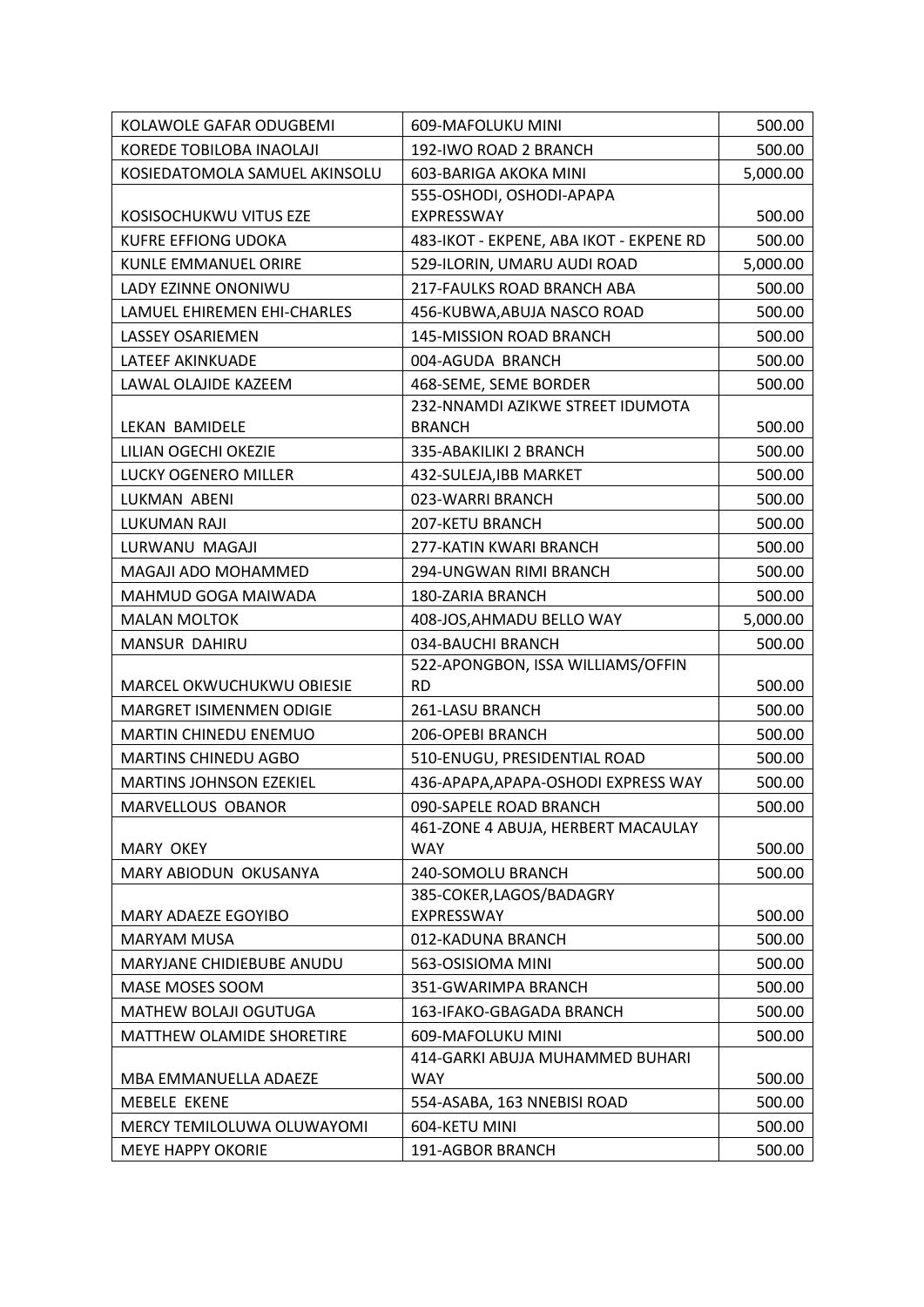| | | |
|---|---|---|
| KOLAWOLE GAFAR ODUGBEMI | 609-MAFOLUKU MINI | 500.00 |
| KOREDE TOBILOBA INAOLAJI | 192-IWO ROAD 2 BRANCH | 500.00 |
| KOSIEDATOMOLA SAMUEL AKINSOLU | 603-BARIGA AKOKA MINI | 5,000.00 |
| KOSISOCHUKWU VITUS EZE | 555-OSHODI, OSHODI-APAPA EXPRESSWAY | 500.00 |
| KUFRE EFFIONG UDOKA | 483-IKOT - EKPENE, ABA IKOT - EKPENE RD | 500.00 |
| KUNLE EMMANUEL ORIRE | 529-ILORIN, UMARU AUDI ROAD | 5,000.00 |
| LADY EZINNE ONONIWU | 217-FAULKS ROAD BRANCH ABA | 500.00 |
| LAMUEL EHIREMEN EHI-CHARLES | 456-KUBWA,ABUJA NASCO ROAD | 500.00 |
| LASSEY OSARIEMEN | 145-MISSION ROAD BRANCH | 500.00 |
| LATEEF AKINKUADE | 004-AGUDA BRANCH | 500.00 |
| LAWAL OLAJIDE KAZEEM | 468-SEME, SEME BORDER | 500.00 |
| LEKAN BAMIDELE | 232-NNAMDI AZIKWE STREET IDUMOTA BRANCH | 500.00 |
| LILIAN OGECHI OKEZIE | 335-ABAKILIKI 2 BRANCH | 500.00 |
| LUCKY OGENERO MILLER | 432-SULEJA,IBB MARKET | 500.00 |
| LUKMAN ABENI | 023-WARRI BRANCH | 500.00 |
| LUKUMAN RAJI | 207-KETU BRANCH | 500.00 |
| LURWANU MAGAJI | 277-KATIN KWARI BRANCH | 500.00 |
| MAGAJI ADO MOHAMMED | 294-UNGWAN RIMI BRANCH | 500.00 |
| MAHMUD GOGA MAIWADA | 180-ZARIA BRANCH | 500.00 |
| MALAN MOLTOK | 408-JOS,AHMADU BELLO WAY | 5,000.00 |
| MANSUR DAHIRU | 034-BAUCHI BRANCH | 500.00 |
| MARCEL OKWUCHUKWU OBIESIE | 522-APONGBON, ISSA WILLIAMS/OFFIN RD | 500.00 |
| MARGRET ISIMENMEN ODIGIE | 261-LASU BRANCH | 500.00 |
| MARTIN CHINEDU ENEMUO | 206-OPEBI BRANCH | 500.00 |
| MARTINS CHINEDU AGBO | 510-ENUGU, PRESIDENTIAL ROAD | 500.00 |
| MARTINS JOHNSON EZEKIEL | 436-APAPA,APAPA-OSHODI EXPRESS WAY | 500.00 |
| MARVELLOUS OBANOR | 090-SAPELE ROAD BRANCH | 500.00 |
| MARY OKEY | 461-ZONE 4 ABUJA, HERBERT MACAULAY WAY | 500.00 |
| MARY ABIODUN OKUSANYA | 240-SOMOLU BRANCH | 500.00 |
| MARY ADAEZE EGOYIBO | 385-COKER,LAGOS/BADAGRY EXPRESSWAY | 500.00 |
| MARYAM MUSA | 012-KADUNA BRANCH | 500.00 |
| MARYJANE CHIDIEBUBE ANUDU | 563-OSISIOMA MINI | 500.00 |
| MASE MOSES SOOM | 351-GWARIMPA BRANCH | 500.00 |
| MATHEW BOLAJI OGUTUGA | 163-IFAKO-GBAGADA BRANCH | 500.00 |
| MATTHEW OLAMIDE SHORETIRE | 609-MAFOLUKU MINI | 500.00 |
| MBA EMMANUELLA ADAEZE | 414-GARKI ABUJA MUHAMMED BUHARI WAY | 500.00 |
| MEBELE EKENE | 554-ASABA, 163 NNEBISI ROAD | 500.00 |
| MERCY TEMILOLUWA OLUWAYOMI | 604-KETU MINI | 500.00 |
| MEYE HAPPY OKORIE | 191-AGBOR BRANCH | 500.00 |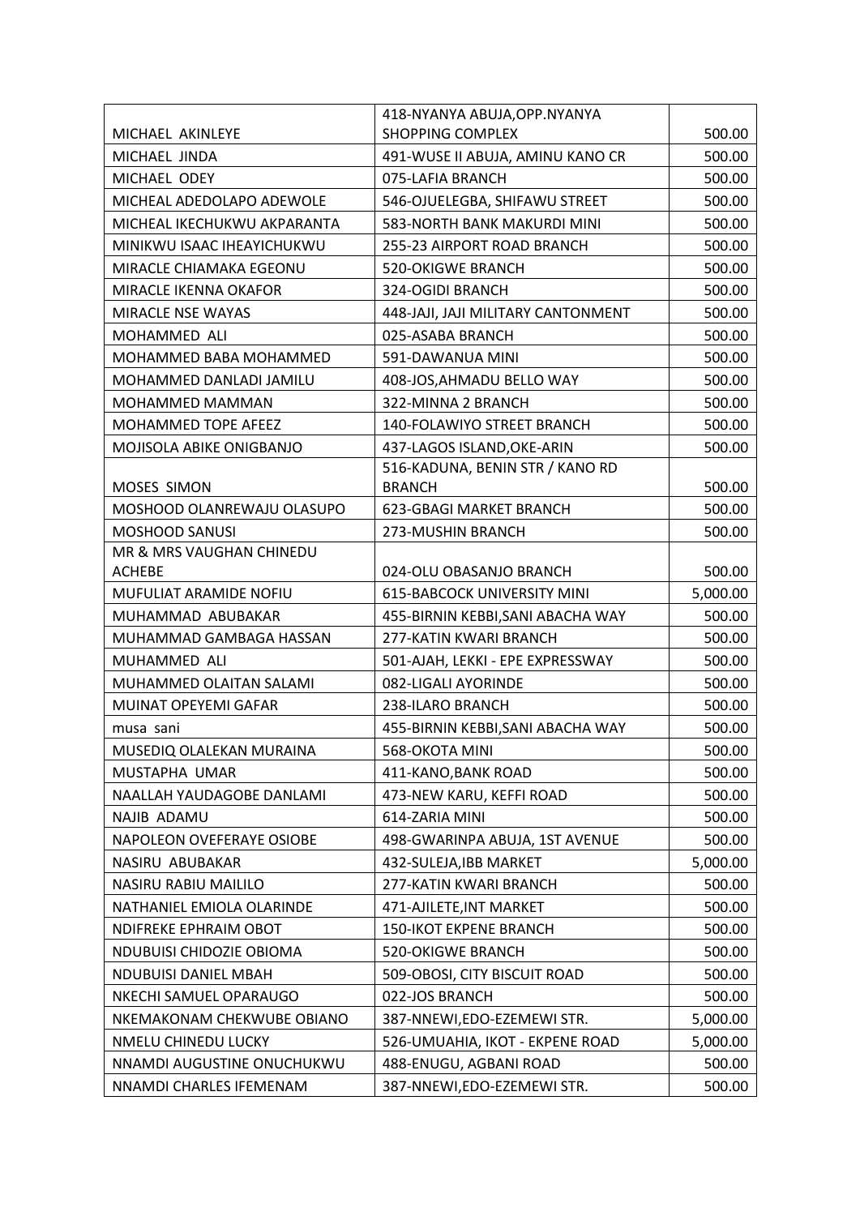| | | |
|---|---|---|
| MICHAEL AKINLEYE | 418-NYANYA ABUJA,OPP.NYANYA SHOPPING COMPLEX | 500.00 |
| MICHAEL JINDA | 491-WUSE II ABUJA, AMINU KANO CR | 500.00 |
| MICHAEL ODEY | 075-LAFIA BRANCH | 500.00 |
| MICHEAL ADEDOLAPO ADEWOLE | 546-OJUELEGBA, SHIFAWU STREET | 500.00 |
| MICHEAL IKECHUKWU AKPARANTA | 583-NORTH BANK MAKURDI MINI | 500.00 |
| MINIKWU ISAAC IHEAYICHUKWU | 255-23 AIRPORT ROAD BRANCH | 500.00 |
| MIRACLE CHIAMAKA EGEONU | 520-OKIGWE BRANCH | 500.00 |
| MIRACLE IKENNA OKAFOR | 324-OGIDI BRANCH | 500.00 |
| MIRACLE NSE WAYAS | 448-JAJI, JAJI MILITARY CANTONMENT | 500.00 |
| MOHAMMED ALI | 025-ASABA BRANCH | 500.00 |
| MOHAMMED BABA MOHAMMED | 591-DAWANUA MINI | 500.00 |
| MOHAMMED DANLADI JAMILU | 408-JOS,AHMADU BELLO WAY | 500.00 |
| MOHAMMED MAMMAN | 322-MINNA 2 BRANCH | 500.00 |
| MOHAMMED TOPE AFEEZ | 140-FOLAWIYO STREET BRANCH | 500.00 |
| MOJISOLA ABIKE ONIGBANJO | 437-LAGOS ISLAND,OKE-ARIN | 500.00 |
| MOSES SIMON | 516-KADUNA, BENIN STR / KANO RD BRANCH | 500.00 |
| MOSHOOD OLANREWAJU OLASUPO | 623-GBAGI MARKET BRANCH | 500.00 |
| MOSHOOD SANUSI | 273-MUSHIN BRANCH | 500.00 |
| MR & MRS VAUGHAN CHINEDU ACHEBE | 024-OLU OBASANJO BRANCH | 500.00 |
| MUFULIAT ARAMIDE NOFIU | 615-BABCOCK UNIVERSITY MINI | 5,000.00 |
| MUHAMMAD ABUBAKAR | 455-BIRNIN KEBBI,SANI ABACHA WAY | 500.00 |
| MUHAMMAD GAMBAGA HASSAN | 277-KATIN KWARI BRANCH | 500.00 |
| MUHAMMED ALI | 501-AJAH, LEKKI - EPE EXPRESSWAY | 500.00 |
| MUHAMMED OLAITAN SALAMI | 082-LIGALI AYORINDE | 500.00 |
| MUINAT OPEYEMI GAFAR | 238-ILARO BRANCH | 500.00 |
| musa sani | 455-BIRNIN KEBBI,SANI ABACHA WAY | 500.00 |
| MUSEDIQ OLALEKAN MURAINA | 568-OKOTA MINI | 500.00 |
| MUSTAPHA UMAR | 411-KANO,BANK ROAD | 500.00 |
| NAALLAH YAUDAGOBE DANLAMI | 473-NEW KARU, KEFFI ROAD | 500.00 |
| NAJIB ADAMU | 614-ZARIA MINI | 500.00 |
| NAPOLEON OVEFERAYE OSIOBE | 498-GWARINPA ABUJA, 1ST AVENUE | 500.00 |
| NASIRU ABUBAKAR | 432-SULEJA,IBB MARKET | 5,000.00 |
| NASIRU RABIU MAILILO | 277-KATIN KWARI BRANCH | 500.00 |
| NATHANIEL EMIOLA OLARINDE | 471-AJILETE,INT MARKET | 500.00 |
| NDIFREKE EPHRAIM OBOT | 150-IKOT EKPENE BRANCH | 500.00 |
| NDUBUISI CHIDOZIE OBIOMA | 520-OKIGWE BRANCH | 500.00 |
| NDUBUISI DANIEL MBAH | 509-OBOSI, CITY BISCUIT ROAD | 500.00 |
| NKECHI SAMUEL OPARAUGO | 022-JOS BRANCH | 500.00 |
| NKEMAKONAM CHEKWUBE OBIANO | 387-NNEWI,EDO-EZEMEWI STR. | 5,000.00 |
| NMELU CHINEDU LUCKY | 526-UMUAHIA, IKOT - EKPENE ROAD | 5,000.00 |
| NNAMDI AUGUSTINE ONUCHUKWU | 488-ENUGU, AGBANI ROAD | 500.00 |
| NNAMDI CHARLES IFEMENAM | 387-NNEWI,EDO-EZEMEWI STR. | 500.00 |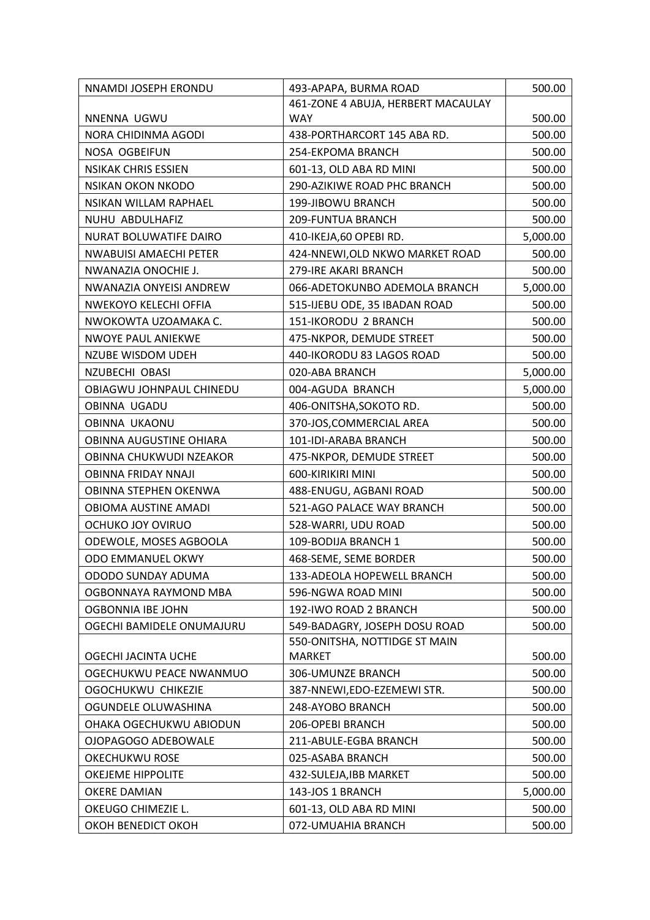| | | |
|---|---|---|
| NNAMDI JOSEPH ERONDU | 493-APAPA, BURMA ROAD | 500.00 |
| NNENNA UGWU | 461-ZONE 4 ABUJA, HERBERT MACAULAY WAY | 500.00 |
| NORA CHIDINMA AGODI | 438-PORTHARCORT 145 ABA RD. | 500.00 |
| NOSA OGBEIFUN | 254-EKPOMA BRANCH | 500.00 |
| NSIKAK CHRIS ESSIEN | 601-13, OLD ABA RD MINI | 500.00 |
| NSIKAN OKON NKODO | 290-AZIKIWE ROAD PHC BRANCH | 500.00 |
| NSIKAN WILLAM RAPHAEL | 199-JIBOWU BRANCH | 500.00 |
| NUHU ABDULHAFIZ | 209-FUNTUA BRANCH | 500.00 |
| NURAT BOLUWATIFE DAIRO | 410-IKEJA,60 OPEBI RD. | 5,000.00 |
| NWABUISI AMAECHI PETER | 424-NNEWI,OLD NKWO MARKET ROAD | 500.00 |
| NWANAZIA ONOCHIE J. | 279-IRE AKARI BRANCH | 500.00 |
| NWANAZIA ONYEISI ANDREW | 066-ADETOKUNBO ADEMOLA BRANCH | 5,000.00 |
| NWEKOYO KELECHI OFFIA | 515-IJEBU ODE, 35 IBADAN ROAD | 500.00 |
| NWOKOWTA UZOAMAKA C. | 151-IKORODU 2 BRANCH | 500.00 |
| NWOYE PAUL ANIEKWE | 475-NKPOR, DEMUDE STREET | 500.00 |
| NZUBE WISDOM UDEH | 440-IKORODU 83 LAGOS ROAD | 500.00 |
| NZUBECHI OBASI | 020-ABA BRANCH | 5,000.00 |
| OBIAGWU JOHNPAUL CHINEDU | 004-AGUDA BRANCH | 5,000.00 |
| OBINNA UGADU | 406-ONITSHA,SOKOTO RD. | 500.00 |
| OBINNA UKAONU | 370-JOS,COMMERCIAL AREA | 500.00 |
| OBINNA AUGUSTINE OHIARA | 101-IDI-ARABA BRANCH | 500.00 |
| OBINNA CHUKWUDI NZEAKOR | 475-NKPOR, DEMUDE STREET | 500.00 |
| OBINNA FRIDAY NNAJI | 600-KIRIKIRI MINI | 500.00 |
| OBINNA STEPHEN OKENWA | 488-ENUGU, AGBANI ROAD | 500.00 |
| OBIOMA AUSTINE AMADI | 521-AGO PALACE WAY BRANCH | 500.00 |
| OCHUKO JOY OVIRUO | 528-WARRI, UDU ROAD | 500.00 |
| ODEWOLE, MOSES AGBOOLA | 109-BODIJA BRANCH 1 | 500.00 |
| ODO EMMANUEL OKWY | 468-SEME, SEME BORDER | 500.00 |
| ODODO SUNDAY ADUMA | 133-ADEOLA HOPEWELL BRANCH | 500.00 |
| OGBONNAYA RAYMOND MBA | 596-NGWA ROAD MINI | 500.00 |
| OGBONNIA IBE JOHN | 192-IWO ROAD 2 BRANCH | 500.00 |
| OGECHI BAMIDELE ONUMAJURU | 549-BADAGRY, JOSEPH DOSU ROAD | 500.00 |
| OGECHI JACINTA UCHE | 550-ONITSHA, NOTTIDGE ST MAIN MARKET | 500.00 |
| OGECHUKWU PEACE NWANMUO | 306-UMUNZE BRANCH | 500.00 |
| OGOCHUKWU CHIKEZIE | 387-NNEWI,EDO-EZEMEWI STR. | 500.00 |
| OGUNDELE OLUWASHINA | 248-AYOBO BRANCH | 500.00 |
| OHAKA OGECHUKWU ABIODUN | 206-OPEBI BRANCH | 500.00 |
| OJOPAGOGO ADEBOWALE | 211-ABULE-EGBA BRANCH | 500.00 |
| OKECHUKWU ROSE | 025-ASABA BRANCH | 500.00 |
| OKEJEME HIPPOLITE | 432-SULEJA,IBB MARKET | 500.00 |
| OKERE DAMIAN | 143-JOS 1 BRANCH | 5,000.00 |
| OKEUGO CHIMEZIE L. | 601-13, OLD ABA RD MINI | 500.00 |
| OKOH BENEDICT OKOH | 072-UMUAHIA BRANCH | 500.00 |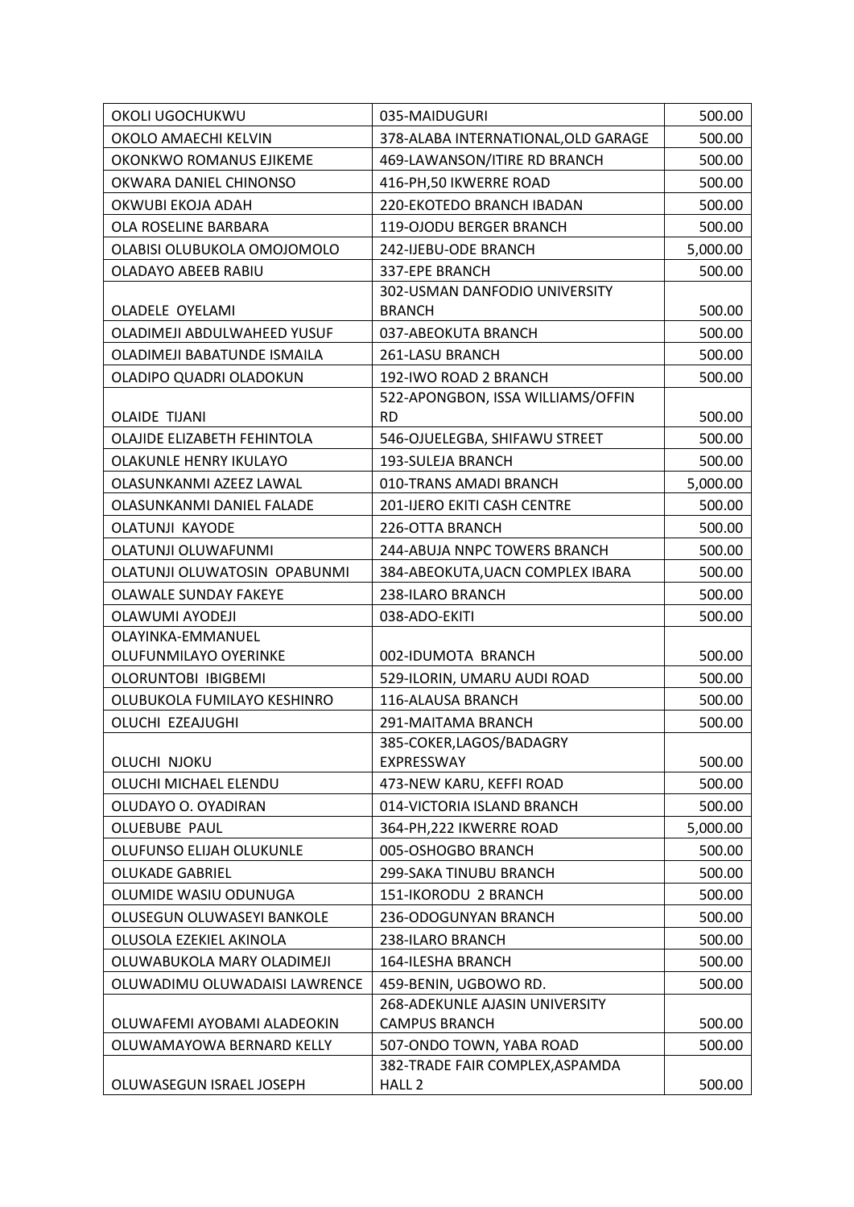| | | |
|---|---|---|
| OKOLI UGOCHUKWU | 035-MAIDUGURI | 500.00 |
| OKOLO AMAECHI KELVIN | 378-ALABA INTERNATIONAL,OLD GARAGE | 500.00 |
| OKONKWO ROMANUS EJIKEME | 469-LAWANSON/ITIRE RD BRANCH | 500.00 |
| OKWARA DANIEL CHINONSO | 416-PH,50 IKWERRE ROAD | 500.00 |
| OKWUBI EKOJA ADAH | 220-EKOTEDO BRANCH IBADAN | 500.00 |
| OLA ROSELINE BARBARA | 119-OJODU BERGER BRANCH | 500.00 |
| OLABISI OLUBUKOLA OMOJOMOLO | 242-IJEBU-ODE BRANCH | 5,000.00 |
| OLADAYO ABEEB RABIU | 337-EPE BRANCH | 500.00 |
| OLADELE OYELAMI | 302-USMAN DANFODIO UNIVERSITY BRANCH | 500.00 |
| OLADIMEJI ABDULWAHEED YUSUF | 037-ABEOKUTA BRANCH | 500.00 |
| OLADIMEJI BABATUNDE ISMAILA | 261-LASU BRANCH | 500.00 |
| OLADIPO QUADRI OLADOKUN | 192-IWO ROAD 2 BRANCH | 500.00 |
| OLAIDE TIJANI | 522-APONGBON, ISSA WILLIAMS/OFFIN RD | 500.00 |
| OLAJIDE ELIZABETH FEHINTOLA | 546-OJUELEGBA, SHIFAWU STREET | 500.00 |
| OLAKUNLE HENRY IKULAYO | 193-SULEJA BRANCH | 500.00 |
| OLASUNKANMI AZEEZ LAWAL | 010-TRANS AMADI BRANCH | 5,000.00 |
| OLASUNKANMI DANIEL FALADE | 201-IJERO EKITI CASH CENTRE | 500.00 |
| OLATUNJI KAYODE | 226-OTTA BRANCH | 500.00 |
| OLATUNJI OLUWAFUNMI | 244-ABUJA NNPC TOWERS BRANCH | 500.00 |
| OLATUNJI OLUWATOSIN OPABUNMI | 384-ABEOKUTA,UACN COMPLEX IBARA | 500.00 |
| OLAWALE SUNDAY FAKEYE | 238-ILARO BRANCH | 500.00 |
| OLAWUMI AYODEJI | 038-ADO-EKITI | 500.00 |
| OLAYINKA-EMMANUEL OLUFUNMILAYO OYERINKE | 002-IDUMOTA BRANCH | 500.00 |
| OLORUNTOBI IBIGBEMI | 529-ILORIN, UMARU AUDI ROAD | 500.00 |
| OLUBUKOLA FUMILAYO KESHINRO | 116-ALAUSA BRANCH | 500.00 |
| OLUCHI EZEAJUGHI | 291-MAITAMA BRANCH | 500.00 |
| OLUCHI NJOKU | 385-COKER,LAGOS/BADAGRY EXPRESSWAY | 500.00 |
| OLUCHI MICHAEL ELENDU | 473-NEW KARU, KEFFI ROAD | 500.00 |
| OLUDAYO O. OYADIRAN | 014-VICTORIA ISLAND BRANCH | 500.00 |
| OLUEBUBE PAUL | 364-PH,222 IKWERRE ROAD | 5,000.00 |
| OLUFUNSO ELIJAH OLUKUNLE | 005-OSHOGBO BRANCH | 500.00 |
| OLUKADE GABRIEL | 299-SAKA TINUBU BRANCH | 500.00 |
| OLUMIDE WASIU ODUNUGA | 151-IKORODU 2 BRANCH | 500.00 |
| OLUSEGUN OLUWASEYI BANKOLE | 236-ODOGUNYAN BRANCH | 500.00 |
| OLUSOLA EZEKIEL AKINOLA | 238-ILARO BRANCH | 500.00 |
| OLUWABUKOLA MARY OLADIMEJI | 164-ILESHA BRANCH | 500.00 |
| OLUWADIMU OLUWADAISI LAWRENCE | 459-BENIN, UGBOWO RD. | 500.00 |
| OLUWAFEMI AYOBAMI ALADEOKIN | 268-ADEKUNLE AJASIN UNIVERSITY CAMPUS BRANCH | 500.00 |
| OLUWAMAYOWA BERNARD KELLY | 507-ONDO TOWN, YABA ROAD | 500.00 |
| OLUWASEGUN ISRAEL JOSEPH | 382-TRADE FAIR COMPLEX,ASPAMDA HALL 2 | 500.00 |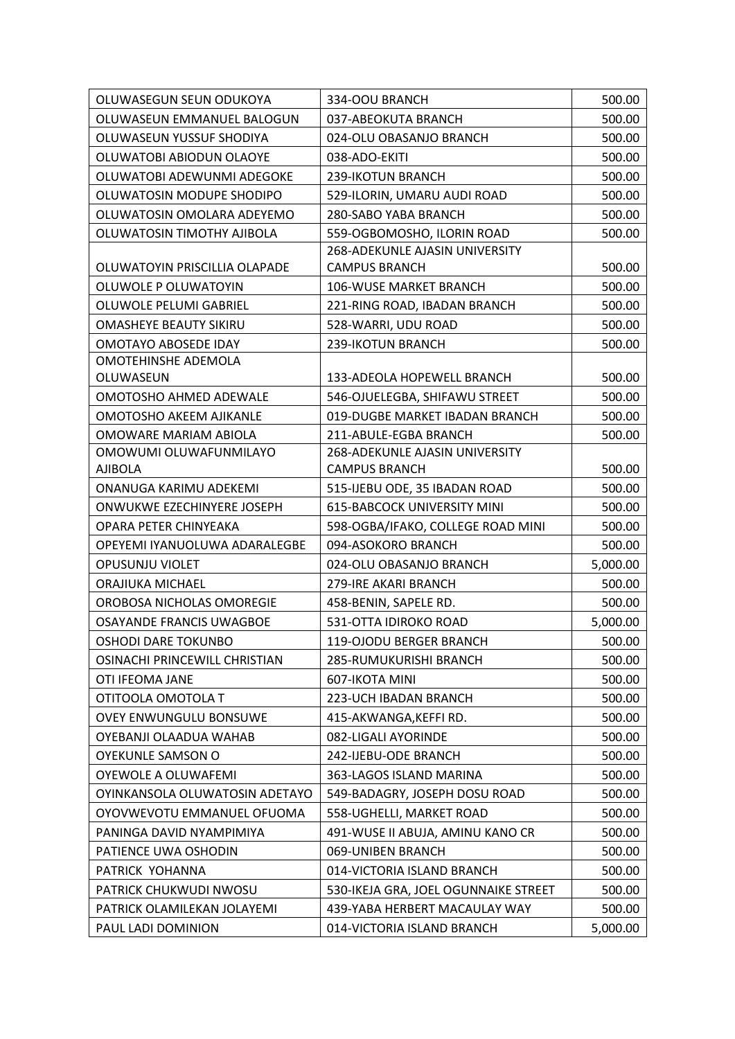| | | |
|---|---|---|
| OLUWASEGUN SEUN ODUKOYA | 334-OOU BRANCH | 500.00 |
| OLUWASEUN EMMANUEL BALOGUN | 037-ABEOKUTA BRANCH | 500.00 |
| OLUWASEUN YUSSUF SHODIYA | 024-OLU OBASANJO BRANCH | 500.00 |
| OLUWATOBI ABIODUN OLAOYE | 038-ADO-EKITI | 500.00 |
| OLUWATOBI ADEWUNMI ADEGOKE | 239-IKOTUN BRANCH | 500.00 |
| OLUWATOSIN MODUPE SHODIPO | 529-ILORIN, UMARU AUDI ROAD | 500.00 |
| OLUWATOSIN OMOLARA ADEYEMO | 280-SABO YABA BRANCH | 500.00 |
| OLUWATOSIN TIMOTHY AJIBOLA | 559-OGBOMOSHO, ILORIN ROAD | 500.00 |
| OLUWATOYIN PRISCILLIA OLAPADE | 268-ADEKUNLE AJASIN UNIVERSITY CAMPUS BRANCH | 500.00 |
| OLUWOLE P OLUWATOYIN | 106-WUSE MARKET BRANCH | 500.00 |
| OLUWOLE PELUMI GABRIEL | 221-RING ROAD, IBADAN BRANCH | 500.00 |
| OMASHEYE BEAUTY SIKIRU | 528-WARRI, UDU ROAD | 500.00 |
| OMOTAYO ABOSEDE IDAY | 239-IKOTUN BRANCH | 500.00 |
| OMOTEHINSHE ADEMOLA OLUWASEUN | 133-ADEOLA HOPEWELL BRANCH | 500.00 |
| OMOTOSHO AHMED ADEWALE | 546-OJUELEGBA, SHIFAWU STREET | 500.00 |
| OMOTOSHO AKEEM AJIKANLE | 019-DUGBE MARKET IBADAN BRANCH | 500.00 |
| OMOWARE MARIAM ABIOLA | 211-ABULE-EGBA BRANCH | 500.00 |
| OMOWUMI OLUWAFUNMILAYO AJIBOLA | 268-ADEKUNLE AJASIN UNIVERSITY CAMPUS BRANCH | 500.00 |
| ONANUGA KARIMU ADEKEMI | 515-IJEBU ODE, 35 IBADAN ROAD | 500.00 |
| ONWUKWE EZECHINYERE JOSEPH | 615-BABCOCK UNIVERSITY MINI | 500.00 |
| OPARA PETER CHINYEAKA | 598-OGBA/IFAKO, COLLEGE ROAD MINI | 500.00 |
| OPEYEMI IYANUOLUWA ADARALEGBE | 094-ASOKORO BRANCH | 500.00 |
| OPUSUNJU VIOLET | 024-OLU OBASANJO BRANCH | 5,000.00 |
| ORAJIUKA MICHAEL | 279-IRE AKARI BRANCH | 500.00 |
| OROBOSA NICHOLAS OMOREGIE | 458-BENIN, SAPELE RD. | 500.00 |
| OSAYANDE FRANCIS UWAGBOE | 531-OTTA IDIROKO ROAD | 5,000.00 |
| OSHODI DARE TOKUNBO | 119-OJODU BERGER BRANCH | 500.00 |
| OSINACHI PRINCEWILL CHRISTIAN | 285-RUMUKURISHI BRANCH | 500.00 |
| OTI IFEOMA JANE | 607-IKOTA MINI | 500.00 |
| OTITOOLA OMOTOLA T | 223-UCH IBADAN BRANCH | 500.00 |
| OVEY ENWUNGULU BONSUWE | 415-AKWANGA,KEFFI RD. | 500.00 |
| OYEBANJI OLAADUA WAHAB | 082-LIGALI AYORINDE | 500.00 |
| OYEKUNLE SAMSON O | 242-IJEBU-ODE BRANCH | 500.00 |
| OYEWOLE A OLUWAFEMI | 363-LAGOS ISLAND MARINA | 500.00 |
| OYINKANSOLA OLUWATOSIN ADETAYO | 549-BADAGRY, JOSEPH DOSU ROAD | 500.00 |
| OYOVWEVOTU EMMANUEL OFUOMA | 558-UGHELLI, MARKET ROAD | 500.00 |
| PANINGA DAVID NYAMPIMIYA | 491-WUSE II ABUJA, AMINU KANO CR | 500.00 |
| PATIENCE UWA OSHODIN | 069-UNIBEN BRANCH | 500.00 |
| PATRICK YOHANNA | 014-VICTORIA ISLAND BRANCH | 500.00 |
| PATRICK CHUKWUDI NWOSU | 530-IKEJA GRA, JOEL OGUNNAIKE STREET | 500.00 |
| PATRICK OLAMILEKAN JOLAYEMI | 439-YABA HERBERT MACAULAY WAY | 500.00 |
| PAUL LADI DOMINION | 014-VICTORIA ISLAND BRANCH | 5,000.00 |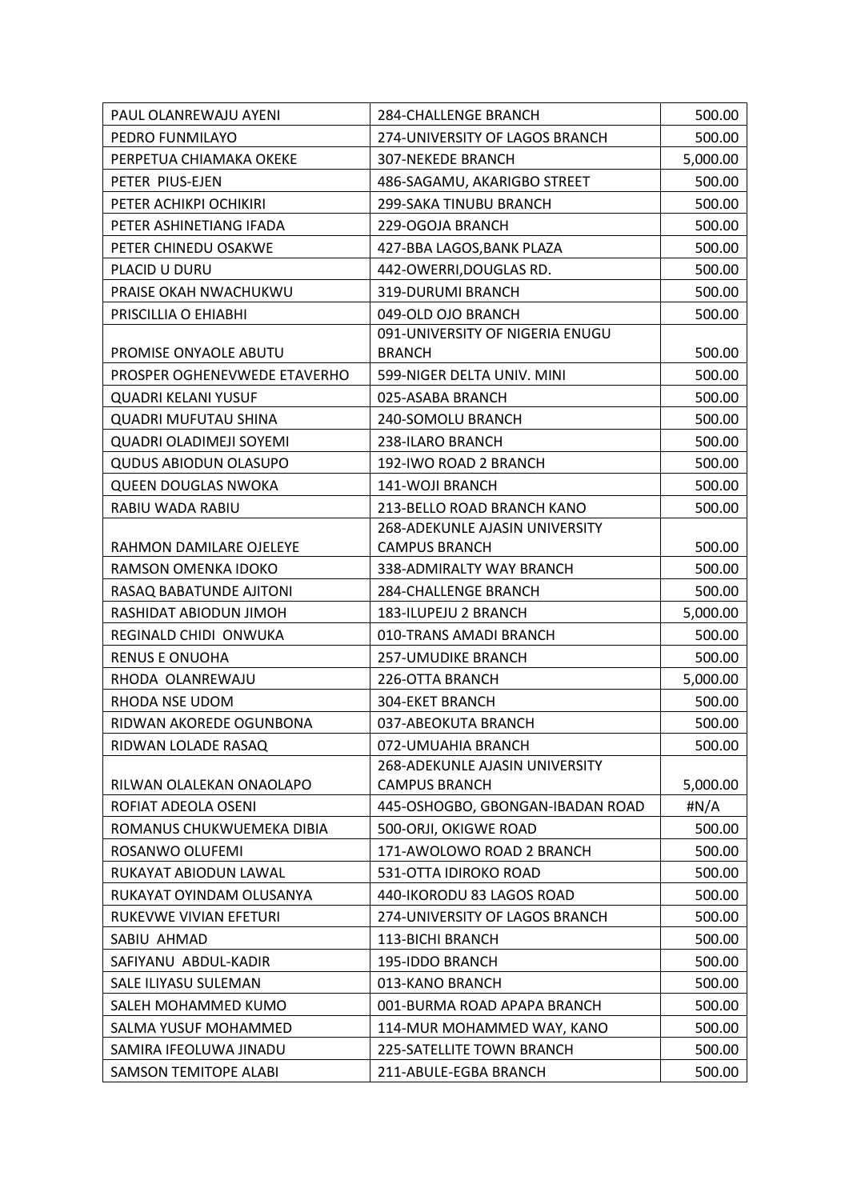| PAUL OLANREWAJU AYENI | 284-CHALLENGE BRANCH | 500.00 |
|---|---|---|
| PEDRO FUNMILAYO | 274-UNIVERSITY OF LAGOS BRANCH | 500.00 |
| PERPETUA CHIAMAKA OKEKE | 307-NEKEDE BRANCH | 5,000.00 |
| PETER PIUS-EJEN | 486-SAGAMU, AKARIGBO STREET | 500.00 |
| PETER ACHIKPI OCHIKIRI | 299-SAKA TINUBU BRANCH | 500.00 |
| PETER ASHINETIANG IFADA | 229-OGOJA BRANCH | 500.00 |
| PETER CHINEDU OSAKWE | 427-BBA LAGOS,BANK PLAZA | 500.00 |
| PLACID U DURU | 442-OWERRI,DOUGLAS RD. | 500.00 |
| PRAISE OKAH NWACHUKWU | 319-DURUMI BRANCH | 500.00 |
| PRISCILLIA O EHIABHI | 049-OLD OJO BRANCH | 500.00 |
| PROMISE ONYAOLE ABUTU | 091-UNIVERSITY OF NIGERIA ENUGU BRANCH | 500.00 |
| PROSPER OGHENEVWEDE ETAVERHO | 599-NIGER DELTA UNIV. MINI | 500.00 |
| QUADRI KELANI YUSUF | 025-ASABA BRANCH | 500.00 |
| QUADRI MUFUTAU SHINA | 240-SOMOLU BRANCH | 500.00 |
| QUADRI OLADIMEJI SOYEMI | 238-ILARO BRANCH | 500.00 |
| QUDUS ABIODUN OLASUPO | 192-IWO ROAD 2 BRANCH | 500.00 |
| QUEEN DOUGLAS NWOKA | 141-WOJI BRANCH | 500.00 |
| RABIU WADA RABIU | 213-BELLO ROAD BRANCH KANO | 500.00 |
| RAHMON DAMILARE OJELEYE | 268-ADEKUNLE AJASIN UNIVERSITY CAMPUS BRANCH | 500.00 |
| RAMSON OMENKA IDOKO | 338-ADMIRALTY WAY BRANCH | 500.00 |
| RASAQ BABATUNDE AJITONI | 284-CHALLENGE BRANCH | 500.00 |
| RASHIDAT ABIODUN JIMOH | 183-ILUPEJU 2 BRANCH | 5,000.00 |
| REGINALD CHIDI ONWUKA | 010-TRANS AMADI BRANCH | 500.00 |
| RENUS E ONUOHA | 257-UMUDIKE BRANCH | 500.00 |
| RHODA OLANREWAJU | 226-OTTA BRANCH | 5,000.00 |
| RHODA NSE UDOM | 304-EKET BRANCH | 500.00 |
| RIDWAN AKOREDE OGUNBONA | 037-ABEOKUTA BRANCH | 500.00 |
| RIDWAN LOLADE RASAQ | 072-UMUAHIA BRANCH | 500.00 |
| RILWAN OLALEKAN ONAOLAPO | 268-ADEKUNLE AJASIN UNIVERSITY CAMPUS BRANCH | 5,000.00 |
| ROFIAT ADEOLA OSENI | 445-OSHOGBO, GBONGAN-IBADAN ROAD | #N/A |
| ROMANUS CHUKWUEMEKA DIBIA | 500-ORJI, OKIGWE ROAD | 500.00 |
| ROSANWO OLUFEMI | 171-AWOLOWO ROAD 2 BRANCH | 500.00 |
| RUKAYAT ABIODUN LAWAL | 531-OTTA IDIROKO ROAD | 500.00 |
| RUKAYAT OYINDAM OLUSANYA | 440-IKORODU 83 LAGOS ROAD | 500.00 |
| RUKEVWE VIVIAN EFETURI | 274-UNIVERSITY OF LAGOS BRANCH | 500.00 |
| SABIU AHMAD | 113-BICHI BRANCH | 500.00 |
| SAFIYANU ABDUL-KADIR | 195-IDDO BRANCH | 500.00 |
| SALE ILIYASU SULEMAN | 013-KANO BRANCH | 500.00 |
| SALEH MOHAMMED KUMO | 001-BURMA ROAD APAPA BRANCH | 500.00 |
| SALMA YUSUF MOHAMMED | 114-MUR MOHAMMED WAY, KANO | 500.00 |
| SAMIRA IFEOLUWA JINADU | 225-SATELLITE TOWN BRANCH | 500.00 |
| SAMSON TEMITOPE ALABI | 211-ABULE-EGBA BRANCH | 500.00 |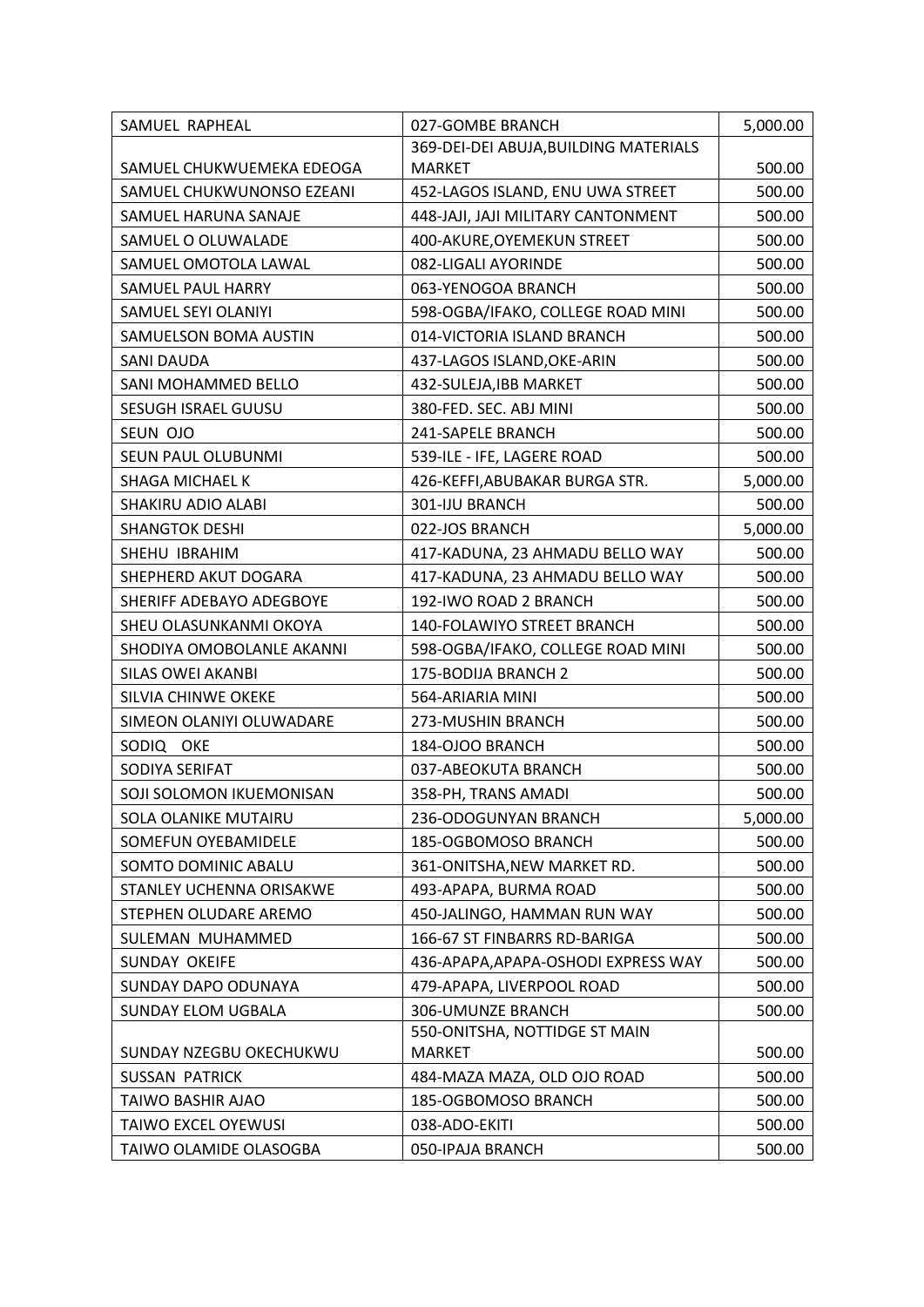| SAMUEL RAPHEAL | 027-GOMBE BRANCH | 5,000.00 |
|---|---|---|
| SAMUEL CHUKWUEMEKA EDEOGA | 369-DEI-DEI ABUJA,BUILDING MATERIALS MARKET | 500.00 |
| SAMUEL CHUKWUNONSO EZEANI | 452-LAGOS ISLAND, ENU UWA STREET | 500.00 |
| SAMUEL HARUNA SANAJE | 448-JAJI, JAJI MILITARY CANTONMENT | 500.00 |
| SAMUEL O OLUWALADE | 400-AKURE,OYEMEKUN STREET | 500.00 |
| SAMUEL OMOTOLA LAWAL | 082-LIGALI AYORINDE | 500.00 |
| SAMUEL PAUL HARRY | 063-YENOGOA BRANCH | 500.00 |
| SAMUEL SEYI OLANIYI | 598-OGBA/IFAKO, COLLEGE ROAD MINI | 500.00 |
| SAMUELSON BOMA AUSTIN | 014-VICTORIA ISLAND BRANCH | 500.00 |
| SANI DAUDA | 437-LAGOS ISLAND,OKE-ARIN | 500.00 |
| SANI MOHAMMED BELLO | 432-SULEJA,IBB MARKET | 500.00 |
| SESUGH ISRAEL GUUSU | 380-FED. SEC. ABJ MINI | 500.00 |
| SEUN OJO | 241-SAPELE BRANCH | 500.00 |
| SEUN PAUL OLUBUNMI | 539-ILE - IFE, LAGERE ROAD | 500.00 |
| SHAGA MICHAEL K | 426-KEFFI,ABUBAKAR BURGA STR. | 5,000.00 |
| SHAKIRU ADIO ALABI | 301-IJU BRANCH | 500.00 |
| SHANGTOK DESHI | 022-JOS BRANCH | 5,000.00 |
| SHEHU IBRAHIM | 417-KADUNA, 23 AHMADU BELLO WAY | 500.00 |
| SHEPHERD AKUT DOGARA | 417-KADUNA, 23 AHMADU BELLO WAY | 500.00 |
| SHERIFF ADEBAYO ADEGBOYE | 192-IWO ROAD 2 BRANCH | 500.00 |
| SHEU OLASUNKANMI OKOYA | 140-FOLAWIYO STREET BRANCH | 500.00 |
| SHODIYA OMOBOLANLE AKANNI | 598-OGBA/IFAKO, COLLEGE ROAD MINI | 500.00 |
| SILAS OWEI AKANBI | 175-BODIJA BRANCH 2 | 500.00 |
| SILVIA CHINWE OKEKE | 564-ARIARIA MINI | 500.00 |
| SIMEON OLANIYI OLUWADARE | 273-MUSHIN BRANCH | 500.00 |
| SODIQ OKE | 184-OJOO BRANCH | 500.00 |
| SODIYA SERIFAT | 037-ABEOKUTA BRANCH | 500.00 |
| SOJI SOLOMON IKUEMONISAN | 358-PH, TRANS AMADI | 500.00 |
| SOLA OLANIKE MUTAIRU | 236-ODOGUNYAN BRANCH | 5,000.00 |
| SOMEFUN OYEBAMIDELE | 185-OGBOMOSO BRANCH | 500.00 |
| SOMTO DOMINIC ABALU | 361-ONITSHA,NEW MARKET RD. | 500.00 |
| STANLEY UCHENNA ORISAKWE | 493-APAPA, BURMA ROAD | 500.00 |
| STEPHEN OLUDARE AREMO | 450-JALINGO, HAMMAN RUN WAY | 500.00 |
| SULEMAN MUHAMMED | 166-67 ST FINBARRS RD-BARIGA | 500.00 |
| SUNDAY OKEIFE | 436-APAPA,APAPA-OSHODI EXPRESS WAY | 500.00 |
| SUNDAY DAPO ODUNAYA | 479-APAPA, LIVERPOOL ROAD | 500.00 |
| SUNDAY ELOM UGBALA | 306-UMUNZE BRANCH | 500.00 |
| SUNDAY NZEGBU OKECHUKWU | 550-ONITSHA, NOTTIDGE ST MAIN MARKET | 500.00 |
| SUSSAN PATRICK | 484-MAZA MAZA, OLD OJO ROAD | 500.00 |
| TAIWO BASHIR AJAO | 185-OGBOMOSO BRANCH | 500.00 |
| TAIWO EXCEL OYEWUSI | 038-ADO-EKITI | 500.00 |
| TAIWO OLAMIDE OLASOGBA | 050-IPAJA BRANCH | 500.00 |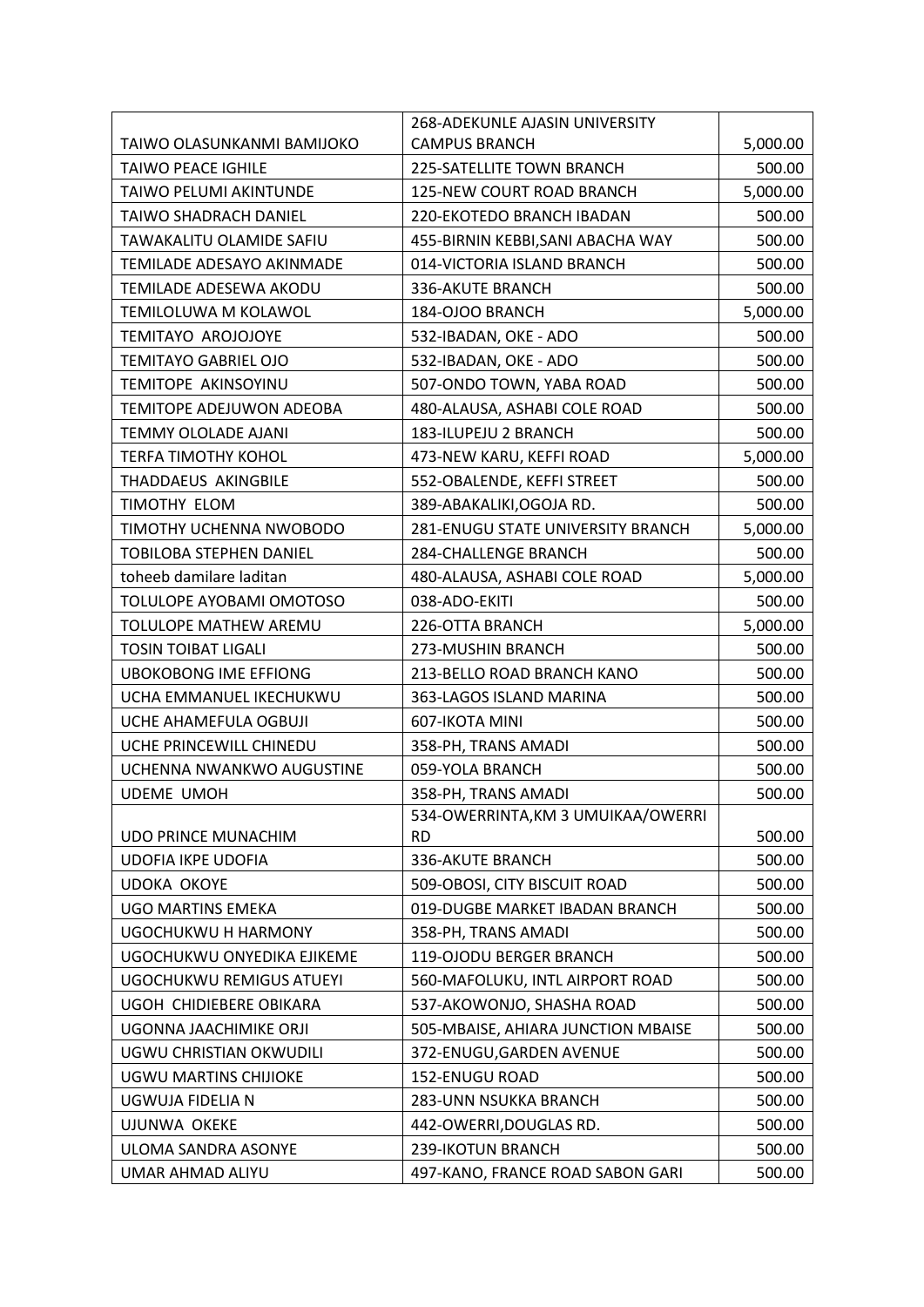| | | |
|---|---|---|
| TAIWO OLASUNKANMI BAMIJOKO | 268-ADEKUNLE AJASIN UNIVERSITY CAMPUS BRANCH | 5,000.00 |
| TAIWO PEACE IGHILE | 225-SATELLITE TOWN BRANCH | 500.00 |
| TAIWO PELUMI AKINTUNDE | 125-NEW COURT ROAD BRANCH | 5,000.00 |
| TAIWO SHADRACH DANIEL | 220-EKOTEDO BRANCH IBADAN | 500.00 |
| TAWAKALITU OLAMIDE SAFIU | 455-BIRNIN KEBBI,SANI ABACHA WAY | 500.00 |
| TEMILADE ADESAYO AKINMADE | 014-VICTORIA ISLAND BRANCH | 500.00 |
| TEMILADE ADESEWA AKODU | 336-AKUTE BRANCH | 500.00 |
| TEMILOLUWA M KOLAWOL | 184-OJOO BRANCH | 5,000.00 |
| TEMITAYO AROJOJOYE | 532-IBADAN, OKE - ADO | 500.00 |
| TEMITAYO GABRIEL OJO | 532-IBADAN, OKE - ADO | 500.00 |
| TEMITOPE AKINSOYINU | 507-ONDO TOWN, YABA ROAD | 500.00 |
| TEMITOPE ADEJUWON ADEOBA | 480-ALAUSA, ASHABI COLE ROAD | 500.00 |
| TEMMY OLOLADE AJANI | 183-ILUPEJU 2 BRANCH | 500.00 |
| TERFA TIMOTHY KOHOL | 473-NEW KARU, KEFFI ROAD | 5,000.00 |
| THADDAEUS AKINGBILE | 552-OBALENDE, KEFFI STREET | 500.00 |
| TIMOTHY ELOM | 389-ABAKALIKI,OGOJA RD. | 500.00 |
| TIMOTHY UCHENNA NWOBODO | 281-ENUGU STATE UNIVERSITY BRANCH | 5,000.00 |
| TOBILOBA STEPHEN DANIEL | 284-CHALLENGE BRANCH | 500.00 |
| toheeb damilare laditan | 480-ALAUSA, ASHABI COLE ROAD | 5,000.00 |
| TOLULOPE AYOBAMI OMOTOSO | 038-ADO-EKITI | 500.00 |
| TOLULOPE MATHEW AREMU | 226-OTTA BRANCH | 5,000.00 |
| TOSIN TOIBAT LIGALI | 273-MUSHIN BRANCH | 500.00 |
| UBOKOBONG IME EFFIONG | 213-BELLO ROAD BRANCH KANO | 500.00 |
| UCHA EMMANUEL IKECHUKWU | 363-LAGOS ISLAND MARINA | 500.00 |
| UCHE AHAMEFULA OGBUJI | 607-IKOTA MINI | 500.00 |
| UCHE PRINCEWILL CHINEDU | 358-PH, TRANS AMADI | 500.00 |
| UCHENNA NWANKWO AUGUSTINE | 059-YOLA BRANCH | 500.00 |
| UDEME UMOH | 358-PH, TRANS AMADI | 500.00 |
| UDO PRINCE MUNACHIM | 534-OWERRINTA,KM 3 UMUIKAA/OWERRI RD | 500.00 |
| UDOFIA IKPE UDOFIA | 336-AKUTE BRANCH | 500.00 |
| UDOKA OKOYE | 509-OBOSI, CITY BISCUIT ROAD | 500.00 |
| UGO MARTINS EMEKA | 019-DUGBE MARKET IBADAN BRANCH | 500.00 |
| UGOCHUKWU H HARMONY | 358-PH, TRANS AMADI | 500.00 |
| UGOCHUKWU ONYEDIKA EJIKEME | 119-OJODU BERGER BRANCH | 500.00 |
| UGOCHUKWU REMIGUS ATUEYI | 560-MAFOLUKU, INTL AIRPORT ROAD | 500.00 |
| UGOH CHIDIEBERE OBIKARA | 537-AKOWONJO, SHASHA ROAD | 500.00 |
| UGONNA JAACHIMIKE ORJI | 505-MBAISE, AHIARA JUNCTION MBAISE | 500.00 |
| UGWU CHRISTIAN OKWUDILI | 372-ENUGU,GARDEN AVENUE | 500.00 |
| UGWU MARTINS CHIJIOKE | 152-ENUGU ROAD | 500.00 |
| UGWUJA FIDELIA N | 283-UNN NSUKKA BRANCH | 500.00 |
| UJUNWA OKEKE | 442-OWERRI,DOUGLAS RD. | 500.00 |
| ULOMA SANDRA ASONYE | 239-IKOTUN BRANCH | 500.00 |
| UMAR AHMAD ALIYU | 497-KANO, FRANCE ROAD SABON GARI | 500.00 |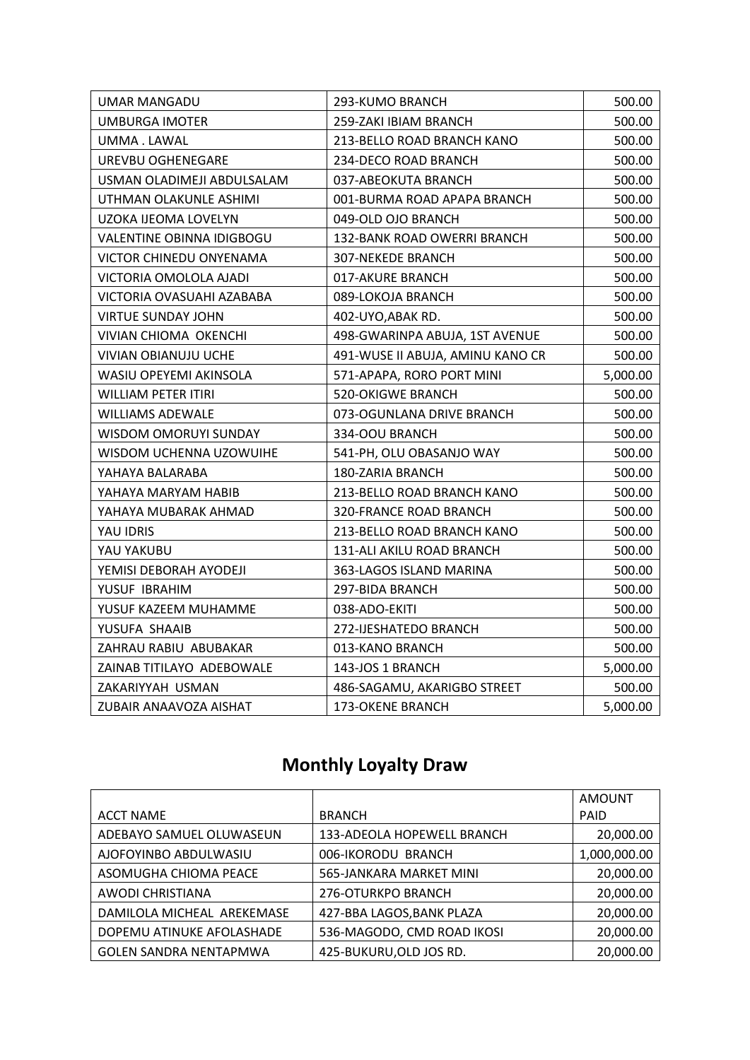| UMAR MANGADU | 293-KUMO BRANCH | 500.00 |
|---|---|---|
| UMBURGA IMOTER | 259-ZAKI IBIAM BRANCH | 500.00 |
| UMMA . LAWAL | 213-BELLO ROAD BRANCH KANO | 500.00 |
| UREVBU OGHENEGARE | 234-DECO ROAD BRANCH | 500.00 |
| USMAN OLADIMEJI ABDULSALAM | 037-ABEOKUTA BRANCH | 500.00 |
| UTHMAN OLAKUNLE ASHIMI | 001-BURMA ROAD APAPA BRANCH | 500.00 |
| UZOKA IJEOMA LOVELYN | 049-OLD OJO BRANCH | 500.00 |
| VALENTINE OBINNA IDIGBOGU | 132-BANK ROAD OWERRI BRANCH | 500.00 |
| VICTOR CHINEDU ONYENAMA | 307-NEKEDE BRANCH | 500.00 |
| VICTORIA OMOLOLA AJADI | 017-AKURE BRANCH | 500.00 |
| VICTORIA OVASUAHI AZABABA | 089-LOKOJA BRANCH | 500.00 |
| VIRTUE SUNDAY JOHN | 402-UYO,ABAK RD. | 500.00 |
| VIVIAN CHIOMA OKENCHI | 498-GWARINPA ABUJA, 1ST AVENUE | 500.00 |
| VIVIAN OBIANUJU UCHE | 491-WUSE II ABUJA, AMINU KANO CR | 500.00 |
| WASIU OPEYEMI AKINSOLA | 571-APAPA, RORO PORT MINI | 5,000.00 |
| WILLIAM PETER ITIRI | 520-OKIGWE BRANCH | 500.00 |
| WILLIAMS ADEWALE | 073-OGUNLANA DRIVE BRANCH | 500.00 |
| WISDOM OMORUYI SUNDAY | 334-OOU BRANCH | 500.00 |
| WISDOM UCHENNA UZOWUIHE | 541-PH, OLU OBASANJO WAY | 500.00 |
| YAHAYA BALARABA | 180-ZARIA BRANCH | 500.00 |
| YAHAYA MARYAM HABIB | 213-BELLO ROAD BRANCH KANO | 500.00 |
| YAHAYA MUBARAK AHMAD | 320-FRANCE ROAD BRANCH | 500.00 |
| YAU IDRIS | 213-BELLO ROAD BRANCH KANO | 500.00 |
| YAU YAKUBU | 131-ALI AKILU ROAD BRANCH | 500.00 |
| YEMISI DEBORAH AYODEJI | 363-LAGOS ISLAND MARINA | 500.00 |
| YUSUF IBRAHIM | 297-BIDA BRANCH | 500.00 |
| YUSUF KAZEEM MUHAMME | 038-ADO-EKITI | 500.00 |
| YUSUFA SHAAIB | 272-IJESHATEDO BRANCH | 500.00 |
| ZAHRAU RABIU ABUBAKAR | 013-KANO BRANCH | 500.00 |
| ZAINAB TITILAYO ADEBOWALE | 143-JOS 1 BRANCH | 5,000.00 |
| ZAKARIYYAH USMAN | 486-SAGAMU, AKARIGBO STREET | 500.00 |
| ZUBAIR ANAAVOZA AISHAT | 173-OKENE BRANCH | 5,000.00 |

## Monthly Loyalty Draw

| ACCT NAME | BRANCH | AMOUNT PAID |
|---|---|---|
| ADEBAYO SAMUEL OLUWASEUN | 133-ADEOLA HOPEWELL BRANCH | 20,000.00 |
| AJOFOYINBO ABDULWASIU | 006-IKORODU BRANCH | 1,000,000.00 |
| ASOMUGHA CHIOMA PEACE | 565-JANKARA MARKET MINI | 20,000.00 |
| AWODI CHRISTIANA | 276-OTURKPO BRANCH | 20,000.00 |
| DAMILOLA MICHEAL AREKEMASE | 427-BBA LAGOS,BANK PLAZA | 20,000.00 |
| DOPEMU ATINUKE AFOLASHADE | 536-MAGODO, CMD ROAD IKOSI | 20,000.00 |
| GOLEN SANDRA NENTAPMWA | 425-BUKURU,OLD JOS RD. | 20,000.00 |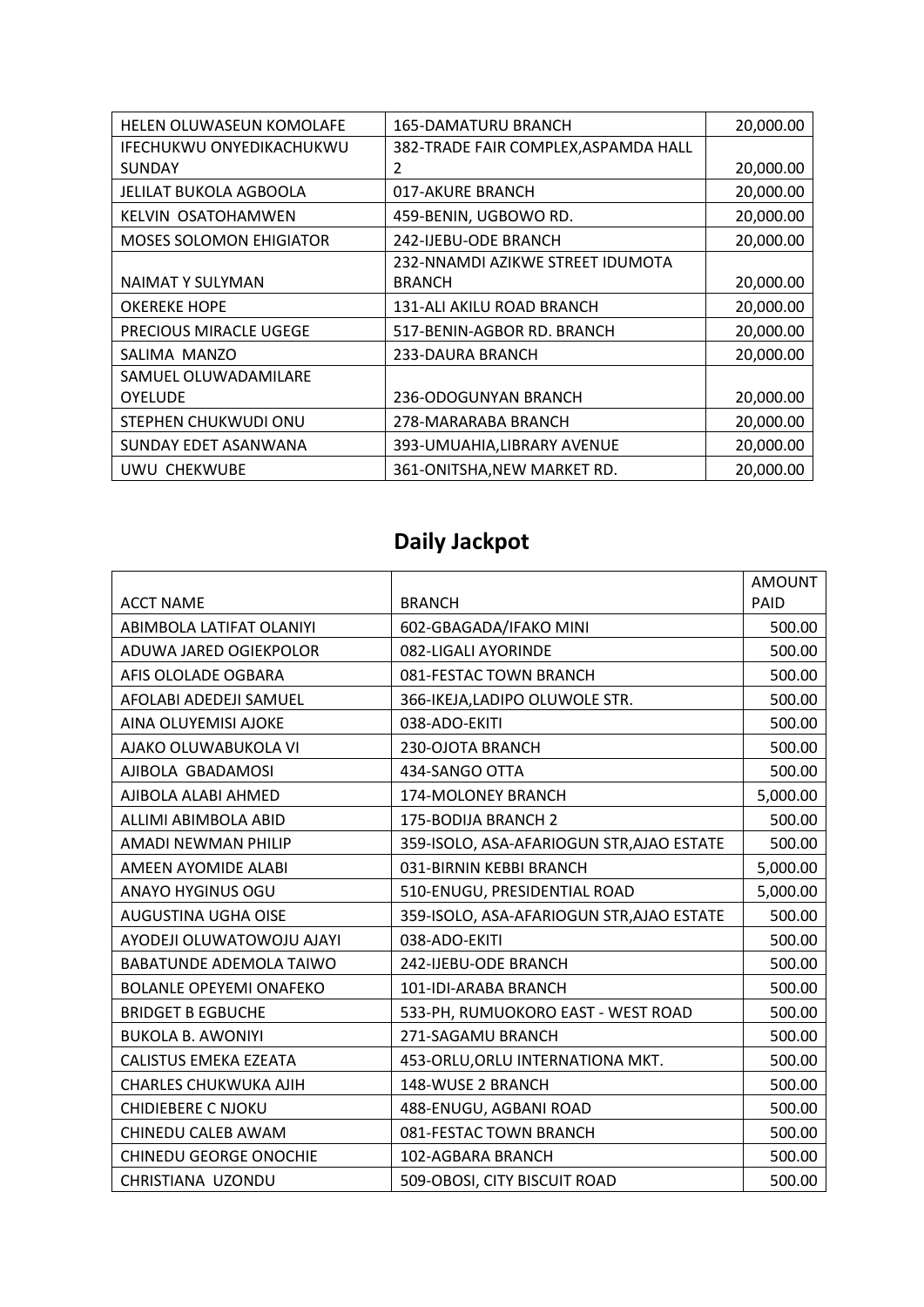| | | |
|---|---|---|
| HELEN OLUWASEUN KOMOLAFE | 165-DAMATURU BRANCH | 20,000.00 |
| IFECHUKWU ONYEDIKACHUKWU SUNDAY | 382-TRADE FAIR COMPLEX,ASPAMDA HALL 2 | 20,000.00 |
| JELILAT BUKOLA AGBOOLA | 017-AKURE BRANCH | 20,000.00 |
| KELVIN OSATOHAMWEN | 459-BENIN, UGBOWO RD. | 20,000.00 |
| MOSES SOLOMON EHIGIATOR | 242-IJEBU-ODE BRANCH | 20,000.00 |
| NAIMAT Y SULYMAN | 232-NNAMDI AZIKWE STREET IDUMOTA BRANCH | 20,000.00 |
| OKEREKE HOPE | 131-ALI AKILU ROAD BRANCH | 20,000.00 |
| PRECIOUS MIRACLE UGEGE | 517-BENIN-AGBOR RD. BRANCH | 20,000.00 |
| SALIMA MANZO | 233-DAURA BRANCH | 20,000.00 |
| SAMUEL OLUWADAMILARE OYELUDE | 236-ODOGUNYAN BRANCH | 20,000.00 |
| STEPHEN CHUKWUDI ONU | 278-MARARABA BRANCH | 20,000.00 |
| SUNDAY EDET ASANWANA | 393-UMUAHIA,LIBRARY AVENUE | 20,000.00 |
| UWU CHEKWUBE | 361-ONITSHA,NEW MARKET RD. | 20,000.00 |

## Daily Jackpot

| ACCT NAME | BRANCH | AMOUNT PAID |
|---|---|---|
| ABIMBOLA LATIFAT OLANIYI | 602-GBAGADA/IFAKO MINI | 500.00 |
| ADUWA JARED OGIEKPOLOR | 082-LIGALI AYORINDE | 500.00 |
| AFIS OLOLADE OGBARA | 081-FESTAC TOWN BRANCH | 500.00 |
| AFOLABI ADEDEJI SAMUEL | 366-IKEJA,LADIPO OLUWOLE STR. | 500.00 |
| AINA OLUYEMISI AJOKE | 038-ADO-EKITI | 500.00 |
| AJAKO OLUWABUKOLA VI | 230-OJOTA BRANCH | 500.00 |
| AJIBOLA GBADAMOSI | 434-SANGO OTTA | 500.00 |
| AJIBOLA ALABI AHMED | 174-MOLONEY BRANCH | 5,000.00 |
| ALLIMI ABIMBOLA ABID | 175-BODIJA BRANCH 2 | 500.00 |
| AMADI NEWMAN PHILIP | 359-ISOLO, ASA-AFARIOGUN STR,AJAO ESTATE | 500.00 |
| AMEEN AYOMIDE ALABI | 031-BIRNIN KEBBI BRANCH | 5,000.00 |
| ANAYO HYGINUS OGU | 510-ENUGU, PRESIDENTIAL ROAD | 5,000.00 |
| AUGUSTINA UGHA OISE | 359-ISOLO, ASA-AFARIOGUN STR,AJAO ESTATE | 500.00 |
| AYODEJI OLUWATOWOJU AJAYI | 038-ADO-EKITI | 500.00 |
| BABATUNDE ADEMOLA TAIWO | 242-IJEBU-ODE BRANCH | 500.00 |
| BOLANLE OPEYEMI ONAFEKO | 101-IDI-ARABA BRANCH | 500.00 |
| BRIDGET B EGBUCHE | 533-PH, RUMUOKORO EAST - WEST ROAD | 500.00 |
| BUKOLA B. AWONIYI | 271-SAGAMU BRANCH | 500.00 |
| CALISTUS EMEKA EZEATA | 453-ORLU,ORLU INTERNATIONA MKT. | 500.00 |
| CHARLES CHUKWUKA AJIH | 148-WUSE 2 BRANCH | 500.00 |
| CHIDIEBERE C NJOKU | 488-ENUGU, AGBANI ROAD | 500.00 |
| CHINEDU CALEB AWAM | 081-FESTAC TOWN BRANCH | 500.00 |
| CHINEDU GEORGE ONOCHIE | 102-AGBARA BRANCH | 500.00 |
| CHRISTIANA UZONDU | 509-OBOSI, CITY BISCUIT ROAD | 500.00 |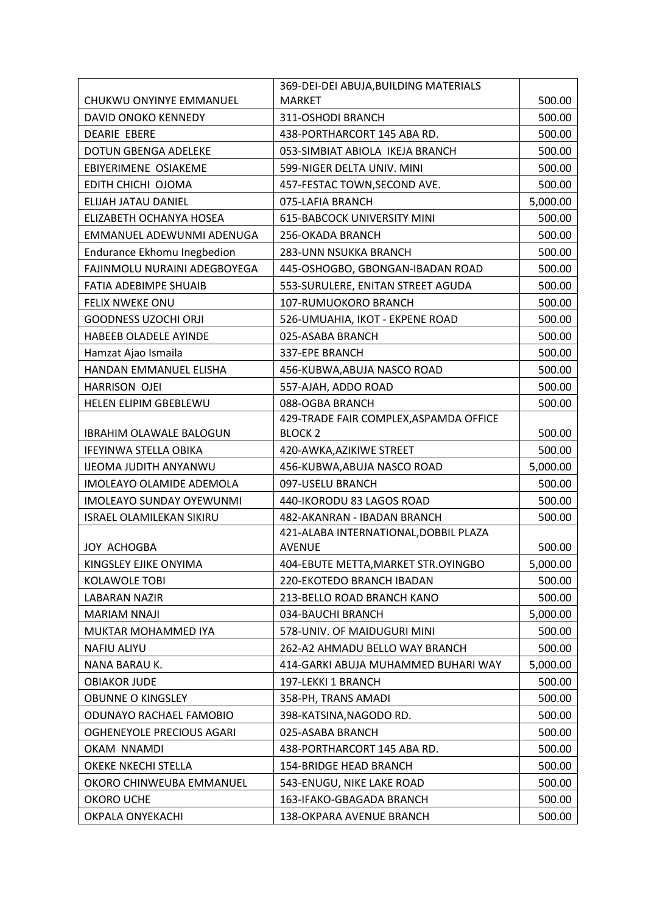| | | |
|---|---|---|
| CHUKWU ONYINYE EMMANUEL | 369-DEI-DEI ABUJA,BUILDING MATERIALS MARKET | 500.00 |
| DAVID ONOKO KENNEDY | 311-OSHODI BRANCH | 500.00 |
| DEARIE EBERE | 438-PORTHARCORT 145 ABA RD. | 500.00 |
| DOTUN GBENGA ADELEKE | 053-SIMBIAT ABIOLA IKEJA BRANCH | 500.00 |
| EBIYERIMENE OSIAKEME | 599-NIGER DELTA UNIV. MINI | 500.00 |
| EDITH CHICHI OJOMA | 457-FESTAC TOWN,SECOND AVE. | 500.00 |
| ELIJAH JATAU DANIEL | 075-LAFIA BRANCH | 5,000.00 |
| ELIZABETH OCHANYA HOSEA | 615-BABCOCK UNIVERSITY MINI | 500.00 |
| EMMANUEL ADEWUNMI ADENUGA | 256-OKADA BRANCH | 500.00 |
| Endurance Ekhomu Inegbedion | 283-UNN NSUKKA BRANCH | 500.00 |
| FAJINMOLU NURAINI ADEGBOYEGA | 445-OSHOGBO, GBONGAN-IBADAN ROAD | 500.00 |
| FATIA ADEBIMPE SHUAIB | 553-SURULERE, ENITAN STREET AGUDA | 500.00 |
| FELIX NWEKE ONU | 107-RUMUOKORO BRANCH | 500.00 |
| GOODNESS UZOCHI ORJI | 526-UMUAHIA, IKOT - EKPENE ROAD | 500.00 |
| HABEEB OLADELE AYINDE | 025-ASABA BRANCH | 500.00 |
| Hamzat Ajao Ismaila | 337-EPE BRANCH | 500.00 |
| HANDAN EMMANUEL ELISHA | 456-KUBWA,ABUJA NASCO ROAD | 500.00 |
| HARRISON OJEI | 557-AJAH, ADDO ROAD | 500.00 |
| HELEN ELIPIM GBEBLEWU | 088-OGBA BRANCH | 500.00 |
| IBRAHIM OLAWALE BALOGUN | 429-TRADE FAIR COMPLEX,ASPAMDA OFFICE BLOCK 2 | 500.00 |
| IFEYINWA STELLA OBIKA | 420-AWKA,AZIKIWE STREET | 500.00 |
| IJEOMA JUDITH ANYANWU | 456-KUBWA,ABUJA NASCO ROAD | 5,000.00 |
| IMOLEAYO OLAMIDE ADEMOLA | 097-USELU BRANCH | 500.00 |
| IMOLEAYO SUNDAY OYEWUNMI | 440-IKORODU 83 LAGOS ROAD | 500.00 |
| ISRAEL OLAMILEKAN SIKIRU | 482-AKANRAN - IBADAN BRANCH | 500.00 |
| JOY ACHOGBA | 421-ALABA INTERNATIONAL,DOBBIL PLAZA AVENUE | 500.00 |
| KINGSLEY EJIKE ONYIMA | 404-EBUTE METTA,MARKET STR.OYINGBO | 5,000.00 |
| KOLAWOLE TOBI | 220-EKOTEDO BRANCH IBADAN | 500.00 |
| LABARAN NAZIR | 213-BELLO ROAD BRANCH KANO | 500.00 |
| MARIAM NNAJI | 034-BAUCHI BRANCH | 5,000.00 |
| MUKTAR MOHAMMED IYA | 578-UNIV. OF MAIDUGURI MINI | 500.00 |
| NAFIU ALIYU | 262-A2 AHMADU BELLO WAY BRANCH | 500.00 |
| NANA BARAU K. | 414-GARKI ABUJA MUHAMMED BUHARI WAY | 5,000.00 |
| OBIAKOR JUDE | 197-LEKKI 1 BRANCH | 500.00 |
| OBUNNE O KINGSLEY | 358-PH, TRANS AMADI | 500.00 |
| ODUNAYO RACHAEL FAMOBIO | 398-KATSINA,NAGODO RD. | 500.00 |
| OGHENEYOLE PRECIOUS AGARI | 025-ASABA BRANCH | 500.00 |
| OKAM NNAMDI | 438-PORTHARCORT 145 ABA RD. | 500.00 |
| OKEKE NKECHI STELLA | 154-BRIDGE HEAD BRANCH | 500.00 |
| OKORO CHINWEUBA EMMANUEL | 543-ENUGU, NIKE LAKE ROAD | 500.00 |
| OKORO UCHE | 163-IFAKO-GBAGADA BRANCH | 500.00 |
| OKPALA ONYEKACHI | 138-OKPARA AVENUE BRANCH | 500.00 |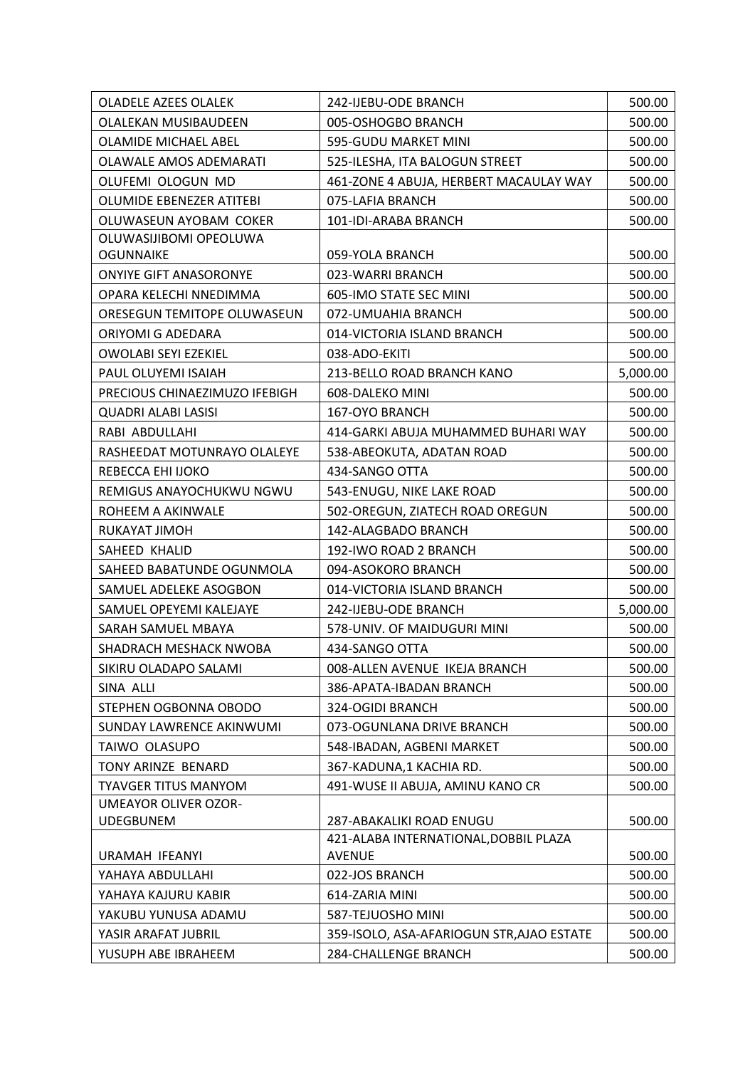| | | |
|---|---|---|
| OLADELE AZEES OLALEK | 242-IJEBU-ODE BRANCH | 500.00 |
| OLALEKAN MUSIBAUDEEN | 005-OSHOGBO BRANCH | 500.00 |
| OLAMIDE MICHAEL ABEL | 595-GUDU MARKET MINI | 500.00 |
| OLAWALE AMOS ADEMARATI | 525-ILESHA, ITA BALOGUN STREET | 500.00 |
| OLUFEMI OLOGUN MD | 461-ZONE 4 ABUJA, HERBERT MACAULAY WAY | 500.00 |
| OLUMIDE EBENEZER ATITEBI | 075-LAFIA BRANCH | 500.00 |
| OLUWASEUN AYOBAM COKER | 101-IDI-ARABA BRANCH | 500.00 |
| OLUWASIJIBOMI OPEOLUWA OGUNNAIKE | 059-YOLA BRANCH | 500.00 |
| ONYIYE GIFT ANASORONYE | 023-WARRI BRANCH | 500.00 |
| OPARA KELECHI NNEDIMMA | 605-IMO STATE SEC MINI | 500.00 |
| ORESEGUN TEMITOPE OLUWASEUN | 072-UMUAHIA BRANCH | 500.00 |
| ORIYOMI G ADEDARA | 014-VICTORIA ISLAND BRANCH | 500.00 |
| OWOLABI SEYI EZEKIEL | 038-ADO-EKITI | 500.00 |
| PAUL OLUYEMI ISAIAH | 213-BELLO ROAD BRANCH KANO | 5,000.00 |
| PRECIOUS CHINAEZIMUZO IFEBIGH | 608-DALEKO MINI | 500.00 |
| QUADRI ALABI LASISI | 167-OYO BRANCH | 500.00 |
| RABI ABDULLAHI | 414-GARKI ABUJA MUHAMMED BUHARI WAY | 500.00 |
| RASHEEDAT MOTUNRAYO OLALEYE | 538-ABEOKUTA, ADATAN ROAD | 500.00 |
| REBECCA EHI IJOKO | 434-SANGO OTTA | 500.00 |
| REMIGUS ANAYOCHUKWU NGWU | 543-ENUGU, NIKE LAKE ROAD | 500.00 |
| ROHEEM A AKINWALE | 502-OREGUN, ZIATECH ROAD OREGUN | 500.00 |
| RUKAYAT JIMOH | 142-ALAGBADO BRANCH | 500.00 |
| SAHEED KHALID | 192-IWO ROAD 2 BRANCH | 500.00 |
| SAHEED BABATUNDE OGUNMOLA | 094-ASOKORO BRANCH | 500.00 |
| SAMUEL ADELEKE ASOGBON | 014-VICTORIA ISLAND BRANCH | 500.00 |
| SAMUEL OPEYEMI KALEJAYE | 242-IJEBU-ODE BRANCH | 5,000.00 |
| SARAH SAMUEL MBAYA | 578-UNIV. OF MAIDUGURI MINI | 500.00 |
| SHADRACH MESHACK NWOBA | 434-SANGO OTTA | 500.00 |
| SIKIRU OLADAPO SALAMI | 008-ALLEN AVENUE IKEJA BRANCH | 500.00 |
| SINA ALLI | 386-APATA-IBADAN BRANCH | 500.00 |
| STEPHEN OGBONNA OBODO | 324-OGIDI BRANCH | 500.00 |
| SUNDAY LAWRENCE AKINWUMI | 073-OGUNLANA DRIVE BRANCH | 500.00 |
| TAIWO OLASUPO | 548-IBADAN, AGBENI MARKET | 500.00 |
| TONY ARINZE BENARD | 367-KADUNA,1 KACHIA RD. | 500.00 |
| TYAVGER TITUS MANYOM | 491-WUSE II ABUJA, AMINU KANO CR | 500.00 |
| UMEAYOR OLIVER OZOR-UDEGBUNEM | 287-ABAKALIKI ROAD ENUGU | 500.00 |
| URAMAH IFEANYI | 421-ALABA INTERNATIONAL,DOBBIL PLAZA AVENUE | 500.00 |
| YAHAYA ABDULLAHI | 022-JOS BRANCH | 500.00 |
| YAHAYA KAJURU KABIR | 614-ZARIA MINI | 500.00 |
| YAKUBU YUNUSA ADAMU | 587-TEJUOSHO MINI | 500.00 |
| YASIR ARAFAT JUBRIL | 359-ISOLO, ASA-AFARIOGUN STR,AJAO ESTATE | 500.00 |
| YUSUPH ABE IBRAHEEM | 284-CHALLENGE BRANCH | 500.00 |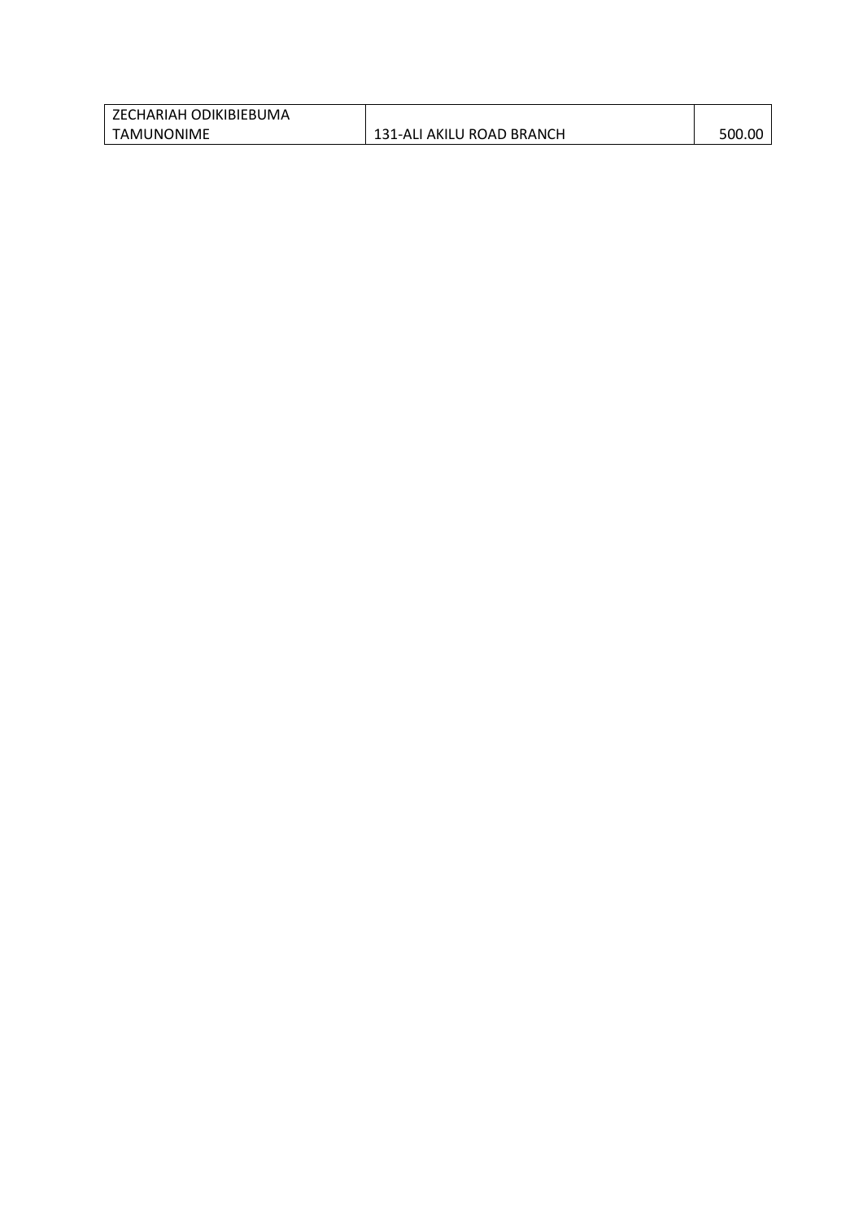| | | |
|---|---|---|
| ZECHARIAH ODIKIBIEBUMA TAMUNONIME | 131-ALI AKILU ROAD BRANCH | 500.00 |